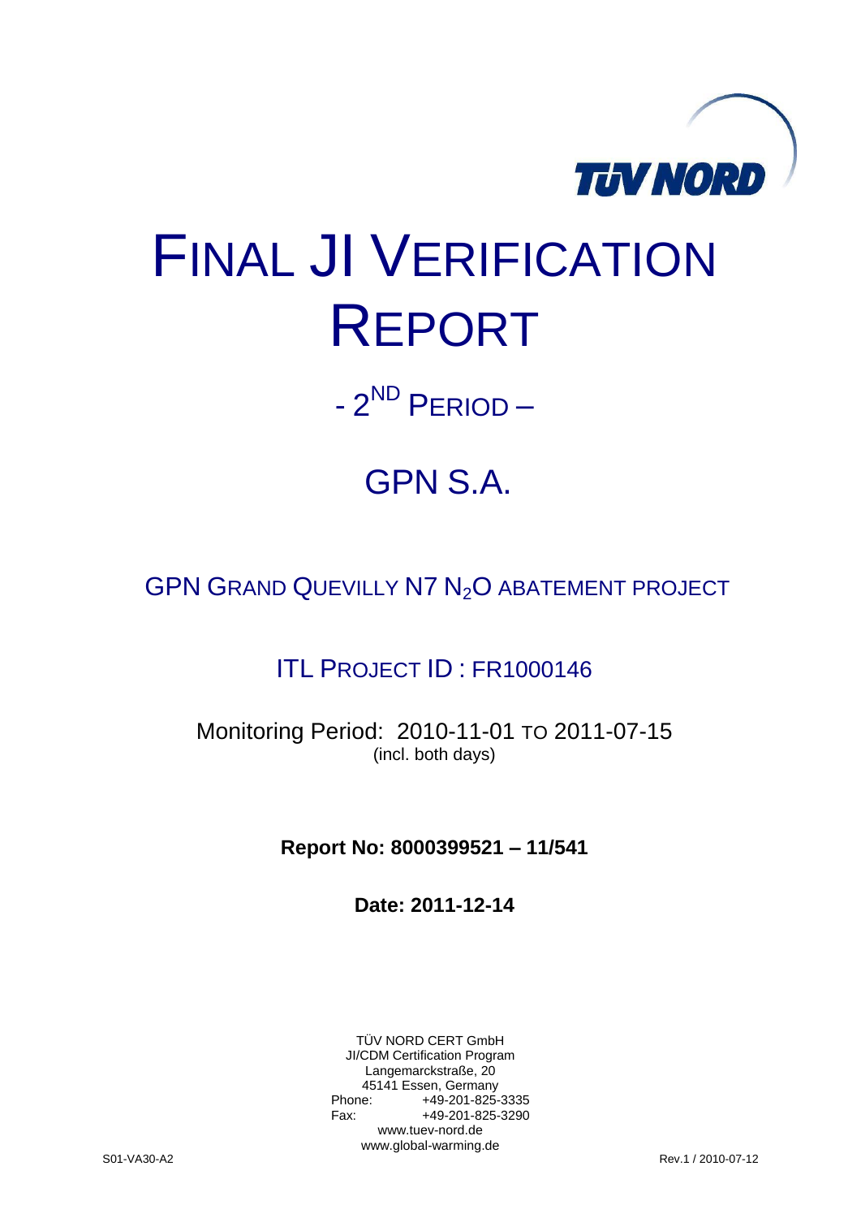# FINAL JI VERIFICATION REPORT

## - 2ND PERIOD –

## GPN S.A.

### GPN GRAND QUEVILLY N7 $N_2O$ ABATEMENT PROJECT

### ITL PROJECT ID : FR1000146

Monitoring Period: 2010-11-01 TO 2011-07-15
(incl. both days)

**Report No: 8000399521 – 11/541**

**Date: 2011-12-14**

TÜV NORD CERT GmbH
JI/CDM Certification Program
Langemarckstraße, 20
45141 Essen, Germany
Phone: +49-201-825-3335
Fax: +49-201-825-3290
www.tuev-nord.de
www.global-warming.de

S01-VA30-A2 Rev.1 / 2010-07-12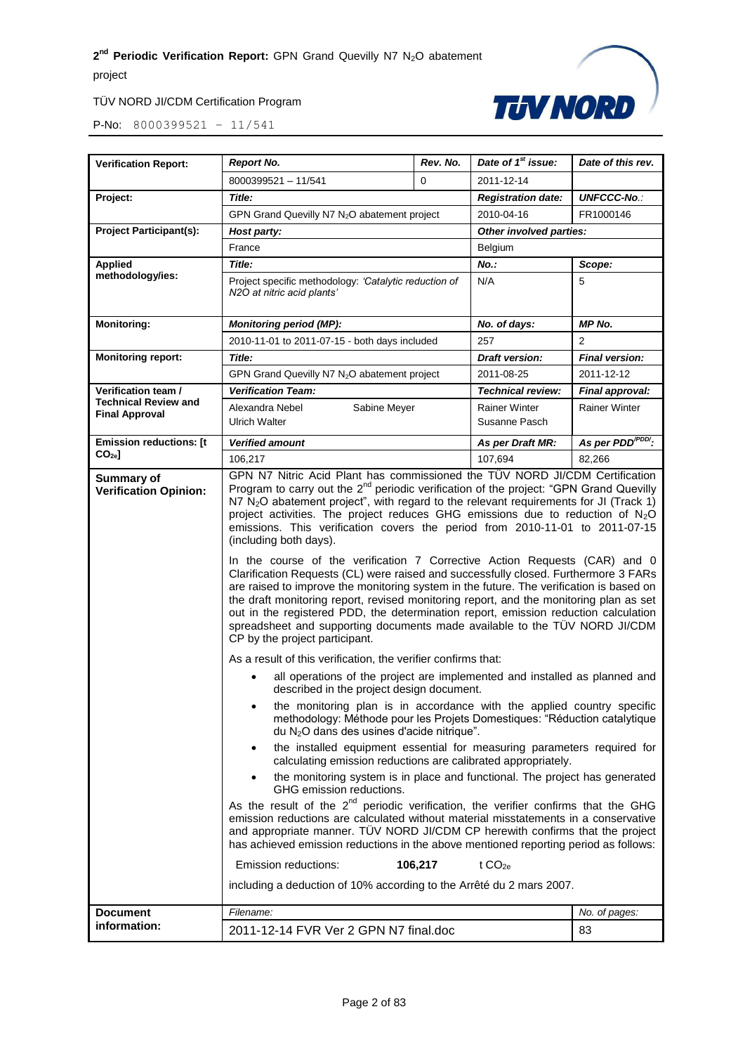| **Verification Report:** | *Report No.* | *Rev. No.* | *Date of 1st issue:* | *Date of this rev.* |
|---|---|---|---|---|
| | 8000399521 – 11/541 | 0 | 2011-12-14 | |
| **Project:** | *Title:* | | *Registration date:* | *UNFCCC-No.:* |
| | GPN Grand Quevilly N7 $N_2O$ abatement project | | 2010-04-16 | FR1000146 |
| **Project Participant(s):** | *Host party:* | | *Other involved parties:* | |
| | France | | Belgium | |
| **Applied methodology/ies:** | *Title:* | | *No.:* | *Scope:* |
| | Project specific methodology: *'Catalytic reduction of N2O at nitric acid plants'* | | N/A | 5 |
| **Monitoring:** | *Monitoring period (MP):* | | *No. of days:* | *MP No.* |
| | 2010-11-01 to 2011-07-15 - both days included | | 257 | 2 |
| **Monitoring report:** | *Title:* | | *Draft version:* | *Final version:* |
| | GPN Grand Quevilly N7 $N_2O$ abatement project | | 2011-08-25 | 2011-12-12 |
| **Verification team / Technical Review and Final Approval** | *Verification Team:* | | *Technical review:* | *Final approval:* |
| | Alexandra Nebel Sabine Meyer Ulrich Walter | | Rainer Winter Susanne Pasch | Rainer Winter |
| **Emission reductions: [t $CO_{2e}$]** | *Verified amount* | | *As per Draft MR:* | *As per PDD/PDD/:* |
| | 106,217 | | 107,694 | 82,266 |

**Summary of Verification Opinion:**

GPN N7 Nitric Acid Plant has commissioned the TÜV NORD JI/CDM Certification Program to carry out the 2nd periodic verification of the project: "GPN Grand Quevilly N7 $N_2O$ abatement project", with regard to the relevant requirements for JI (Track 1) project activities. The project reduces GHG emissions due to reduction of $N_2O$ emissions. This verification covers the period from 2010-11-01 to 2011-07-15 (including both days).

In the course of the verification 7 Corrective Action Requests (CAR) and 0 Clarification Requests (CL) were raised and successfully closed. Furthermore 3 FARs are raised to improve the monitoring system in the future. The verification is based on the draft monitoring report, revised monitoring report, and the monitoring plan as set out in the registered PDD, the determination report, emission reduction calculation spreadsheet and supporting documents made available to the TÜV NORD JI/CDM CP by the project participant.

As a result of this verification, the verifier confirms that:

- all operations of the project are implemented and installed as planned and described in the project design document.
- the monitoring plan is in accordance with the applied country specific methodology: Méthode pour les Projets Domestiques: "Réduction catalytique du $N_2O$ dans des usines d'acide nitrique".
- the installed equipment essential for measuring parameters required for calculating emission reductions are calibrated appropriately.
- the monitoring system is in place and functional. The project has generated GHG emission reductions.

As the result of the 2nd periodic verification, the verifier confirms that the GHG emission reductions are calculated without material misstatements in a conservative and appropriate manner. TÜV NORD JI/CDM CP herewith confirms that the project has achieved emission reductions in the above mentioned reporting period as follows:

Emission reductions: **106,217** t $CO_{2e}$

including a deduction of 10% according to the Arrêté du 2 mars 2007.

| **Document information:** | *Filename:* | *No. of pages:* |
|---|---|---|
| | 2011-12-14 FVR Ver 2 GPN N7 final.doc | 83 |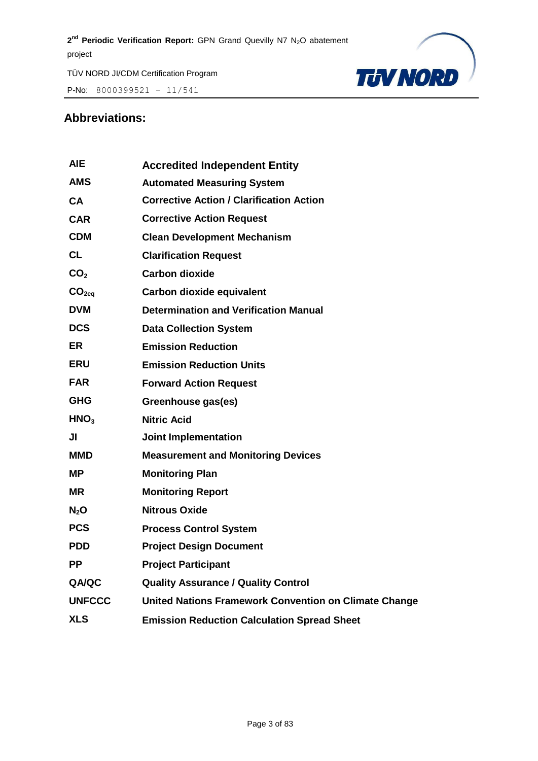## Abbreviations:

| | |
|---|---|
| **AIE** | **Accredited Independent Entity** |
| **AMS** | **Automated Measuring System** |
| **CA** | **Corrective Action / Clarification Action** |
| **CAR** | **Corrective Action Request** |
| **CDM** | **Clean Development Mechanism** |
| **CL** | **Clarification Request** |
| **$CO_2$** | **Carbon dioxide** |
| **$CO_{2eq}$** | **Carbon dioxide equivalent** |
| **DVM** | **Determination and Verification Manual** |
| **DCS** | **Data Collection System** |
| **ER** | **Emission Reduction** |
| **ERU** | **Emission Reduction Units** |
| **FAR** | **Forward Action Request** |
| **GHG** | **Greenhouse gas(es)** |
| **$HNO_3$** | **Nitric Acid** |
| **JI** | **Joint Implementation** |
| **MMD** | **Measurement and Monitoring Devices** |
| **MP** | **Monitoring Plan** |
| **MR** | **Monitoring Report** |
| **$N_2O$** | **Nitrous Oxide** |
| **PCS** | **Process Control System** |
| **PDD** | **Project Design Document** |
| **PP** | **Project Participant** |
| **QA/QC** | **Quality Assurance / Quality Control** |
| **UNFCCC** | **United Nations Framework Convention on Climate Change** |
| **XLS** | **Emission Reduction Calculation Spread Sheet** |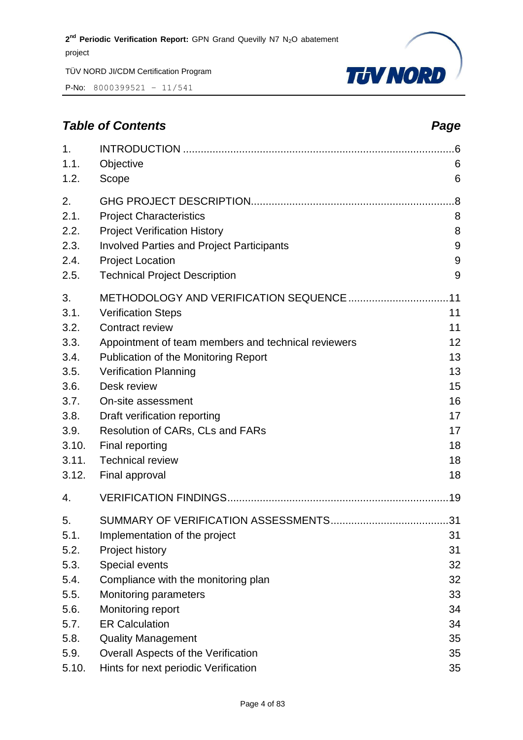## *Table of Contents* — *Page*

| | | |
|---|---|---|
| 1. | INTRODUCTION | 6 |
| 1.1. | Objective | 6 |
| 1.2. | Scope | 6 |
| 2. | GHG PROJECT DESCRIPTION | 8 |
| 2.1. | Project Characteristics | 8 |
| 2.2. | Project Verification History | 8 |
| 2.3. | Involved Parties and Project Participants | 9 |
| 2.4. | Project Location | 9 |
| 2.5. | Technical Project Description | 9 |
| 3. | METHODOLOGY AND VERIFICATION SEQUENCE | 11 |
| 3.1. | Verification Steps | 11 |
| 3.2. | Contract review | 11 |
| 3.3. | Appointment of team members and technical reviewers | 12 |
| 3.4. | Publication of the Monitoring Report | 13 |
| 3.5. | Verification Planning | 13 |
| 3.6. | Desk review | 15 |
| 3.7. | On-site assessment | 16 |
| 3.8. | Draft verification reporting | 17 |
| 3.9. | Resolution of CARs, CLs and FARs | 17 |
| 3.10. | Final reporting | 18 |
| 3.11. | Technical review | 18 |
| 3.12. | Final approval | 18 |
| 4. | VERIFICATION FINDINGS | 19 |
| 5. | SUMMARY OF VERIFICATION ASSESSMENTS | 31 |
| 5.1. | Implementation of the project | 31 |
| 5.2. | Project history | 31 |
| 5.3. | Special events | 32 |
| 5.4. | Compliance with the monitoring plan | 32 |
| 5.5. | Monitoring parameters | 33 |
| 5.6. | Monitoring report | 34 |
| 5.7. | ER Calculation | 34 |
| 5.8. | Quality Management | 35 |
| 5.9. | Overall Aspects of the Verification | 35 |
| 5.10. | Hints for next periodic Verification | 35 |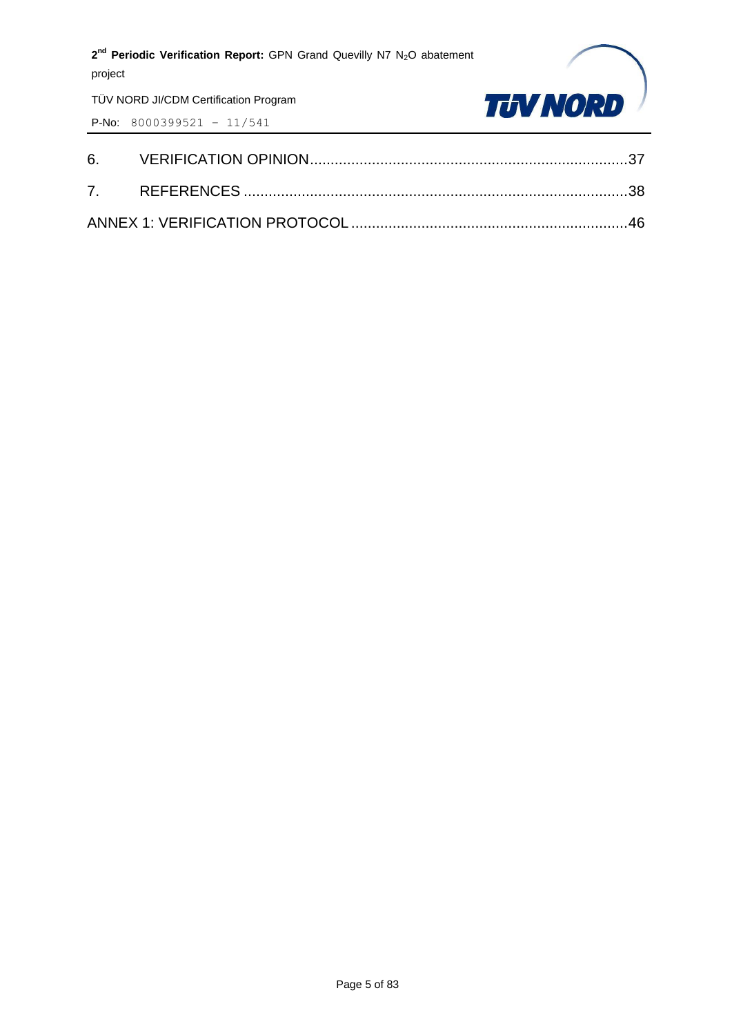6. VERIFICATION OPINION.............................................................................37

7. REFERENCES .............................................................................................38

ANNEX 1: VERIFICATION PROTOCOL ...................................................................46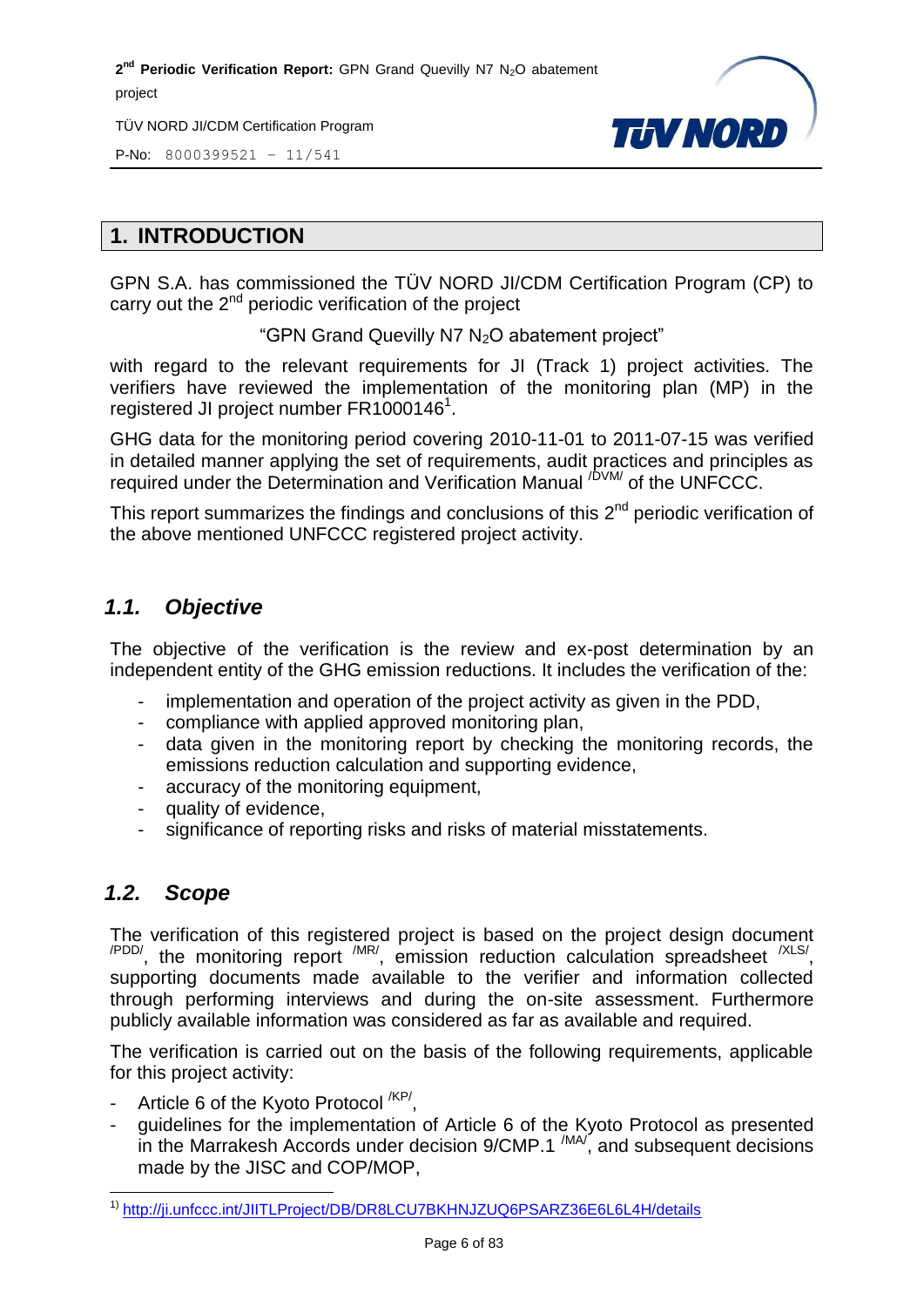# 1. INTRODUCTION

GPN S.A. has commissioned the TÜV NORD JI/CDM Certification Program (CP) to carry out the 2nd periodic verification of the project

"GPN Grand Quevilly N7 $N_2O$ abatement project"

with regard to the relevant requirements for JI (Track 1) project activities. The verifiers have reviewed the implementation of the monitoring plan (MP) in the registered JI project number FR1000146[1].

GHG data for the monitoring period covering 2010-11-01 to 2011-07-15 was verified in detailed manner applying the set of requirements, audit practices and principles as required under the Determination and Verification Manual /DVM/ of the UNFCCC.

This report summarizes the findings and conclusions of this 2nd periodic verification of the above mentioned UNFCCC registered project activity.

## *1.1. Objective*

The objective of the verification is the review and ex-post determination by an independent entity of the GHG emission reductions. It includes the verification of the:

- implementation and operation of the project activity as given in the PDD,
- compliance with applied approved monitoring plan,
- data given in the monitoring report by checking the monitoring records, the emissions reduction calculation and supporting evidence,
- accuracy of the monitoring equipment,
- quality of evidence,
- significance of reporting risks and risks of material misstatements.

## *1.2. Scope*

The verification of this registered project is based on the project design document /PDD/, the monitoring report /MR/, emission reduction calculation spreadsheet /XLS/, supporting documents made available to the verifier and information collected through performing interviews and during the on-site assessment. Furthermore publicly available information was considered as far as available and required.

The verification is carried out on the basis of the following requirements, applicable for this project activity:

- Article 6 of the Kyoto Protocol /KP/,
- guidelines for the implementation of Article 6 of the Kyoto Protocol as presented in the Marrakesh Accords under decision 9/CMP.1 /MA/, and subsequent decisions made by the JISC and COP/MOP,

---

1) http://ji.unfccc.int/JIITLProject/DB/DR8LCU7BKHNJZUQ6PSARZ36E6L6L4H/details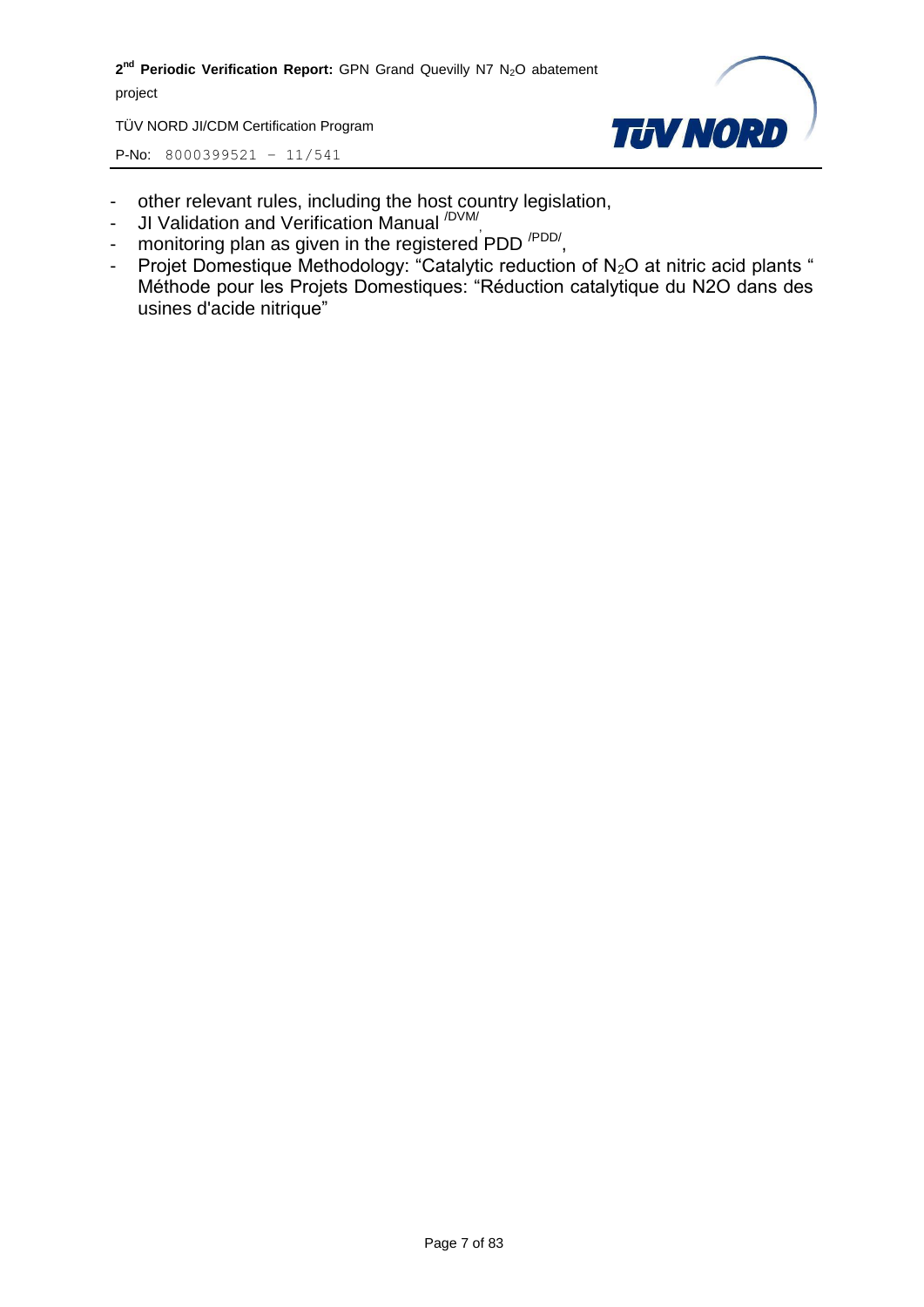- other relevant rules, including the host country legislation,
- JI Validation and Verification Manual /DVM/,
- monitoring plan as given in the registered PDD /PDD/,
- Projet Domestique Methodology: "Catalytic reduction of $N_2O$ at nitric acid plants " Méthode pour les Projets Domestiques: "Réduction catalytique du N2O dans des usines d'acide nitrique"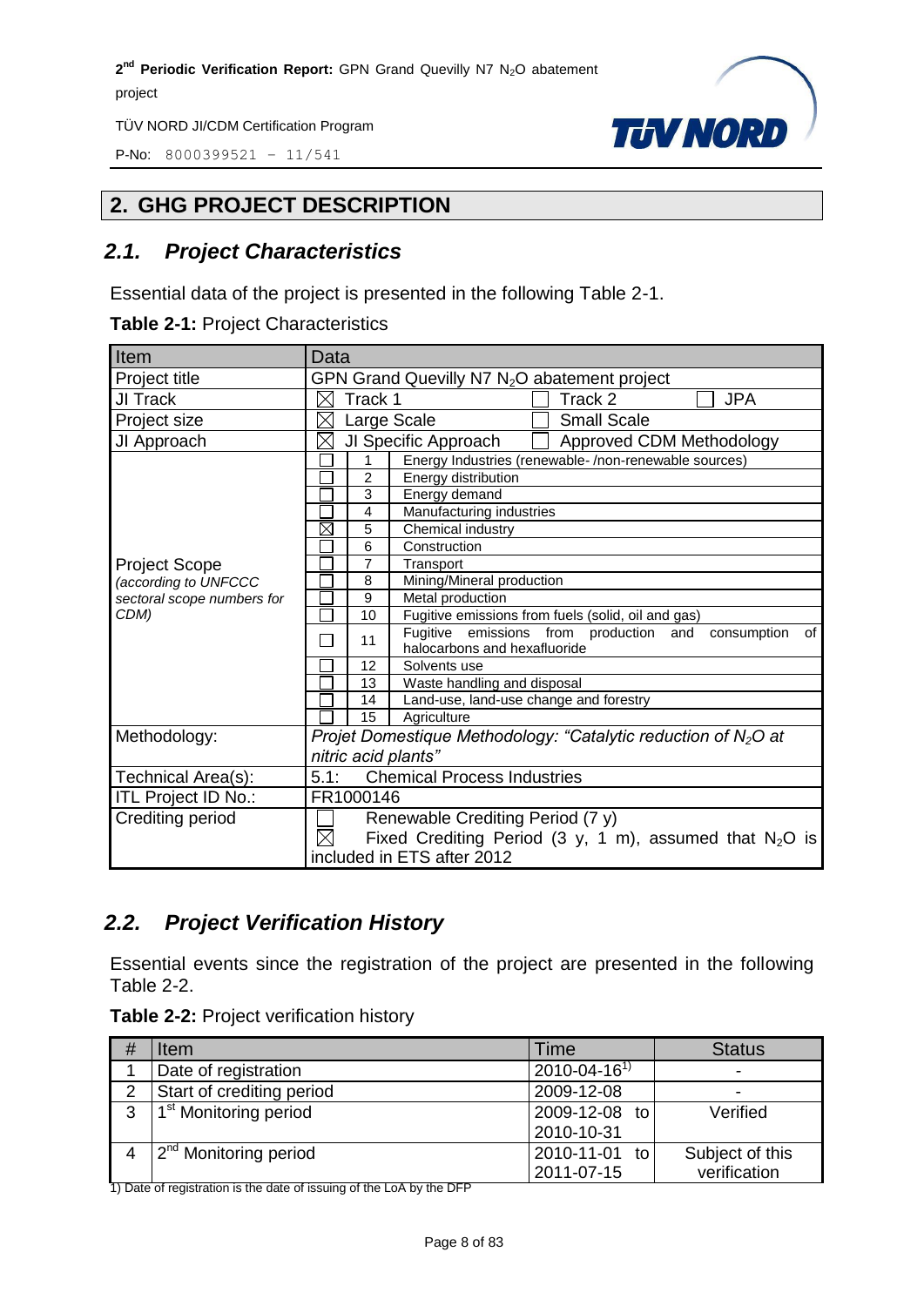## 2. GHG PROJECT DESCRIPTION

### 2.1. Project Characteristics

Essential data of the project is presented in the following Table 2-1.

**Table 2-1:** Project Characteristics

| Item | Data | | |
|---|---|---|---|
| Project title | GPN Grand Quevilly N7 $N_2O$ abatement project | | |
| JI Track | ☒ Track 1 | ☐ Track 2 | ☐ JPA |
| Project size | ☒ Large Scale | ☐ Small Scale | |
| JI Approach | ☒ JI Specific Approach | ☐ Approved CDM Methodology | |
| Project Scope *(according to UNFCCC sectoral scope numbers for CDM)* | ☐ | 1 | Energy Industries (renewable- /non-renewable sources) |
| | ☐ | 2 | Energy distribution |
| | ☐ | 3 | Energy demand |
| | ☐ | 4 | Manufacturing industries |
| | ☒ | 5 | Chemical industry |
| | ☐ | 6 | Construction |
| | ☐ | 7 | Transport |
| | ☐ | 8 | Mining/Mineral production |
| | ☐ | 9 | Metal production |
| | ☐ | 10 | Fugitive emissions from fuels (solid, oil and gas) |
| | ☐ | 11 | Fugitive emissions from production and consumption of halocarbons and hexafluoride |
| | ☐ | 12 | Solvents use |
| | ☐ | 13 | Waste handling and disposal |
| | ☐ | 14 | Land-use, land-use change and forestry |
| | ☐ | 15 | Agriculture |
| Methodology: | *Projet Domestique Methodology: "Catalytic reduction of $N_2O$ at nitric acid plants"* | | |
| Technical Area(s): | 5.1: Chemical Process Industries | | |
| ITL Project ID No.: | FR1000146 | | |
| Crediting period | ☐ Renewable Crediting Period (7 y)<br>☒ Fixed Crediting Period (3 y, 1 m), assumed that $N_2O$ is included in ETS after 2012 | | |

### 2.2. Project Verification History

Essential events since the registration of the project are presented in the following Table 2-2.

**Table 2-2:** Project verification history

| # | Item | Time | Status |
|---|---|---|---|
| 1 | Date of registration | 2010-04-16[1)] | - |
| 2 | Start of crediting period | 2009-12-08 | - |
| 3 | 1st Monitoring period | 2009-12-08 to 2010-10-31 | Verified |
| 4 | 2nd Monitoring period | 2010-11-01 to 2011-07-15 | Subject of this verification |

1) Date of registration is the date of issuing of the LoA by the DFP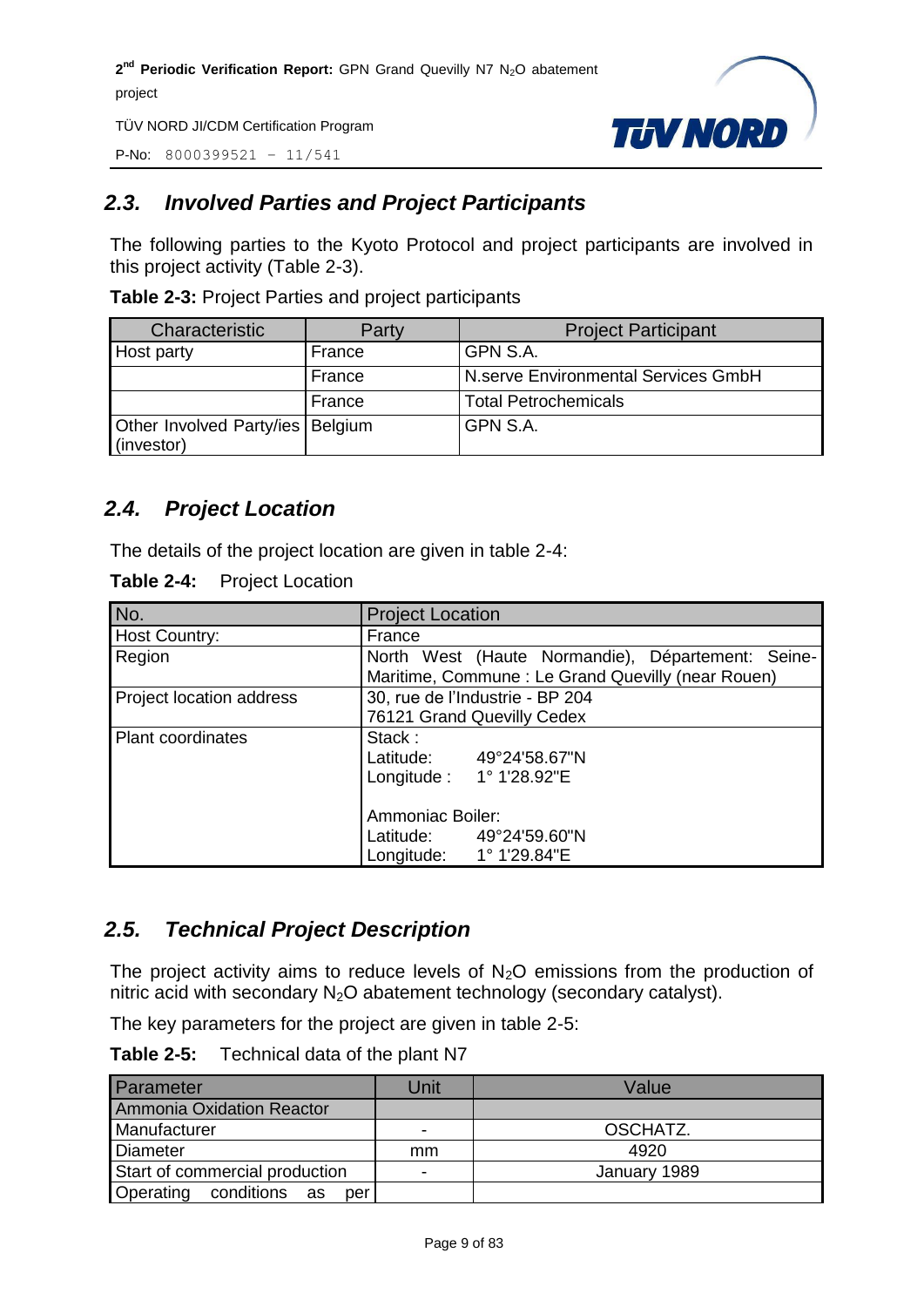## 2.3. Involved Parties and Project Participants

The following parties to the Kyoto Protocol and project participants are involved in this project activity (Table 2-3).

**Table 2-3:** Project Parties and project participants

| Characteristic | Party | Project Participant |
|---|---|---|
| Host party | France | GPN S.A. |
| | France | N.serve Environmental Services GmbH |
| | France | Total Petrochemicals |
| Other Involved Party/ies (investor) | Belgium | GPN S.A. |

## 2.4. Project Location

The details of the project location are given in table 2-4:

**Table 2-4:** Project Location

| No. | Project Location |
|---|---|
| Host Country: | France |
| Region | North West (Haute Normandie), Département: Seine-Maritime, Commune : Le Grand Quevilly (near Rouen) |
| Project location address | 30, rue de l'Industrie - BP 204<br>76121 Grand Quevilly Cedex |
| Plant coordinates | Stack :<br>Latitude: 49°24'58.67"N<br>Longitude : 1° 1'28.92"E<br><br>Ammoniac Boiler:<br>Latitude: 49°24'59.60"N<br>Longitude: 1° 1'29.84"E |

## 2.5. Technical Project Description

The project activity aims to reduce levels of $N_2O$ emissions from the production of nitric acid with secondary $N_2O$ abatement technology (secondary catalyst).

The key parameters for the project are given in table 2-5:

**Table 2-5:** Technical data of the plant N7

| Parameter | Unit | Value |
|---|---|---|
| Ammonia Oxidation Reactor | | |
| Manufacturer | - | OSCHATZ. |
| Diameter | mm | 4920 |
| Start of commercial production | - | January 1989 |
| Operating conditions as per | | |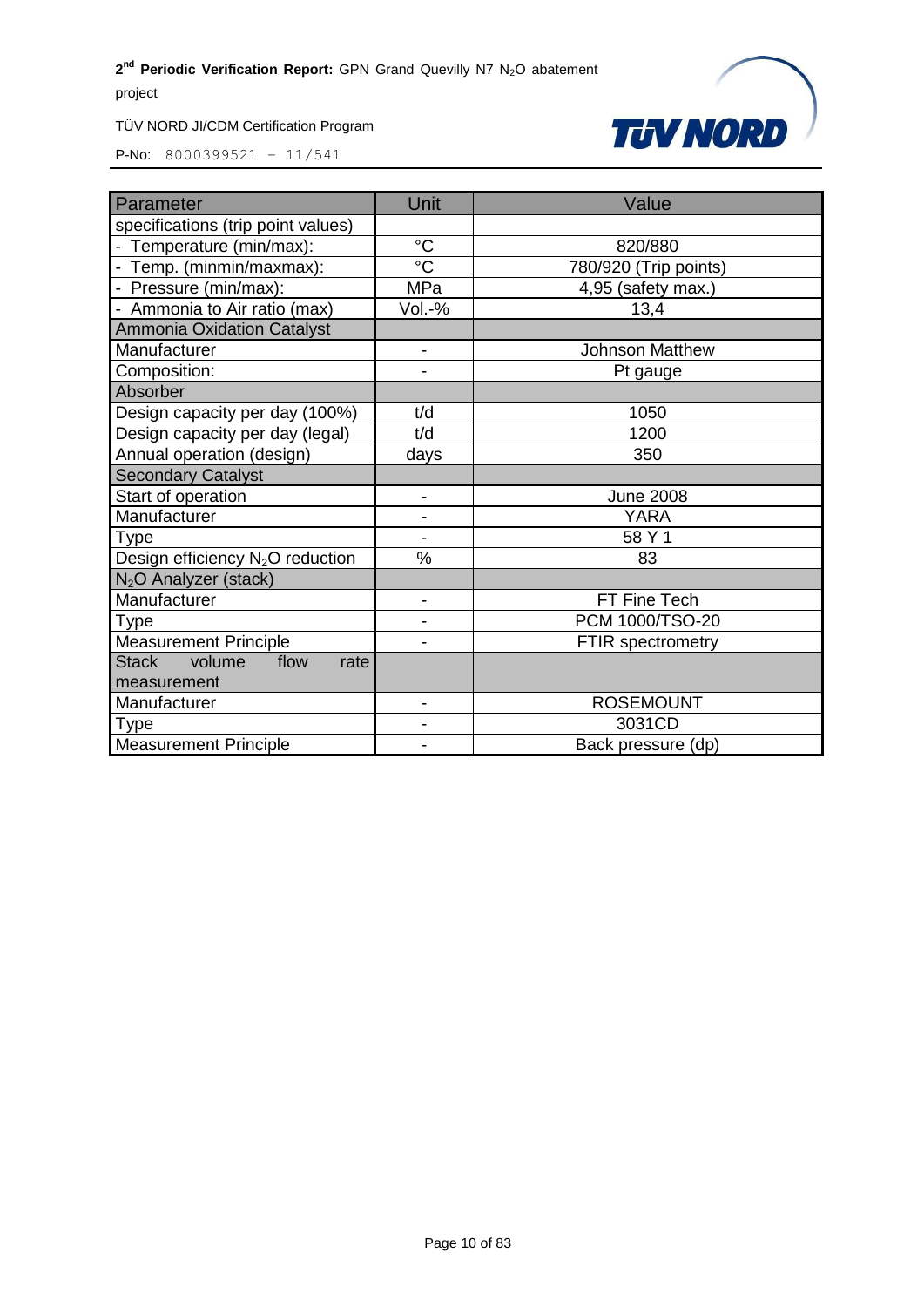| Parameter | Unit | Value |
| --- | --- | --- |
| specifications (trip point values) | | |
| - Temperature (min/max): | °C | 820/880 |
| - Temp. (minmin/maxmax): | °C | 780/920 (Trip points) |
| - Pressure (min/max): | MPa | 4,95 (safety max.) |
| - Ammonia to Air ratio (max) | Vol.-% | 13,4 |
| Ammonia Oxidation Catalyst | | |
| Manufacturer | - | Johnson Matthew |
| Composition: | - | Pt gauge |
| Absorber | | |
| Design capacity per day (100%) | t/d | 1050 |
| Design capacity per day (legal) | t/d | 1200 |
| Annual operation (design) | days | 350 |
| Secondary Catalyst | | |
| Start of operation | - | June 2008 |
| Manufacturer | - | YARA |
| Type | - | 58 Y 1 |
| Design efficiency $N_2O$ reduction | % | 83 |
| $N_2O$ Analyzer (stack) | | |
| Manufacturer | - | FT Fine Tech |
| Type | - | PCM 1000/TSO-20 |
| Measurement Principle | - | FTIR spectrometry |
| Stack volume flow rate measurement | | |
| Manufacturer | - | ROSEMOUNT |
| Type | - | 3031CD |
| Measurement Principle | - | Back pressure (dp) |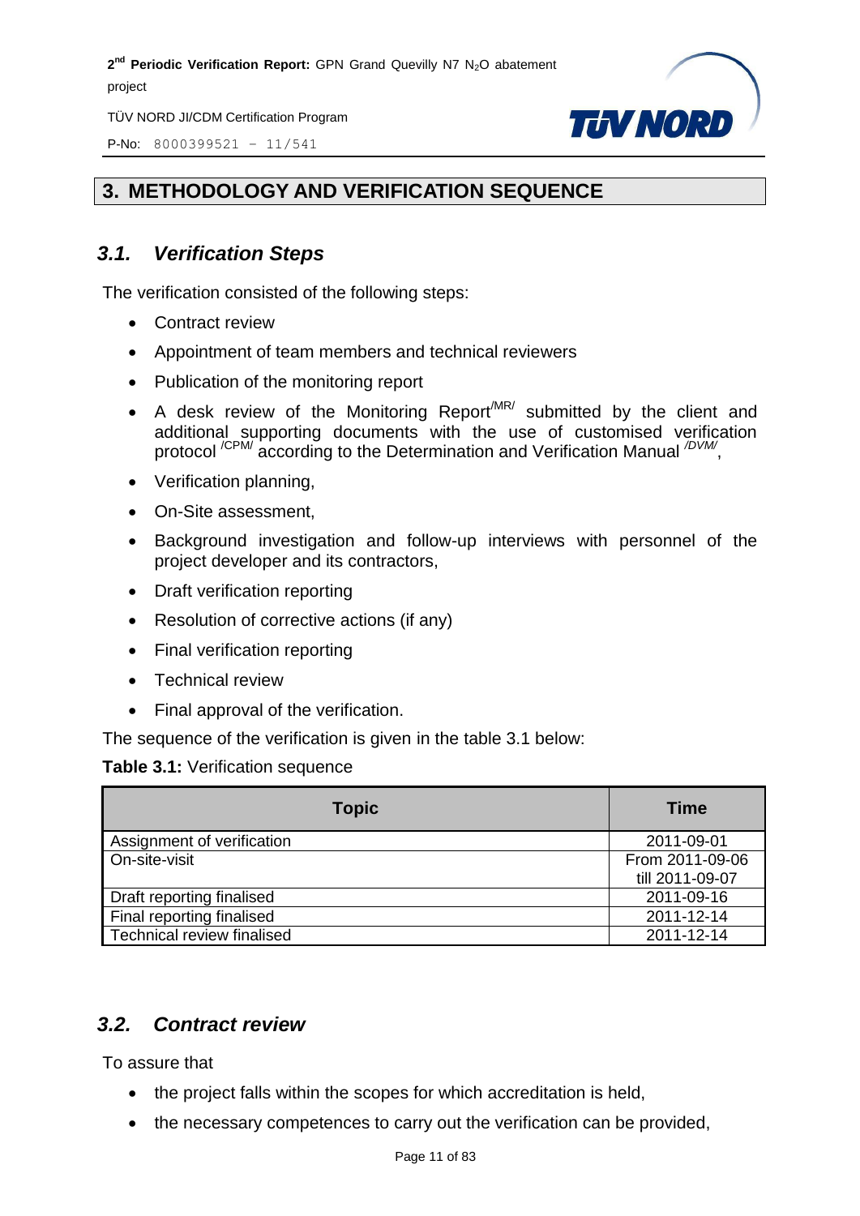# 3. METHODOLOGY AND VERIFICATION SEQUENCE

## 3.1. Verification Steps

The verification consisted of the following steps:

- Contract review
- Appointment of team members and technical reviewers
- Publication of the monitoring report
- A desk review of the Monitoring Report /MR/ submitted by the client and additional supporting documents with the use of customised verification protocol /CPM/ according to the Determination and Verification Manual /DVM/,
- Verification planning,
- On-Site assessment,
- Background investigation and follow-up interviews with personnel of the project developer and its contractors,
- Draft verification reporting
- Resolution of corrective actions (if any)
- Final verification reporting
- Technical review
- Final approval of the verification.

The sequence of the verification is given in the table 3.1 below:

**Table 3.1:** Verification sequence

| Topic | Time |
|---|---|
| Assignment of verification | 2011-09-01 |
| On-site-visit | From 2011-09-06 till 2011-09-07 |
| Draft reporting finalised | 2011-09-16 |
| Final reporting finalised | 2011-12-14 |
| Technical review finalised | 2011-12-14 |

## 3.2. Contract review

To assure that

- the project falls within the scopes for which accreditation is held,
- the necessary competences to carry out the verification can be provided,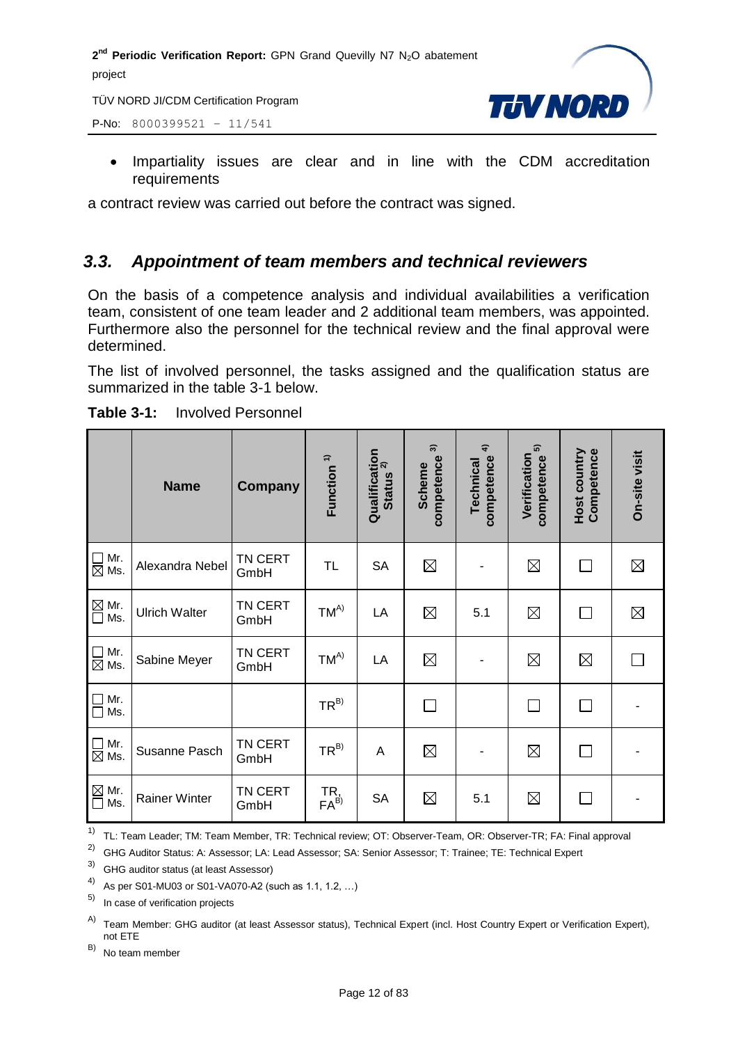- Impartiality issues are clear and in line with the CDM accreditation requirements

a contract review was carried out before the contract was signed.

## 3.3. Appointment of team members and technical reviewers

On the basis of a competence analysis and individual availabilities a verification team, consistent of one team leader and 2 additional team members, was appointed. Furthermore also the personnel for the technical review and the final approval were determined.

The list of involved personnel, the tasks assigned and the qualification status are summarized in the table 3-1 below.

**Table 3-1:** Involved Personnel

| | Name | Company | Function [1] | Qualification Status [2] | Scheme competence [3] | Technical competence [4] | Verification competence [5] | Host country Competence | On-site visit |
|---|---|---|---|---|---|---|---|---|---|
| ☐ Mr. ☒ Ms. | Alexandra Nebel | TN CERT GmbH | TL | SA | ☒ | - | ☒ | ☐ | ☒ |
| ☒ Mr. ☐ Ms. | Ulrich Walter | TN CERT GmbH | TM[A] | LA | ☒ | 5.1 | ☒ | ☐ | ☒ |
| ☐ Mr. ☒ Ms. | Sabine Meyer | TN CERT GmbH | TM[A] | LA | ☒ | - | ☒ | ☒ | ☐ |
| ☐ Mr. ☐ Ms. | | | TR[B] | | ☐ | | ☐ | ☐ | - |
| ☐ Mr. ☒ Ms. | Susanne Pasch | TN CERT GmbH | TR[B] | A | ☒ | - | ☒ | ☐ | - |
| ☒ Mr. ☐ Ms. | Rainer Winter | TN CERT GmbH | TR, FA[B] | SA | ☒ | 5.1 | ☒ | ☐ | - |

[1] TL: Team Leader; TM: Team Member, TR: Technical review; OT: Observer-Team, OR: Observer-TR; FA: Final approval

[2] GHG Auditor Status: A: Assessor; LA: Lead Assessor; SA: Senior Assessor; T: Trainee; TE: Technical Expert

[3] GHG auditor status (at least Assessor)

[4] As per S01-MU03 or S01-VA070-A2 (such as 1.1, 1.2, …)

[5] In case of verification projects

[A] Team Member: GHG auditor (at least Assessor status), Technical Expert (incl. Host Country Expert or Verification Expert), not ETE

[B] No team member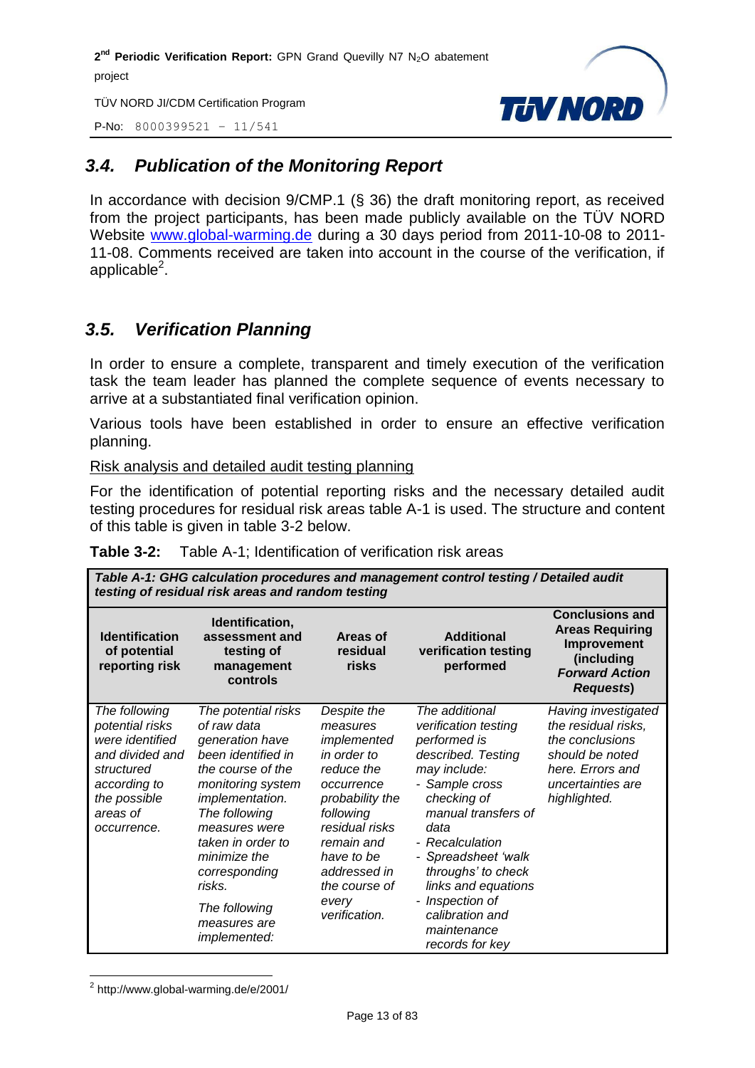## 3.4. Publication of the Monitoring Report

In accordance with decision 9/CMP.1 (§ 36) the draft monitoring report, as received from the project participants, has been made publicly available on the TÜV NORD Website www.global-warming.de during a 30 days period from 2011-10-08 to 2011-11-08. Comments received are taken into account in the course of the verification, if applicable[2].

## 3.5. Verification Planning

In order to ensure a complete, transparent and timely execution of the verification task the team leader has planned the complete sequence of events necessary to arrive at a substantiated final verification opinion.

Various tools have been established in order to ensure an effective verification planning.

Risk analysis and detailed audit testing planning

For the identification of potential reporting risks and the necessary detailed audit testing procedures for residual risk areas table A-1 is used. The structure and content of this table is given in table 3-2 below.

**Table 3-2:** Table A-1; Identification of verification risk areas

| ***Table A-1: GHG calculation procedures and management control testing / Detailed audit testing of residual risk areas and random testing*** | | | | |
|---|---|---|---|---|
| **Identification of potential reporting risk** | **Identification, assessment and testing of management controls** | **Areas of residual risks** | **Additional verification testing performed** | **Conclusions and Areas Requiring Improvement (including *Forward Action Requests*)** |
| *The following potential risks were identified and divided and structured according to the possible areas of occurrence.* | *The potential risks of raw data generation have been identified in the course of the monitoring system implementation. The following measures were taken in order to minimize the corresponding risks.*<br><br>*The following measures are implemented:* | *Despite the measures implemented in order to reduce the occurrence probability the following residual risks remain and have to be addressed in the course of every verification.* | *The additional verification testing performed is described. Testing may include:*<br>*- Sample cross checking of manual transfers of data*<br>*- Recalculation*<br>*- Spreadsheet 'walk throughs' to check links and equations*<br>*- Inspection of calibration and maintenance records for key* | *Having investigated the residual risks, the conclusions should be noted here. Errors and uncertainties are highlighted.* |

[2] http://www.global-warming.de/e/2001/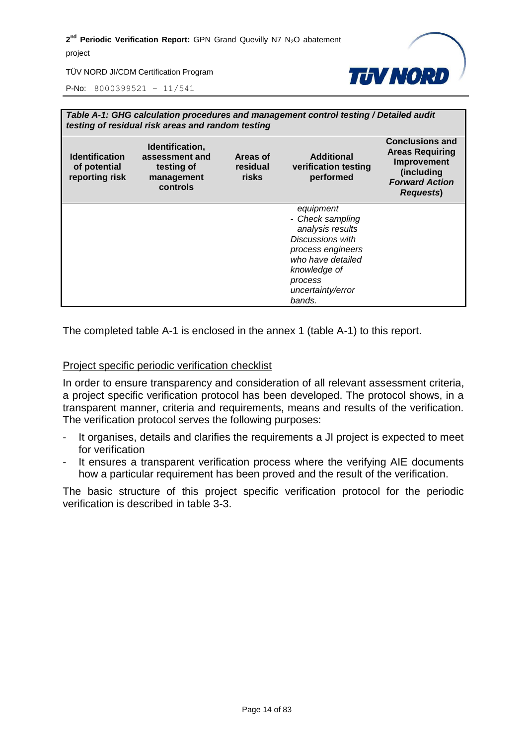| *Table A-1: GHG calculation procedures and management control testing / Detailed audit testing of residual risk areas and random testing* | | | | |
|---|---|---|---|---|
| **Identification of potential reporting risk** | **Identification, assessment and testing of management controls** | **Areas of residual risks** | **Additional verification testing performed** | **Conclusions and Areas Requiring Improvement (including *Forward Action Requests*)** |
| | | | *equipment*<br>*- Check sampling analysis results*<br>*Discussions with process engineers who have detailed knowledge of process uncertainty/error bands.* | |

The completed table A-1 is enclosed in the annex 1 (table A-1) to this report.

Project specific periodic verification checklist

In order to ensure transparency and consideration of all relevant assessment criteria, a project specific verification protocol has been developed. The protocol shows, in a transparent manner, criteria and requirements, means and results of the verification. The verification protocol serves the following purposes:

- It organises, details and clarifies the requirements a JI project is expected to meet for verification
- It ensures a transparent verification process where the verifying AIE documents how a particular requirement has been proved and the result of the verification.

The basic structure of this project specific verification protocol for the periodic verification is described in table 3-3.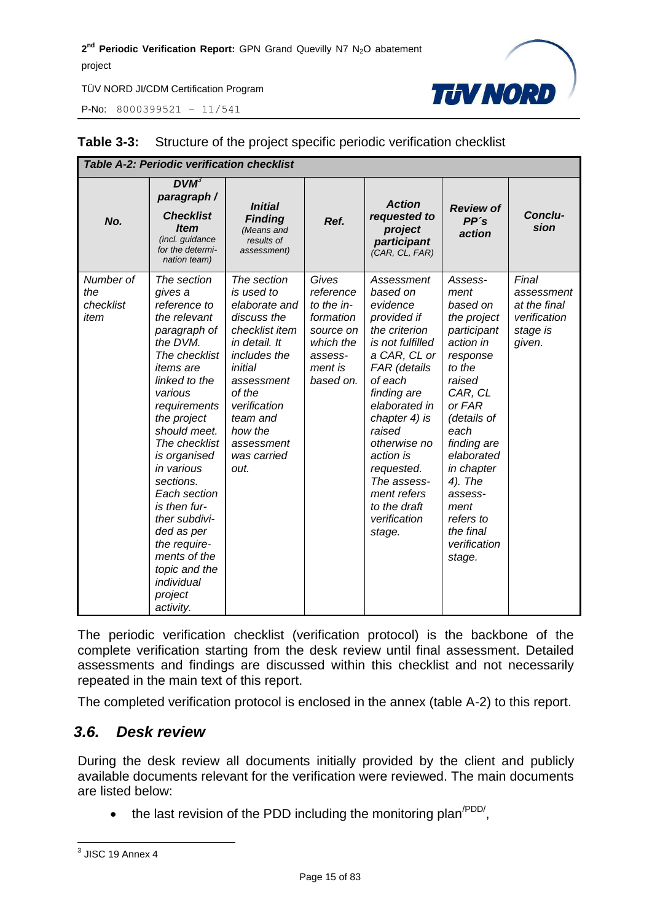**Table 3-3:** Structure of the project specific periodic verification checklist

| *Table A-2: Periodic verification checklist* | | | | | | |
|---|---|---|---|---|---|---|
| ***No.*** | ***DVM[3] paragraph / Checklist Item*** *(incl. guidance for the determination team)* | ***Initial Finding*** *(Means and results of assessment)* | ***Ref.*** | ***Action requested to project participant*** *(CAR, CL, FAR)* | ***Review of PP´s action*** | ***Conclusion*** |
| *Number of the checklist item* | *The section gives a reference to the relevant paragraph of the DVM. The checklist items are linked to the various requirements the project should meet. The checklist is organised in various sections. Each section is then further subdivided as per the requirements of the topic and the individual project activity.* | *The section is used to elaborate and discuss the checklist item in detail. It includes the initial assessment of the verification team and how the assessment was carried out.* | *Gives reference to the information source on which the assessment is based on.* | *Assessment based on evidence provided if the criterion is not fulfilled a CAR, CL or FAR (details of each finding are elaborated in chapter 4) is raised otherwise no action is requested. The assessment refers to the draft verification stage.* | *Assessment based on the project participant action in response to the raised CAR, CL or FAR (details of each finding are elaborated in chapter 4). The assessment refers to the final verification stage.* | *Final assessment at the final verification stage is given.* |

The periodic verification checklist (verification protocol) is the backbone of the complete verification starting from the desk review until final assessment. Detailed assessments and findings are discussed within this checklist and not necessarily repeated in the main text of this report.

The completed verification protocol is enclosed in the annex (table A-2) to this report.

## *3.6. Desk review*

During the desk review all documents initially provided by the client and publicly available documents relevant for the verification were reviewed. The main documents are listed below:

- the last revision of the PDD including the monitoring plan[/PDD/],

---

[3] JISC 19 Annex 4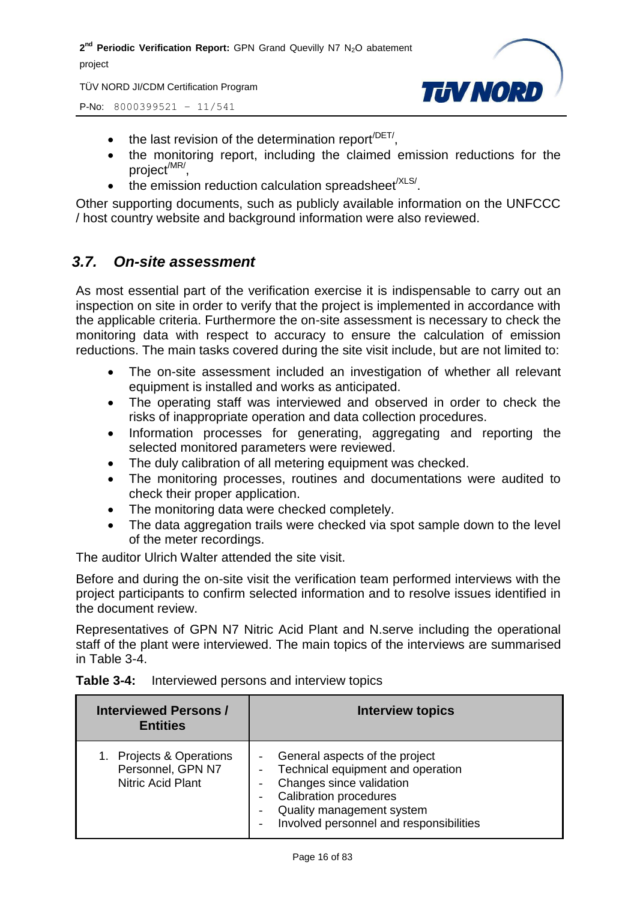- the last revision of the determination report[/DET/],
- the monitoring report, including the claimed emission reductions for the project[/MR/],
- the emission reduction calculation spreadsheet[/XLS/].

Other supporting documents, such as publicly available information on the UNFCCC / host country website and background information were also reviewed.

## *3.7. On-site assessment*

As most essential part of the verification exercise it is indispensable to carry out an inspection on site in order to verify that the project is implemented in accordance with the applicable criteria. Furthermore the on-site assessment is necessary to check the monitoring data with respect to accuracy to ensure the calculation of emission reductions. The main tasks covered during the site visit include, but are not limited to:

- The on-site assessment included an investigation of whether all relevant equipment is installed and works as anticipated.
- The operating staff was interviewed and observed in order to check the risks of inappropriate operation and data collection procedures.
- Information processes for generating, aggregating and reporting the selected monitored parameters were reviewed.
- The duly calibration of all metering equipment was checked.
- The monitoring processes, routines and documentations were audited to check their proper application.
- The monitoring data were checked completely.
- The data aggregation trails were checked via spot sample down to the level of the meter recordings.

The auditor Ulrich Walter attended the site visit.

Before and during the on-site visit the verification team performed interviews with the project participants to confirm selected information and to resolve issues identified in the document review.

Representatives of GPN N7 Nitric Acid Plant and N.serve including the operational staff of the plant were interviewed. The main topics of the interviews are summarised in Table 3-4.

**Table 3-4:** Interviewed persons and interview topics

| Interviewed Persons / Entities | Interview topics |
|---|---|
| 1. Projects & Operations Personnel, GPN N7 Nitric Acid Plant | - General aspects of the project<br>- Technical equipment and operation<br>- Changes since validation<br>- Calibration procedures<br>- Quality management system<br>- Involved personnel and responsibilities |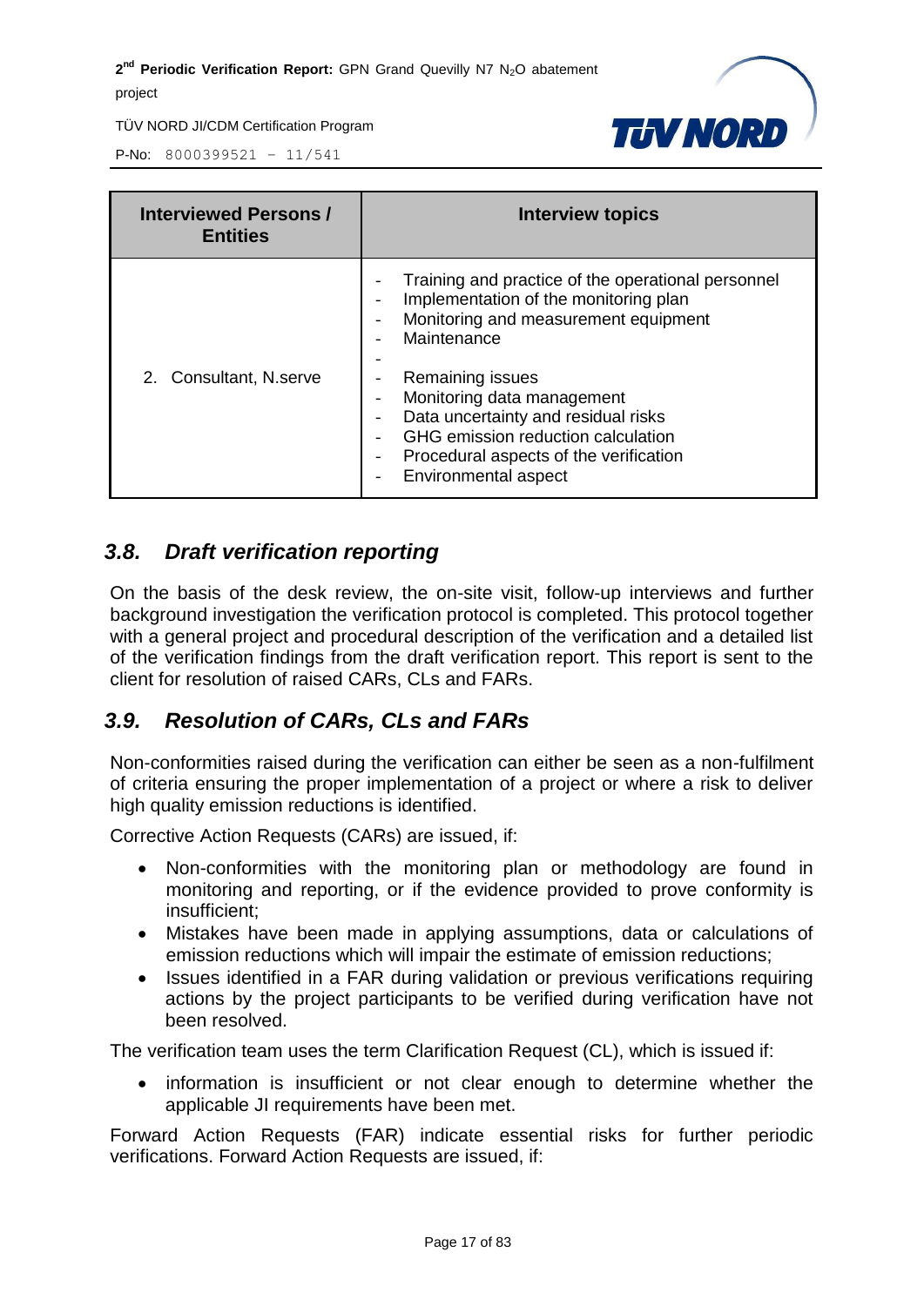| Interviewed Persons / Entities | Interview topics |
|---|---|
| 2. Consultant, N.serve | - Training and practice of the operational personnel<br>- Implementation of the monitoring plan<br>- Monitoring and measurement equipment<br>- Maintenance<br>-<br>- Remaining issues<br>- Monitoring data management<br>- Data uncertainty and residual risks<br>- GHG emission reduction calculation<br>- Procedural aspects of the verification<br>- Environmental aspect |

## 3.8. *Draft verification reporting*

On the basis of the desk review, the on-site visit, follow-up interviews and further background investigation the verification protocol is completed. This protocol together with a general project and procedural description of the verification and a detailed list of the verification findings from the draft verification report. This report is sent to the client for resolution of raised CARs, CLs and FARs.

## 3.9. *Resolution of CARs, CLs and FARs*

Non-conformities raised during the verification can either be seen as a non-fulfilment of criteria ensuring the proper implementation of a project or where a risk to deliver high quality emission reductions is identified.

Corrective Action Requests (CARs) are issued, if:

- Non-conformities with the monitoring plan or methodology are found in monitoring and reporting, or if the evidence provided to prove conformity is insufficient;
- Mistakes have been made in applying assumptions, data or calculations of emission reductions which will impair the estimate of emission reductions;
- Issues identified in a FAR during validation or previous verifications requiring actions by the project participants to be verified during verification have not been resolved.

The verification team uses the term Clarification Request (CL), which is issued if:

- information is insufficient or not clear enough to determine whether the applicable JI requirements have been met.

Forward Action Requests (FAR) indicate essential risks for further periodic verifications. Forward Action Requests are issued, if: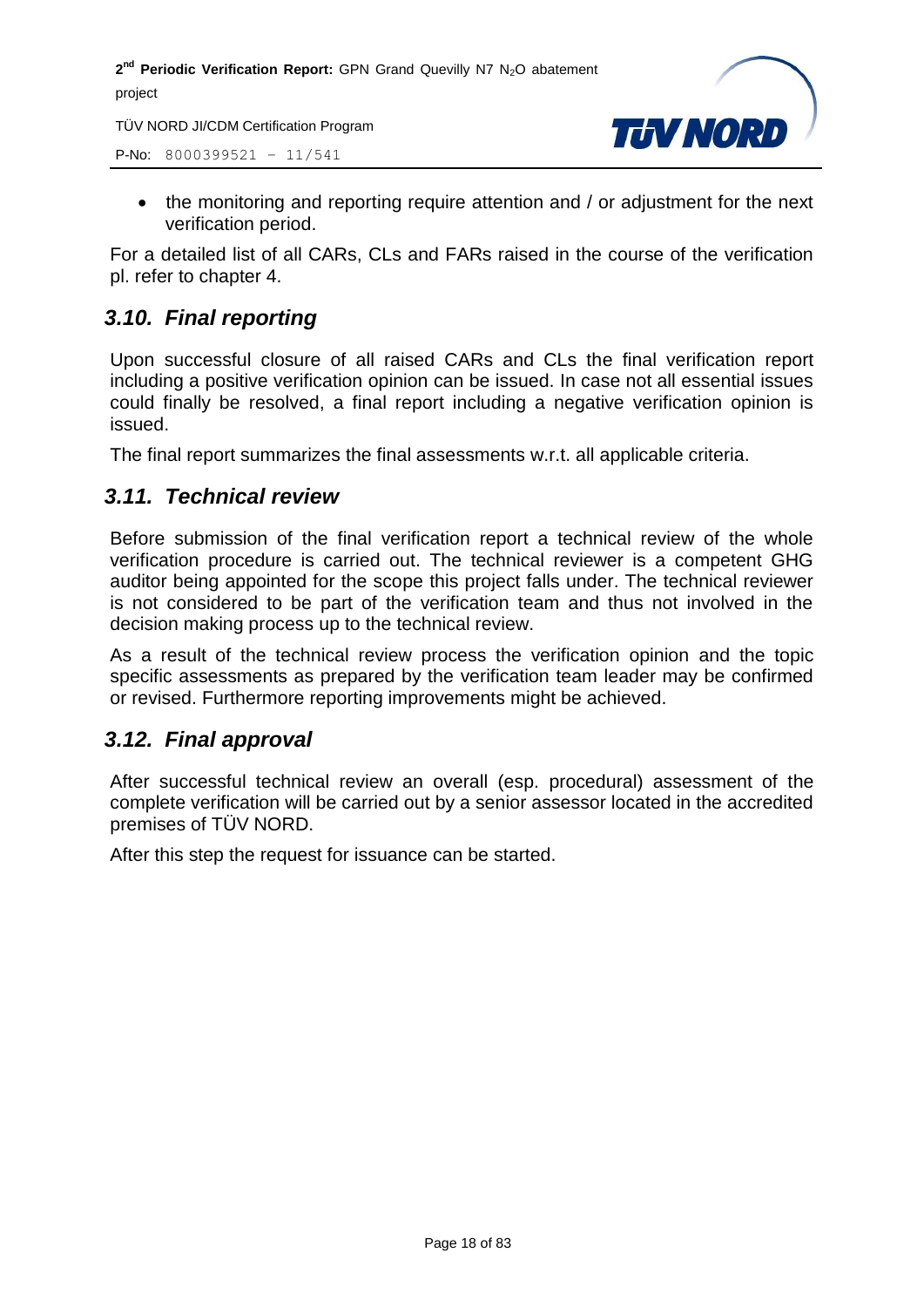- the monitoring and reporting require attention and / or adjustment for the next verification period.

For a detailed list of all CARs, CLs and FARs raised in the course of the verification pl. refer to chapter 4.

## *3.10. Final reporting*

Upon successful closure of all raised CARs and CLs the final verification report including a positive verification opinion can be issued. In case not all essential issues could finally be resolved, a final report including a negative verification opinion is issued.

The final report summarizes the final assessments w.r.t. all applicable criteria.

## *3.11. Technical review*

Before submission of the final verification report a technical review of the whole verification procedure is carried out. The technical reviewer is a competent GHG auditor being appointed for the scope this project falls under. The technical reviewer is not considered to be part of the verification team and thus not involved in the decision making process up to the technical review.

As a result of the technical review process the verification opinion and the topic specific assessments as prepared by the verification team leader may be confirmed or revised. Furthermore reporting improvements might be achieved.

## *3.12. Final approval*

After successful technical review an overall (esp. procedural) assessment of the complete verification will be carried out by a senior assessor located in the accredited premises of TÜV NORD.

After this step the request for issuance can be started.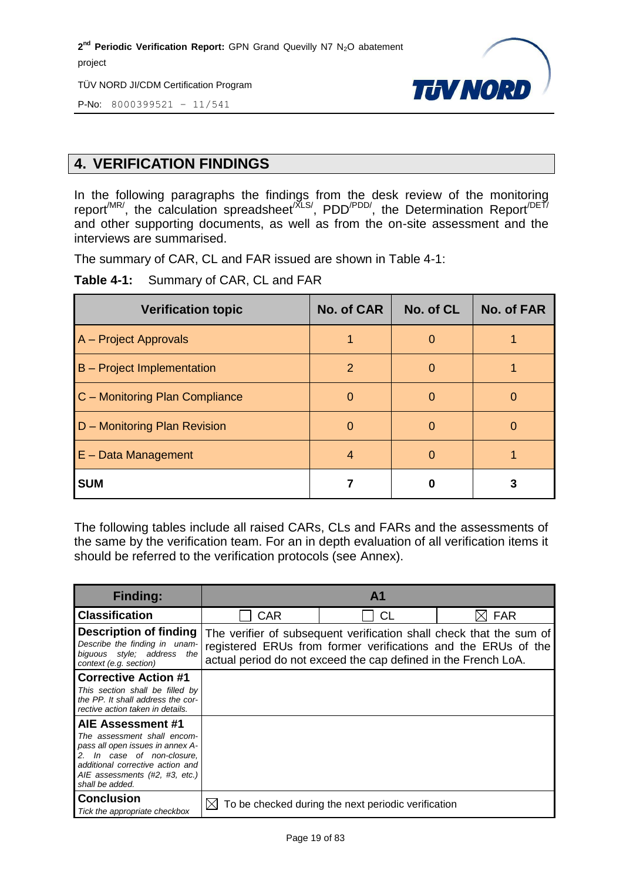## 4. VERIFICATION FINDINGS

In the following paragraphs the findings from the desk review of the monitoring report[/MR/], the calculation spreadsheet[/XLS/], PDD[/PDD/], the Determination Report[/DET/] and other supporting documents, as well as from the on-site assessment and the interviews are summarised.

The summary of CAR, CL and FAR issued are shown in Table 4-1:

**Table 4-1:** Summary of CAR, CL and FAR

| Verification topic | No. of CAR | No. of CL | No. of FAR |
|---|---|---|---|
| A – Project Approvals | 1 | 0 | 1 |
| B – Project Implementation | 2 | 0 | 1 |
| C – Monitoring Plan Compliance | 0 | 0 | 0 |
| D – Monitoring Plan Revision | 0 | 0 | 0 |
| E – Data Management | 4 | 0 | 1 |
| **SUM** | **7** | **0** | **3** |

The following tables include all raised CARs, CLs and FARs and the assessments of the same by the verification team. For an in depth evaluation of all verification items it should be referred to the verification protocols (see Annex).

| **Finding:** | **A1** | | |
|---|---|---|---|
| **Classification** | ☐ CAR | ☐ CL | ☒ FAR |
| **Description of finding** *Describe the finding in unambiguous style; address the context (e.g. section)* | The verifier of subsequent verification shall check that the sum of registered ERUs from former verifications and the ERUs of the actual period do not exceed the cap defined in the French LoA. | | |
| **Corrective Action #1** *This section shall be filled by the PP. It shall address the corrective action taken in details.* | | | |
| **AIE Assessment #1** *The assessment shall encompass all open issues in annex A-2. In case of non-closure, additional corrective action and AIE assessments (#2, #3, etc.) shall be added.* | | | |
| **Conclusion** *Tick the appropriate checkbox* | ☒ To be checked during the next periodic verification | | |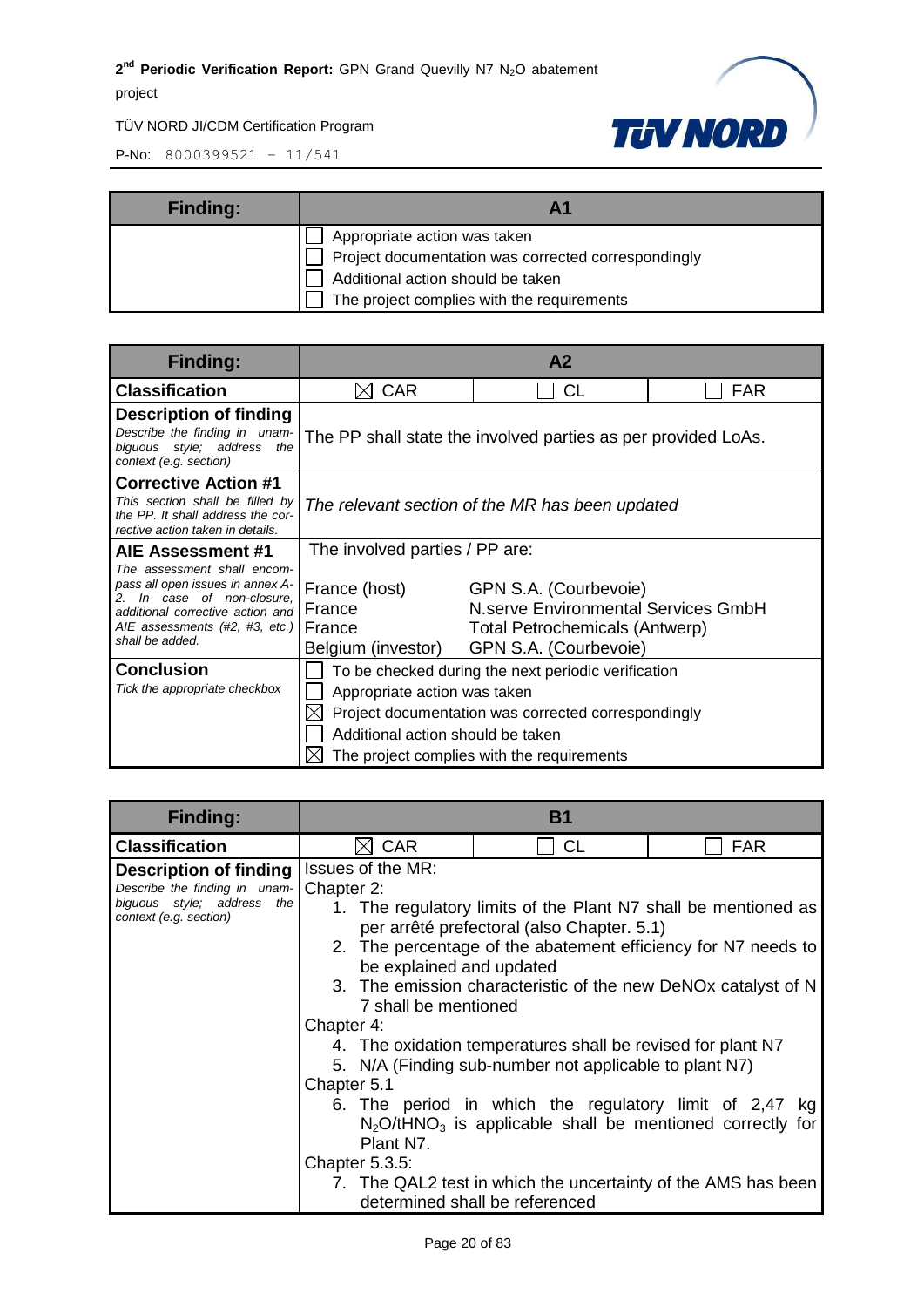| Finding: | A1 |
|---|---|
| | ☐ Appropriate action was taken<br>☐ Project documentation was corrected correspondingly<br>☐ Additional action should be taken<br>☐ The project complies with the requirements |

| Finding: | A2 | | |
|---|---|---|---|
| **Classification** | ☒ CAR | ☐ CL | ☐ FAR |
| **Description of finding**<br>*Describe the finding in unambiguous style; address the context (e.g. section)* | The PP shall state the involved parties as per provided LoAs. | | |
| **Corrective Action #1**<br>*This section shall be filled by the PP. It shall address the corrective action taken in details.* | *The relevant section of the MR has been updated* | | |
| **AIE Assessment #1**<br>*The assessment shall encompass all open issues in annex A-2. In case of non-closure, additional corrective action and AIE assessments (#2, #3, etc.) shall be added.* | The involved parties / PP are:<br><br>France (host) GPN S.A. (Courbevoie)<br>France N.serve Environmental Services GmbH<br>France Total Petrochemicals (Antwerp)<br>Belgium (investor) GPN S.A. (Courbevoie) | | |
| **Conclusion**<br>*Tick the appropriate checkbox* | ☐ To be checked during the next periodic verification<br>☐ Appropriate action was taken<br>☒ Project documentation was corrected correspondingly<br>☐ Additional action should be taken<br>☒ The project complies with the requirements | | |

| Finding: | B1 | | |
|---|---|---|---|
| **Classification** | ☒ CAR | ☐ CL | ☐ FAR |
| **Description of finding**<br>*Describe the finding in unambiguous style; address the context (e.g. section)* | Issues of the MR:<br>Chapter 2:<br>1. The regulatory limits of the Plant N7 shall be mentioned as per arrêté prefectoral (also Chapter. 5.1)<br>2. The percentage of the abatement efficiency for N7 needs to be explained and updated<br>3. The emission characteristic of the new DeNOx catalyst of N 7 shall be mentioned<br>Chapter 4:<br>4. The oxidation temperatures shall be revised for plant N7<br>5. N/A (Finding sub-number not applicable to plant N7)<br>Chapter 5.1<br>6. The period in which the regulatory limit of 2,47 kg $N_2O/tHNO_3$ is applicable shall be mentioned correctly for Plant N7.<br>Chapter 5.3.5:<br>7. The QAL2 test in which the uncertainty of the AMS has been determined shall be referenced | | |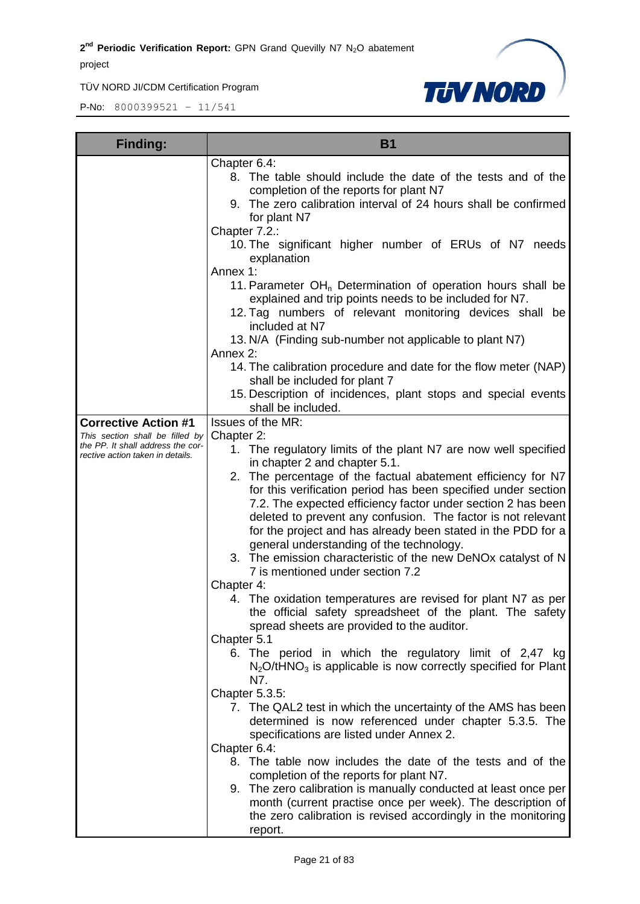| Finding: | B1 |
|---|---|
| | Chapter 6.4:<br>8. The table should include the date of the tests and of the completion of the reports for plant N7<br>9. The zero calibration interval of 24 hours shall be confirmed for plant N7<br>Chapter 7.2.:<br>10. The significant higher number of ERUs of N7 needs explanation<br>Annex 1:<br>11. Parameter $OH_n$ Determination of operation hours shall be explained and trip points needs to be included for N7.<br>12. Tag numbers of relevant monitoring devices shall be included at N7<br>13. N/A (Finding sub-number not applicable to plant N7)<br>Annex 2:<br>14. The calibration procedure and date for the flow meter (NAP) shall be included for plant 7<br>15. Description of incidences, plant stops and special events shall be included. |
| **Corrective Action #1**<br>*This section shall be filled by the PP. It shall address the corrective action taken in details.* | Issues of the MR:<br>Chapter 2:<br>1. The regulatory limits of the plant N7 are now well specified in chapter 2 and chapter 5.1.<br>2. The percentage of the factual abatement efficiency for N7 for this verification period has been specified under section 7.2. The expected efficiency factor under section 2 has been deleted to prevent any confusion. The factor is not relevant for the project and has already been stated in the PDD for a general understanding of the technology.<br>3. The emission characteristic of the new DeNOx catalyst of N 7 is mentioned under section 7.2<br>Chapter 4:<br>4. The oxidation temperatures are revised for plant N7 as per the official safety spreadsheet of the plant. The safety spread sheets are provided to the auditor.<br>Chapter 5.1<br>6. The period in which the regulatory limit of 2,47 kg $N_2O/tHNO_3$ is applicable is now correctly specified for Plant N7.<br>Chapter 5.3.5:<br>7. The QAL2 test in which the uncertainty of the AMS has been determined is now referenced under chapter 5.3.5. The specifications are listed under Annex 2.<br>Chapter 6.4:<br>8. The table now includes the date of the tests and of the completion of the reports for plant N7.<br>9. The zero calibration is manually conducted at least once per month (current practise once per week). The description of the zero calibration is revised accordingly in the monitoring report. |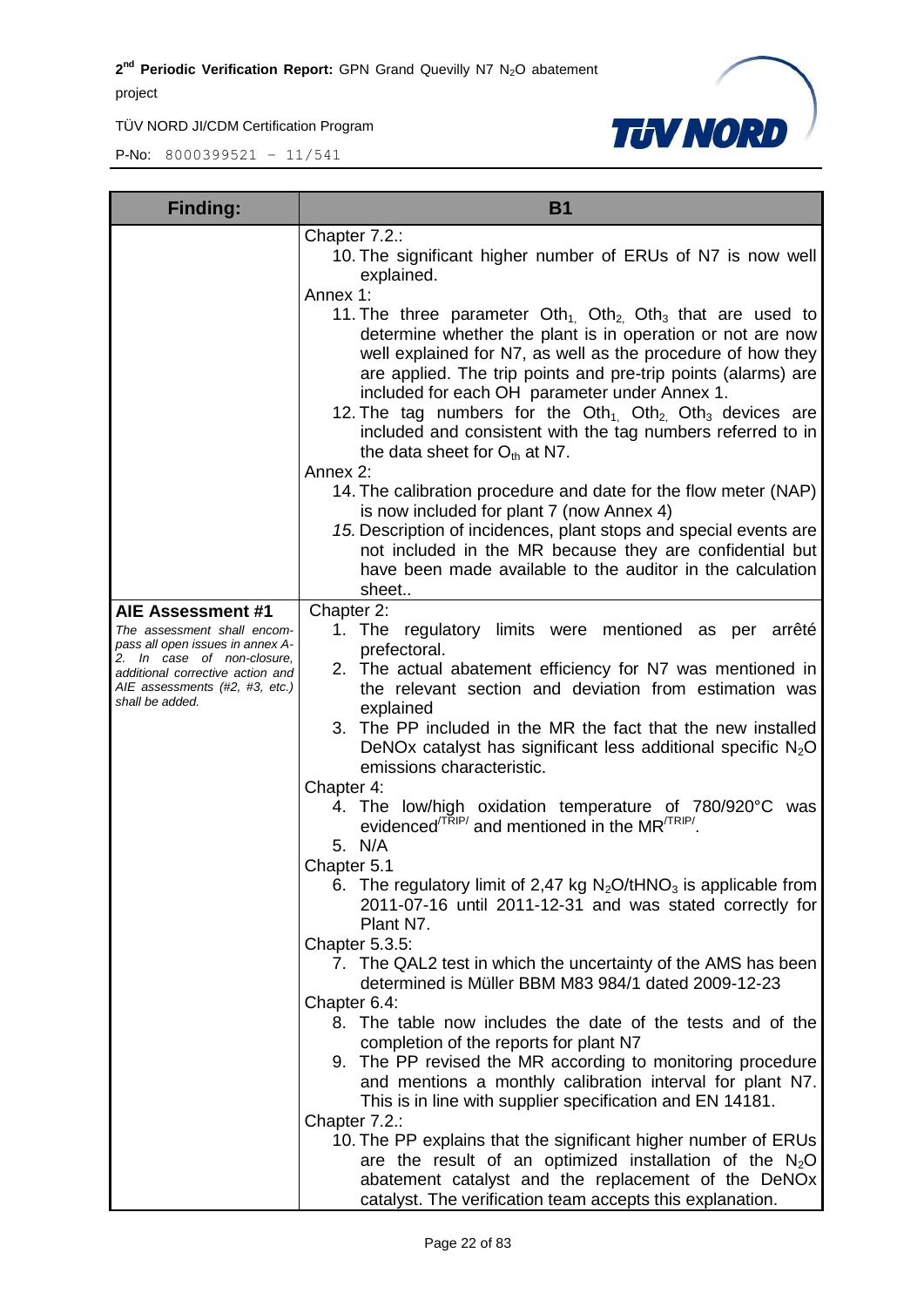| Finding: | B1 |
|---|---|
| | Chapter 7.2.:<br>10. The significant higher number of ERUs of N7 is now well explained.<br>Annex 1:<br>11. The three parameter $Oth_1$, $Oth_2$, $Oth_3$ that are used to determine whether the plant is in operation or not are now well explained for N7, as well as the procedure of how they are applied. The trip points and pre-trip points (alarms) are included for each OH parameter under Annex 1.<br>12. The tag numbers for the $Oth_1$, $Oth_2$, $Oth_3$ devices are included and consistent with the tag numbers referred to in the data sheet for $O_{th}$ at N7.<br>Annex 2:<br>14. The calibration procedure and date for the flow meter (NAP) is now included for plant 7 (now Annex 4)<br>*15.* Description of incidences, plant stops and special events are not included in the MR because they are confidential but have been made available to the auditor in the calculation sheet.. |
| **AIE Assessment #1**<br>*The assessment shall encompass all open issues in annex A-2. In case of non-closure, additional corrective action and AIE assessments (#2, #3, etc.) shall be added.* | Chapter 2:<br>1. The regulatory limits were mentioned as per arrêté prefectoral.<br>2. The actual abatement efficiency for N7 was mentioned in the relevant section and deviation from estimation was explained<br>3. The PP included in the MR the fact that the new installed DeNOx catalyst has significant less additional specific $N_2O$ emissions characteristic.<br>Chapter 4:<br>4. The low/high oxidation temperature of 780/920°C was evidenced/TRIP/ and mentioned in the MR/TRIP/.<br>5. N/A<br>Chapter 5.1<br>6. The regulatory limit of 2,47 kg $N_2O/tHNO_3$ is applicable from 2011-07-16 until 2011-12-31 and was stated correctly for Plant N7.<br>Chapter 5.3.5:<br>7. The QAL2 test in which the uncertainty of the AMS has been determined is Müller BBM M83 984/1 dated 2009-12-23<br>Chapter 6.4:<br>8. The table now includes the date of the tests and of the completion of the reports for plant N7<br>9. The PP revised the MR according to monitoring procedure and mentions a monthly calibration interval for plant N7. This is in line with supplier specification and EN 14181.<br>Chapter 7.2.:<br>10. The PP explains that the significant higher number of ERUs are the result of an optimized installation of the $N_2O$ abatement catalyst and the replacement of the DeNOx catalyst. The verification team accepts this explanation. |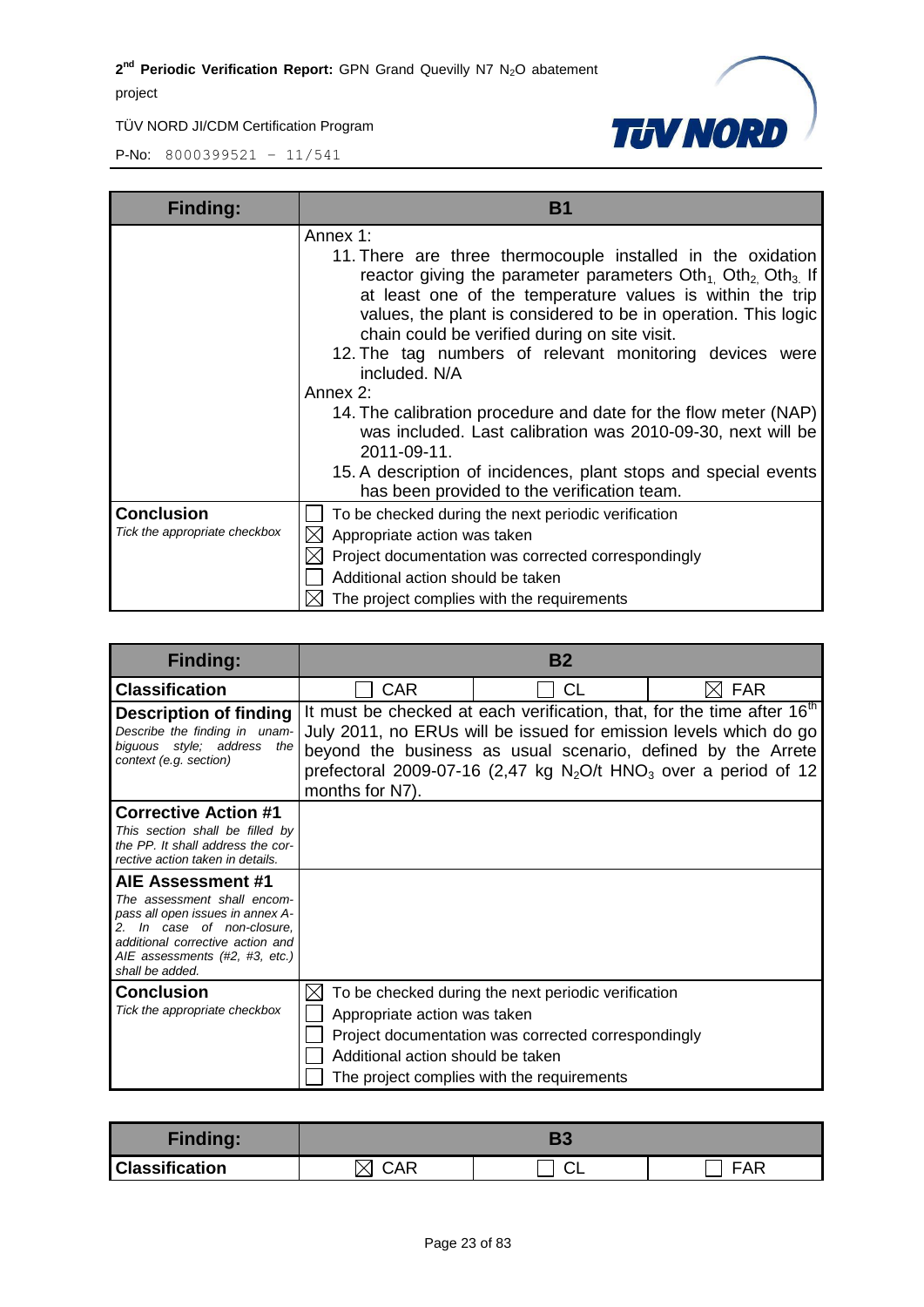| Finding: | B1 |
|---|---|
| | Annex 1:<br>11. There are three thermocouple installed in the oxidation reactor giving the parameter parameters $Oth_1$, $Oth_2$, $Oth_3$. If at least one of the temperature values is within the trip values, the plant is considered to be in operation. This logic chain could be verified during on site visit.<br>12. The tag numbers of relevant monitoring devices were included. N/A<br>Annex 2:<br>14. The calibration procedure and date for the flow meter (NAP) was included. Last calibration was 2010-09-30, next will be 2011-09-11.<br>15. A description of incidences, plant stops and special events has been provided to the verification team. |
| **Conclusion**<br>*Tick the appropriate checkbox* | ☐ To be checked during the next periodic verification<br>☒ Appropriate action was taken<br>☒ Project documentation was corrected correspondingly<br>☐ Additional action should be taken<br>☒ The project complies with the requirements |

| Finding: | B2 | | |
|---|---|---|---|
| **Classification** | ☐ CAR | ☐ CL | ☒ FAR |
| **Description of finding**<br>*Describe the finding in unambiguous style; address the context (e.g. section)* | It must be checked at each verification, that, for the time after 16th July 2011, no ERUs will be issued for emission levels which do go beyond the business as usual scenario, defined by the Arrete prefectoral 2009-07-16 (2,47 kg $N_2O$/t $HNO_3$ over a period of 12 months for N7). | | |
| **Corrective Action #1**<br>*This section shall be filled by the PP. It shall address the corrective action taken in details.* | | | |
| **AIE Assessment #1**<br>*The assessment shall encompass all open issues in annex A-2. In case of non-closure, additional corrective action and AIE assessments (#2, #3, etc.) shall be added.* | | | |
| **Conclusion**<br>*Tick the appropriate checkbox* | ☒ To be checked during the next periodic verification<br>☐ Appropriate action was taken<br>☐ Project documentation was corrected correspondingly<br>☐ Additional action should be taken<br>☐ The project complies with the requirements | | |

| Finding: | B3 | | |
|---|---|---|---|
| **Classification** | ☒ CAR | ☐ CL | ☐ FAR |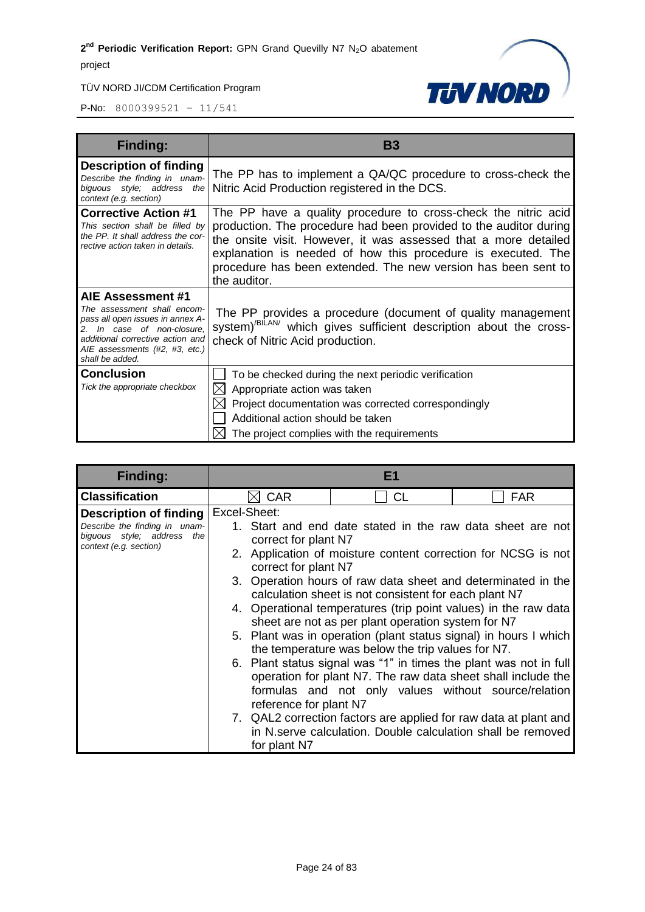| Finding: | B3 |
|---|---|
| **Description of finding**<br>*Describe the finding in unambiguous style; address the context (e.g. section)* | The PP has to implement a QA/QC procedure to cross-check the Nitric Acid Production registered in the DCS. |
| **Corrective Action #1**<br>*This section shall be filled by the PP. It shall address the corrective action taken in details.* | The PP have a quality procedure to cross-check the nitric acid production. The procedure had been provided to the auditor during the onsite visit. However, it was assessed that a more detailed explanation is needed of how this procedure is executed. The procedure has been extended. The new version has been sent to the auditor. |
| **AIE Assessment #1**<br>*The assessment shall encompass all open issues in annex A-2. In case of non-closure, additional corrective action and AIE assessments (#2, #3, etc.) shall be added.* | The PP provides a procedure (document of quality management system)[/BILAN/] which gives sufficient description about the cross-check of Nitric Acid production. |
| **Conclusion**<br>*Tick the appropriate checkbox* | ☐ To be checked during the next periodic verification<br>☒ Appropriate action was taken<br>☒ Project documentation was corrected correspondingly<br>☐ Additional action should be taken<br>☒ The project complies with the requirements |

| Finding: | E1 | | |
|---|---|---|---|
| **Classification** | ☒ CAR | ☐ CL | ☐ FAR |
| **Description of finding**<br>*Describe the finding in unambiguous style; address the context (e.g. section)* | Excel-Sheet:<br>1. Start and end date stated in the raw data sheet are not correct for plant N7<br>2. Application of moisture content correction for NCSG is not correct for plant N7<br>3. Operation hours of raw data sheet and determinated in the calculation sheet is not consistent for each plant N7<br>4. Operational temperatures (trip point values) in the raw data sheet are not as per plant operation system for N7<br>5. Plant was in operation (plant status signal) in hours I which the temperature was below the trip values for N7.<br>6. Plant status signal was "1" in times the plant was not in full operation for plant N7. The raw data sheet shall include the formulas and not only values without source/relation reference for plant N7<br>7. QAL2 correction factors are applied for raw data at plant and in N.serve calculation. Double calculation shall be removed for plant N7 | | |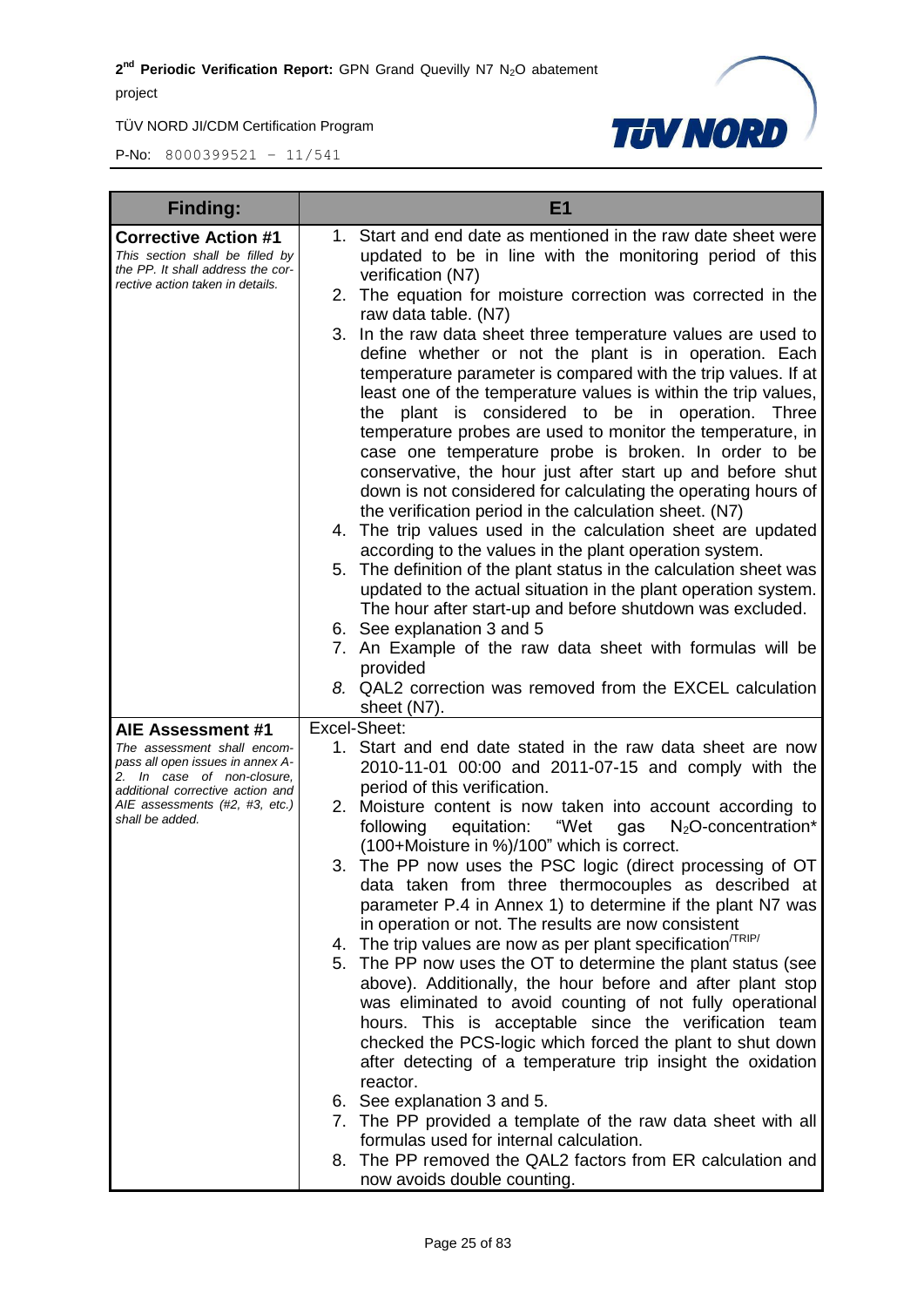| Finding: | E1 |
|---|---|
| **Corrective Action #1** *This section shall be filled by the PP. It shall address the corrective action taken in details.* | 1. Start and end date as mentioned in the raw date sheet were updated to be in line with the monitoring period of this verification (N7)<br>2. The equation for moisture correction was corrected in the raw data table. (N7)<br>3. In the raw data sheet three temperature values are used to define whether or not the plant is in operation. Each temperature parameter is compared with the trip values. If at least one of the temperature values is within the trip values, the plant is considered to be in operation. Three temperature probes are used to monitor the temperature, in case one temperature probe is broken. In order to be conservative, the hour just after start up and before shut down is not considered for calculating the operating hours of the verification period in the calculation sheet. (N7)<br>4. The trip values used in the calculation sheet are updated according to the values in the plant operation system.<br>5. The definition of the plant status in the calculation sheet was updated to the actual situation in the plant operation system. The hour after start-up and before shutdown was excluded.<br>6. See explanation 3 and 5<br>7. An Example of the raw data sheet with formulas will be provided<br>8. *QAL2 correction was removed from the EXCEL calculation sheet (N7).* |
| **AIE Assessment #1** *The assessment shall encompass all open issues in annex A-2. In case of non-closure, additional corrective action and AIE assessments (#2, #3, etc.) shall be added.* | Excel-Sheet:<br>1. Start and end date stated in the raw data sheet are now 2010-11-01 00:00 and 2011-07-15 and comply with the period of this verification.<br>2. Moisture content is now taken into account according to following equitation: "Wet gas $N_2O$-concentration* (100+Moisture in %)/100" which is correct.<br>3. The PP now uses the PSC logic (direct processing of OT data taken from three thermocouples as described at parameter P.4 in Annex 1) to determine if the plant N7 was in operation or not. The results are now consistent<br>4. The trip values are now as per plant specification/TRIP/<br>5. The PP now uses the OT to determine the plant status (see above). Additionally, the hour before and after plant stop was eliminated to avoid counting of not fully operational hours. This is acceptable since the verification team checked the PCS-logic which forced the plant to shut down after detecting of a temperature trip insight the oxidation reactor.<br>6. See explanation 3 and 5.<br>7. The PP provided a template of the raw data sheet with all formulas used for internal calculation.<br>8. The PP removed the QAL2 factors from ER calculation and now avoids double counting. |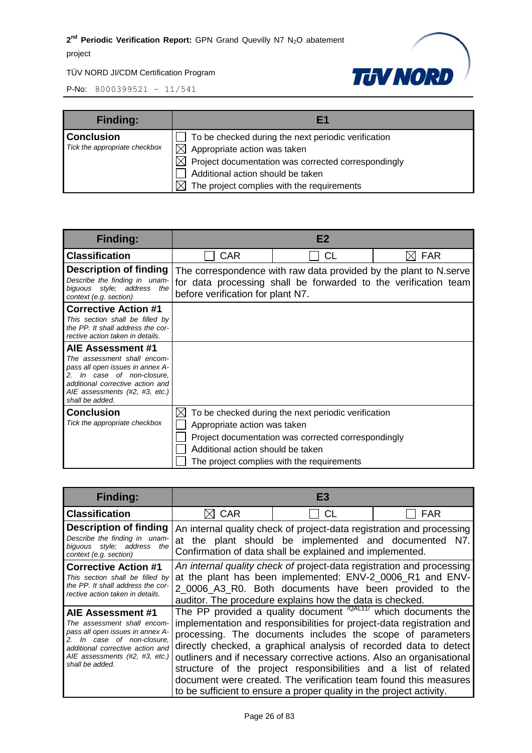| Finding: | E1 |
|---|---|
| **Conclusion**<br>*Tick the appropriate checkbox* | ☐ To be checked during the next periodic verification<br>☒ Appropriate action was taken<br>☒ Project documentation was corrected correspondingly<br>☐ Additional action should be taken<br>☒ The project complies with the requirements |

| Finding: | E2 | | |
|---|---|---|---|
| **Classification** | ☐ CAR | ☐ CL | ☒ FAR |
| **Description of finding**<br>*Describe the finding in unambiguous style; address the context (e.g. section)* | The correspondence with raw data provided by the plant to N.serve for data processing shall be forwarded to the verification team before verification for plant N7. | | |
| **Corrective Action #1**<br>*This section shall be filled by the PP. It shall address the corrective action taken in details.* | | | |
| **AIE Assessment #1**<br>*The assessment shall encompass all open issues in annex A-2. In case of non-closure, additional corrective action and AIE assessments (#2, #3, etc.) shall be added.* | | | |
| **Conclusion**<br>*Tick the appropriate checkbox* | ☒ To be checked during the next periodic verification<br>☐ Appropriate action was taken<br>☐ Project documentation was corrected correspondingly<br>☐ Additional action should be taken<br>☐ The project complies with the requirements | | |

| Finding: | E3 | | |
|---|---|---|---|
| **Classification** | ☒ CAR | ☐ CL | ☐ FAR |
| **Description of finding**<br>*Describe the finding in unambiguous style; address the context (e.g. section)* | An internal quality check of project-data registration and processing at the plant should be implemented and documented N7. Confirmation of data shall be explained and implemented. | | |
| **Corrective Action #1**<br>*This section shall be filled by the PP. It shall address the corrective action taken in details.* | *An internal quality check of* project-data registration and processing at the plant has been implemented: ENV-2_0006_R1 and ENV-2_0006_A3_R0. Both documents have been provided to the auditor. The procedure explains how the data is checked. | | |
| **AIE Assessment #1**<br>*The assessment shall encompass all open issues in annex A-2. In case of non-closure, additional corrective action and AIE assessments (#2, #3, etc.) shall be added.* | The PP provided a quality document /QAL11/ which documents the implementation and responsibilities for project-data registration and processing. The documents includes the scope of parameters directly checked, a graphical analysis of recorded data to detect outliners and if necessary corrective actions. Also an organisational structure of the project responsibilities and a list of related document were created. The verification team found this measures to be sufficient to ensure a proper quality in the project activity. | | |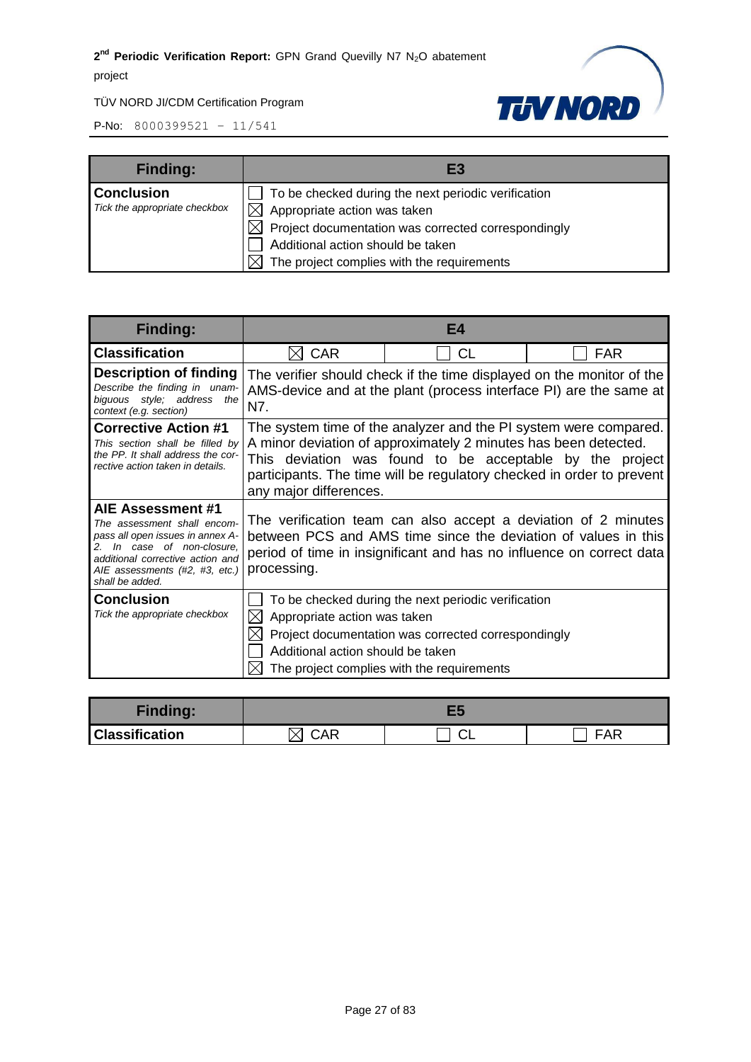| Finding: | E3 |
|---|---|
| **Conclusion**<br>*Tick the appropriate checkbox* | ☐ To be checked during the next periodic verification<br>☒ Appropriate action was taken<br>☒ Project documentation was corrected correspondingly<br>☐ Additional action should be taken<br>☒ The project complies with the requirements |

| Finding: | E4 | | |
|---|---|---|---|
| **Classification** | ☒ CAR | ☐ CL | ☐ FAR |
| **Description of finding**<br>*Describe the finding in unambiguous style; address the context (e.g. section)* | The verifier should check if the time displayed on the monitor of the AMS-device and at the plant (process interface PI) are the same at N7. | | |
| **Corrective Action #1**<br>*This section shall be filled by the PP. It shall address the corrective action taken in details.* | The system time of the analyzer and the PI system were compared. A minor deviation of approximately 2 minutes has been detected. This deviation was found to be acceptable by the project participants. The time will be regulatory checked in order to prevent any major differences. | | |
| **AIE Assessment #1**<br>*The assessment shall encompass all open issues in annex A-2. In case of non-closure, additional corrective action and AIE assessments (#2, #3, etc.) shall be added.* | The verification team can also accept a deviation of 2 minutes between PCS and AMS time since the deviation of values in this period of time in insignificant and has no influence on correct data processing. | | |
| **Conclusion**<br>*Tick the appropriate checkbox* | ☐ To be checked during the next periodic verification<br>☒ Appropriate action was taken<br>☒ Project documentation was corrected correspondingly<br>☐ Additional action should be taken<br>☒ The project complies with the requirements | | |

| Finding: | E5 | | |
|---|---|---|---|
| **Classification** | ☒ CAR | ☐ CL | ☐ FAR |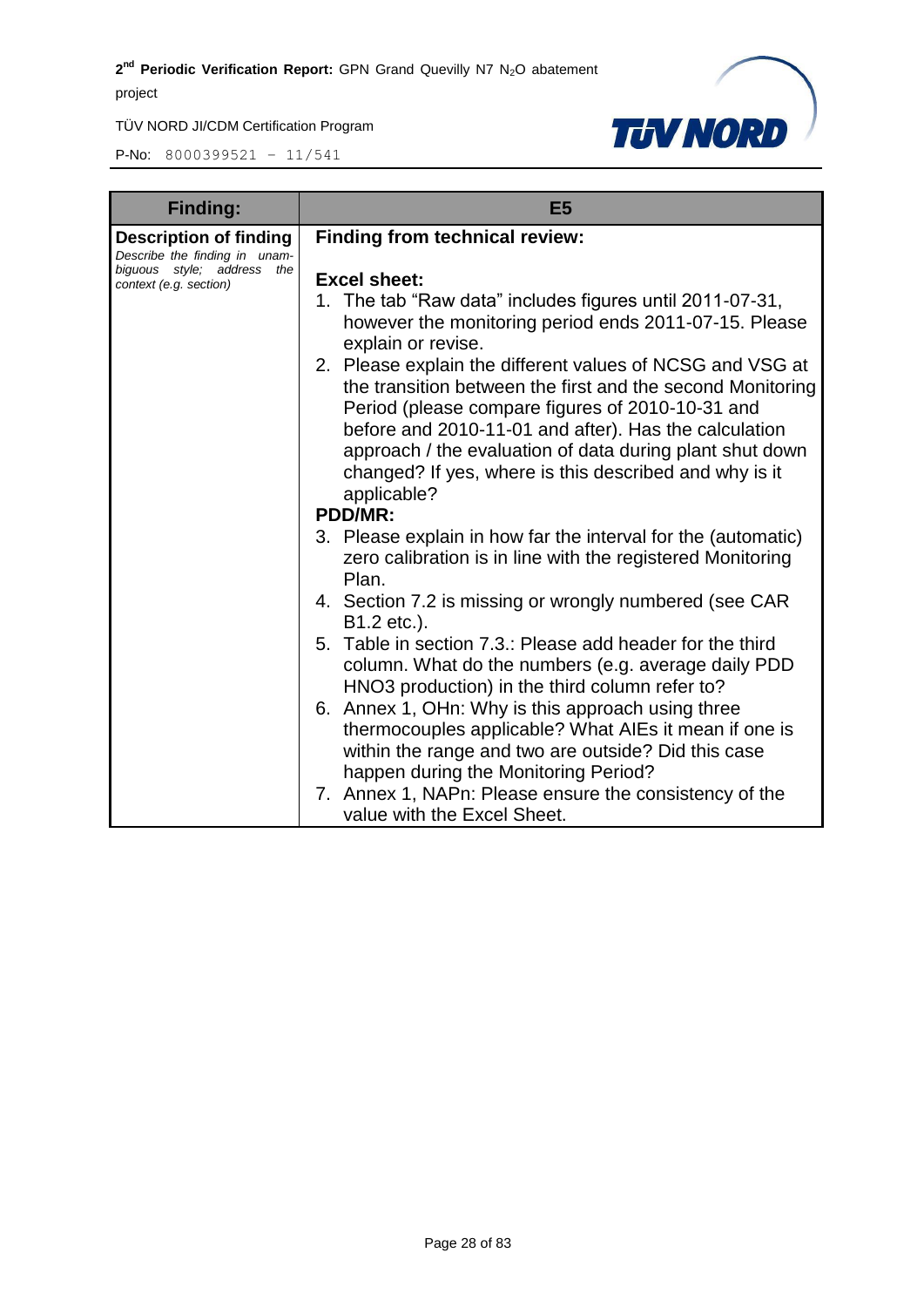| Finding: | E5 |
|---|---|
| **Description of finding**<br>*Describe the finding in unambiguous style; address the context (e.g. section)* | **Finding from technical review:**<br><br>**Excel sheet:**<br>1. The tab “Raw data” includes figures until 2011-07-31, however the monitoring period ends 2011-07-15. Please explain or revise.<br>2. Please explain the different values of NCSG and VSG at the transition between the first and the second Monitoring Period (please compare figures of 2010-10-31 and before and 2010-11-01 and after). Has the calculation approach / the evaluation of data during plant shut down changed? If yes, where is this described and why is it applicable?<br>**PDD/MR:**<br>3. Please explain in how far the interval for the (automatic) zero calibration is in line with the registered Monitoring Plan.<br>4. Section 7.2 is missing or wrongly numbered (see CAR B1.2 etc.).<br>5. Table in section 7.3.: Please add header for the third column. What do the numbers (e.g. average daily PDD HNO3 production) in the third column refer to?<br>6. Annex 1, OHn: Why is this approach using three thermocouples applicable? What AIEs it mean if one is within the range and two are outside? Did this case happen during the Monitoring Period?<br>7. Annex 1, NAPn: Please ensure the consistency of the value with the Excel Sheet. |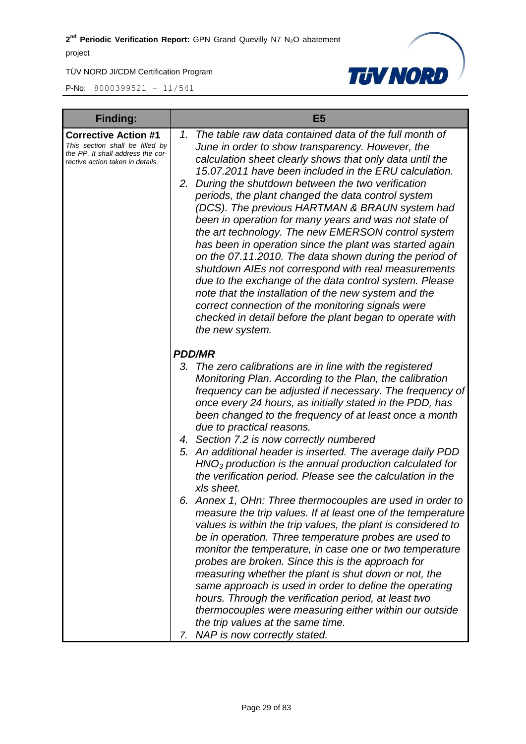| Finding: | E5 |
|---|---|
| **Corrective Action #1**<br>*This section shall be filled by the PP. It shall address the corrective action taken in details.* | 1. *The table raw data contained data of the full month of June in order to show transparency. However, the calculation sheet clearly shows that only data until the 15.07.2011 have been included in the ERU calculation.*<br>2. *During the shutdown between the two verification periods, the plant changed the data control system (DCS). The previous HARTMAN & BRAUN system had been in operation for many years and was not state of the art technology. The new EMERSON control system has been in operation since the plant was started again on the 07.11.2010. The data shown during the period of shutdown AIEs not correspond with real measurements due to the exchange of the data control system. Please note that the installation of the new system and the correct connection of the monitoring signals were checked in detail before the plant began to operate with the new system.*<br><br>***PDD/MR***<br>3. *The zero calibrations are in line with the registered Monitoring Plan. According to the Plan, the calibration frequency can be adjusted if necessary. The frequency of once every 24 hours, as initially stated in the PDD, has been changed to the frequency of at least once a month due to practical reasons.*<br>4. *Section 7.2 is now correctly numbered*<br>5. *An additional header is inserted. The average daily PDD $HNO_3$ production is the annual production calculated for the verification period. Please see the calculation in the xls sheet.*<br>6. *Annex 1, OHn: Three thermocouples are used in order to measure the trip values. If at least one of the temperature values is within the trip values, the plant is considered to be in operation. Three temperature probes are used to monitor the temperature, in case one or two temperature probes are broken. Since this is the approach for measuring whether the plant is shut down or not, the same approach is used in order to define the operating hours. Through the verification period, at least two thermocouples were measuring either within our outside the trip values at the same time.*<br>7. *NAP is now correctly stated.* |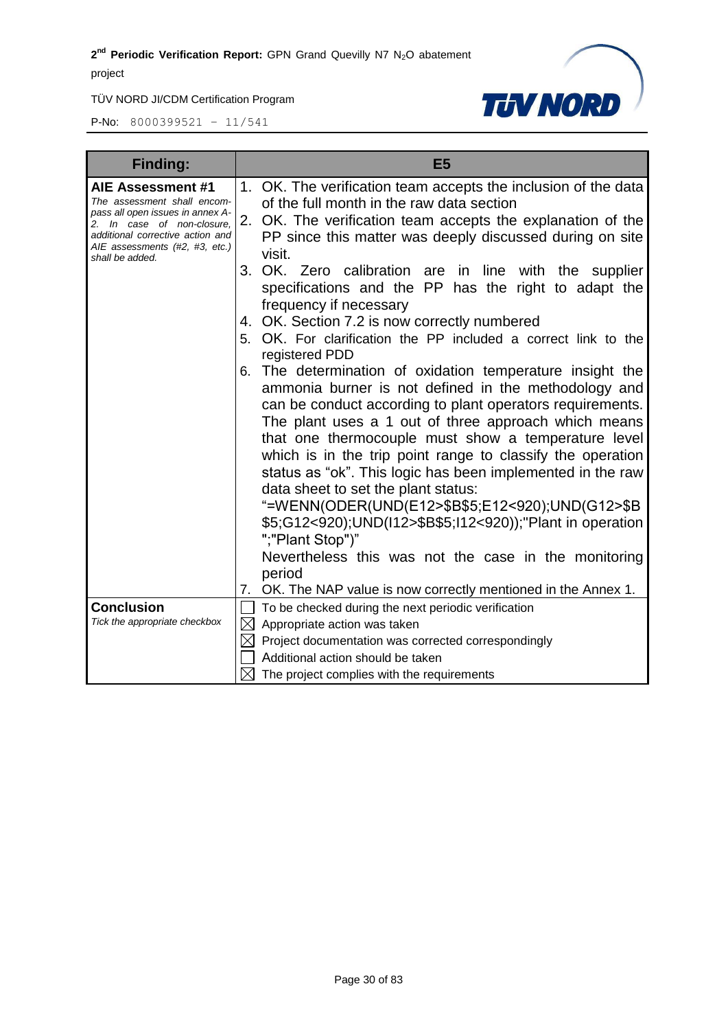| Finding: | E5 |
|---|---|
| **AIE Assessment #1**<br>*The assessment shall encompass all open issues in annex A-2. In case of non-closure, additional corrective action and AIE assessments (#2, #3, etc.) shall be added.* | 1. OK. The verification team accepts the inclusion of the data of the full month in the raw data section<br>2. OK. The verification team accepts the explanation of the PP since this matter was deeply discussed during on site visit.<br>3. OK. Zero calibration are in line with the supplier specifications and the PP has the right to adapt the frequency if necessary<br>4. OK. Section 7.2 is now correctly numbered<br>5. OK. For clarification the PP included a correct link to the registered PDD<br>6. The determination of oxidation temperature insight the ammonia burner is not defined in the methodology and can be conduct according to plant operators requirements. The plant uses a 1 out of three approach which means that one thermocouple must show a temperature level which is in the trip point range to classify the operation status as "ok". This logic has been implemented in the raw data sheet to set the plant status: "=WENN(ODER(UND(E12>$B$5;E12<920);UND(G12>$B$5;G12<920);UND(I12>$B$5;I12<920));"Plant in operation";"Plant Stop")" Nevertheless this was not the case in the monitoring period<br>7. OK. The NAP value is now correctly mentioned in the Annex 1. |
| **Conclusion**<br>*Tick the appropriate checkbox* | ☐ To be checked during the next periodic verification<br>☒ Appropriate action was taken<br>☒ Project documentation was corrected correspondingly<br>☐ Additional action should be taken<br>☒ The project complies with the requirements |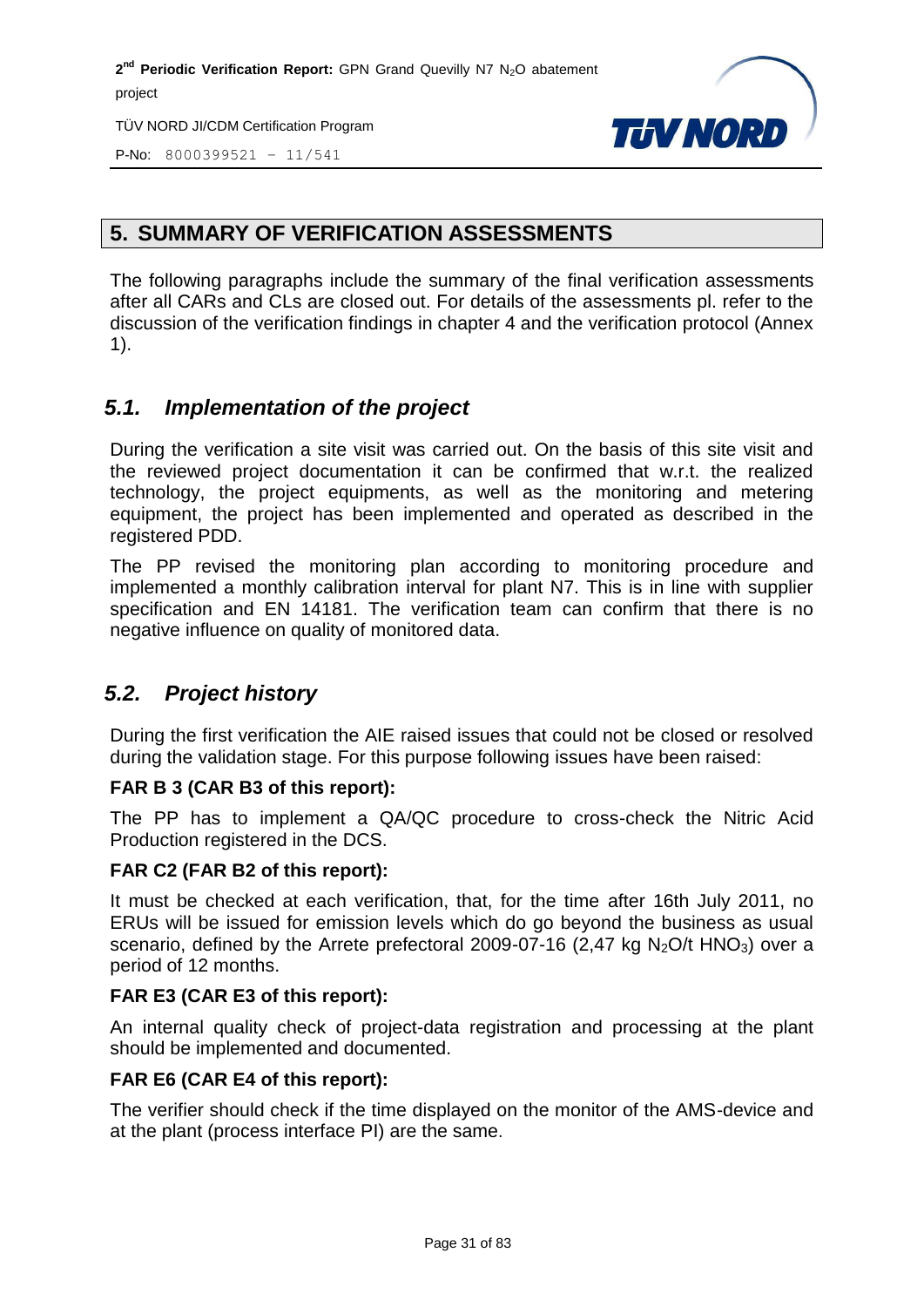## 5. SUMMARY OF VERIFICATION ASSESSMENTS

The following paragraphs include the summary of the final verification assessments after all CARs and CLs are closed out. For details of the assessments pl. refer to the discussion of the verification findings in chapter 4 and the verification protocol (Annex 1).

### *5.1. Implementation of the project*

During the verification a site visit was carried out. On the basis of this site visit and the reviewed project documentation it can be confirmed that w.r.t. the realized technology, the project equipments, as well as the monitoring and metering equipment, the project has been implemented and operated as described in the registered PDD.

The PP revised the monitoring plan according to monitoring procedure and implemented a monthly calibration interval for plant N7. This is in line with supplier specification and EN 14181. The verification team can confirm that there is no negative influence on quality of monitored data.

### *5.2. Project history*

During the first verification the AIE raised issues that could not be closed or resolved during the validation stage. For this purpose following issues have been raised:

**FAR B 3 (CAR B3 of this report):**

The PP has to implement a QA/QC procedure to cross-check the Nitric Acid Production registered in the DCS.

**FAR C2 (FAR B2 of this report):**

It must be checked at each verification, that, for the time after 16th July 2011, no ERUs will be issued for emission levels which do go beyond the business as usual scenario, defined by the Arrete prefectoral 2009-07-16 (2,47 kg $N_2O$/t $HNO_3$) over a period of 12 months.

**FAR E3 (CAR E3 of this report):**

An internal quality check of project-data registration and processing at the plant should be implemented and documented.

**FAR E6 (CAR E4 of this report):**

The verifier should check if the time displayed on the monitor of the AMS-device and at the plant (process interface PI) are the same.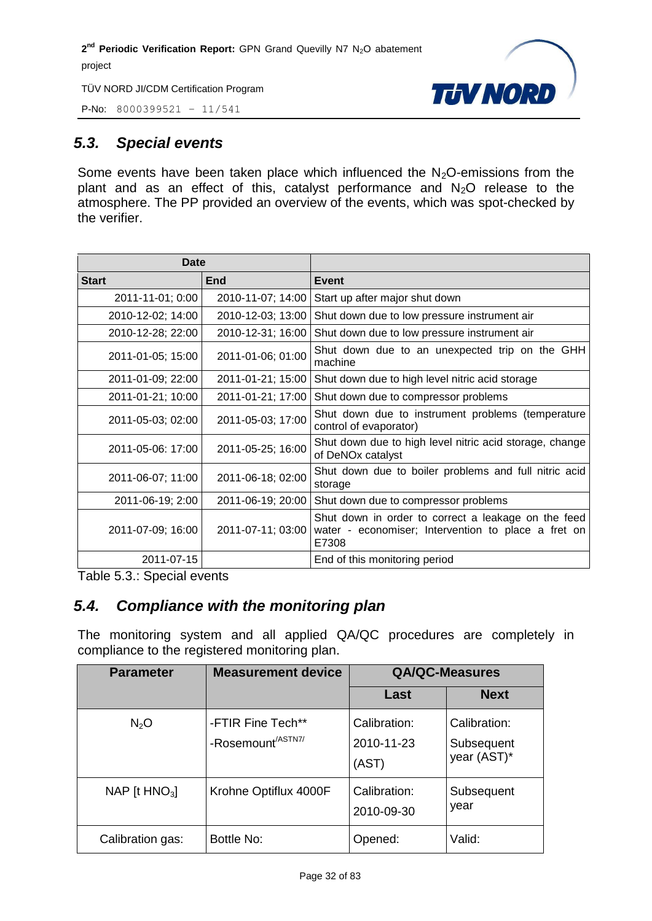## 5.3. Special events

Some events have been taken place which influenced the $N_2O$-emissions from the plant and as an effect of this, catalyst performance and $N_2O$ release to the atmosphere. The PP provided an overview of the events, which was spot-checked by the verifier.

| Date | | |
|---|---|---|
| **Start** | **End** | **Event** |
| 2011-11-01; 0:00 | 2010-11-07; 14:00 | Start up after major shut down |
| 2010-12-02; 14:00 | 2010-12-03; 13:00 | Shut down due to low pressure instrument air |
| 2010-12-28; 22:00 | 2010-12-31; 16:00 | Shut down due to low pressure instrument air |
| 2011-01-05; 15:00 | 2011-01-06; 01:00 | Shut down due to an unexpected trip on the GHH machine |
| 2011-01-09; 22:00 | 2011-01-21; 15:00 | Shut down due to high level nitric acid storage |
| 2011-01-21; 10:00 | 2011-01-21; 17:00 | Shut down due to compressor problems |
| 2011-05-03; 02:00 | 2011-05-03; 17:00 | Shut down due to instrument problems (temperature control of evaporator) |
| 2011-05-06: 17:00 | 2011-05-25; 16:00 | Shut down due to high level nitric acid storage, change of DeNOx catalyst |
| 2011-06-07; 11:00 | 2011-06-18; 02:00 | Shut down due to boiler problems and full nitric acid storage |
| 2011-06-19; 2:00 | 2011-06-19; 20:00 | Shut down due to compressor problems |
| 2011-07-09; 16:00 | 2011-07-11; 03:00 | Shut down in order to correct a leakage on the feed water - economiser; Intervention to place a fret on E7308 |
| 2011-07-15 | | End of this monitoring period |

Table 5.3.: Special events

## 5.4. Compliance with the monitoring plan

The monitoring system and all applied QA/QC procedures are completely in compliance to the registered monitoring plan.

| Parameter | Measurement device | QA/QC-Measures | |
|---|---|---|---|
| | | **Last** | **Next** |
| $N_2O$ | -FTIR Fine Tech** <br> -Rosemount/ASTN7/ | Calibration: 2010-11-23 (AST) | Calibration: Subsequent year (AST)* |
| NAP [t $HNO_3$] | Krohne Optiflux 4000F | Calibration: 2010-09-30 | Subsequent year |
| Calibration gas: | Bottle No: | Opened: | Valid: |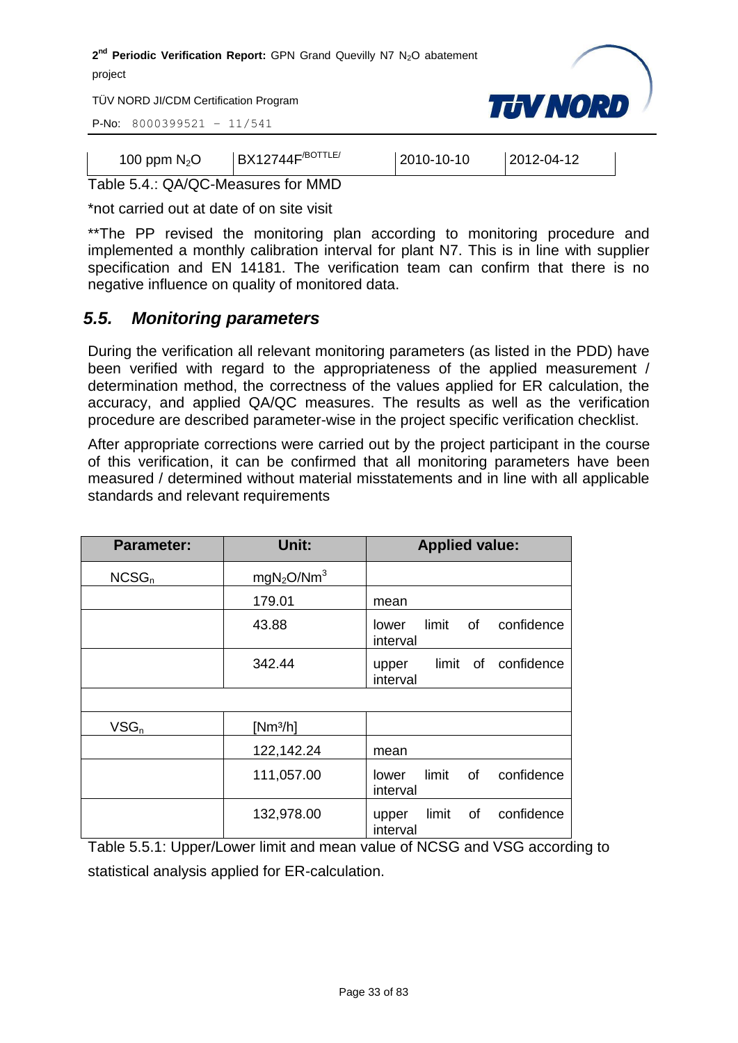| 100 ppm $N_2O$ | BX12744F[/BOTTLE/] | 2010-10-10 | 2012-04-12 |
|---|---|---|---|

Table 5.4.: QA/QC-Measures for MMD

*not carried out at date of on site visit

**The PP revised the monitoring plan according to monitoring procedure and implemented a monthly calibration interval for plant N7. This is in line with supplier specification and EN 14181. The verification team can confirm that there is no negative influence on quality of monitored data.

## *5.5. Monitoring parameters*

During the verification all relevant monitoring parameters (as listed in the PDD) have been verified with regard to the appropriateness of the applied measurement / determination method, the correctness of the values applied for ER calculation, the accuracy, and applied QA/QC measures. The results as well as the verification procedure are described parameter-wise in the project specific verification checklist.

After appropriate corrections were carried out by the project participant in the course of this verification, it can be confirmed that all monitoring parameters have been measured / determined without material misstatements and in line with all applicable standards and relevant requirements

| Parameter: | Unit: | Applied value: |
|---|---|---|
| $NCSG_n$ | $mgN_2O/Nm^3$ | |
| | 179.01 | mean |
| | 43.88 | lower limit of confidence interval |
| | 342.44 | upper limit of confidence interval |
| | | |
| $VSG_n$ | [$Nm^3/h$] | |
| | 122,142.24 | mean |
| | 111,057.00 | lower limit of confidence interval |
| | 132,978.00 | upper limit of confidence interval |

Table 5.5.1: Upper/Lower limit and mean value of NCSG and VSG according to statistical analysis applied for ER-calculation.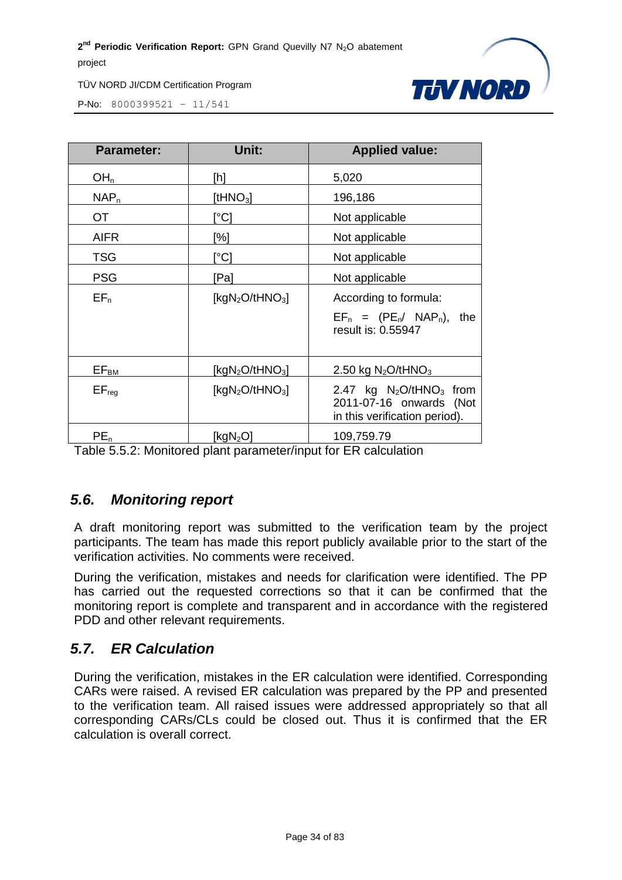| Parameter: | Unit: | Applied value: |
|---|---|---|
| $OH_n$ | [h] | 5,020 |
| $NAP_n$ | [$tHNO_3$] | 196,186 |
| OT | [°C] | Not applicable |
| AIFR | [%] | Not applicable |
| TSG | [°C] | Not applicable |
| PSG | [Pa] | Not applicable |
| $EF_n$ | [$kgN_2O/tHNO_3$] | According to formula: $EF_n = (PE_n / NAP_n)$, the result is: 0.55947 |
| $EF_{BM}$ | [$kgN_2O/tHNO_3$] | 2.50 kg $N_2O/tHNO_3$ |
| $EF_{reg}$ | [$kgN_2O/tHNO_3$] | 2.47 kg $N_2O/tHNO_3$ from 2011-07-16 onwards (Not in this verification period). |
| $PE_n$ | [$kgN_2O$] | 109,759.79 |

Table 5.5.2: Monitored plant parameter/input for ER calculation

## *5.6. Monitoring report*

A draft monitoring report was submitted to the verification team by the project participants. The team has made this report publicly available prior to the start of the verification activities. No comments were received.

During the verification, mistakes and needs for clarification were identified. The PP has carried out the requested corrections so that it can be confirmed that the monitoring report is complete and transparent and in accordance with the registered PDD and other relevant requirements.

## *5.7. ER Calculation*

During the verification, mistakes in the ER calculation were identified. Corresponding CARs were raised. A revised ER calculation was prepared by the PP and presented to the verification team. All raised issues were addressed appropriately so that all corresponding CARs/CLs could be closed out. Thus it is confirmed that the ER calculation is overall correct.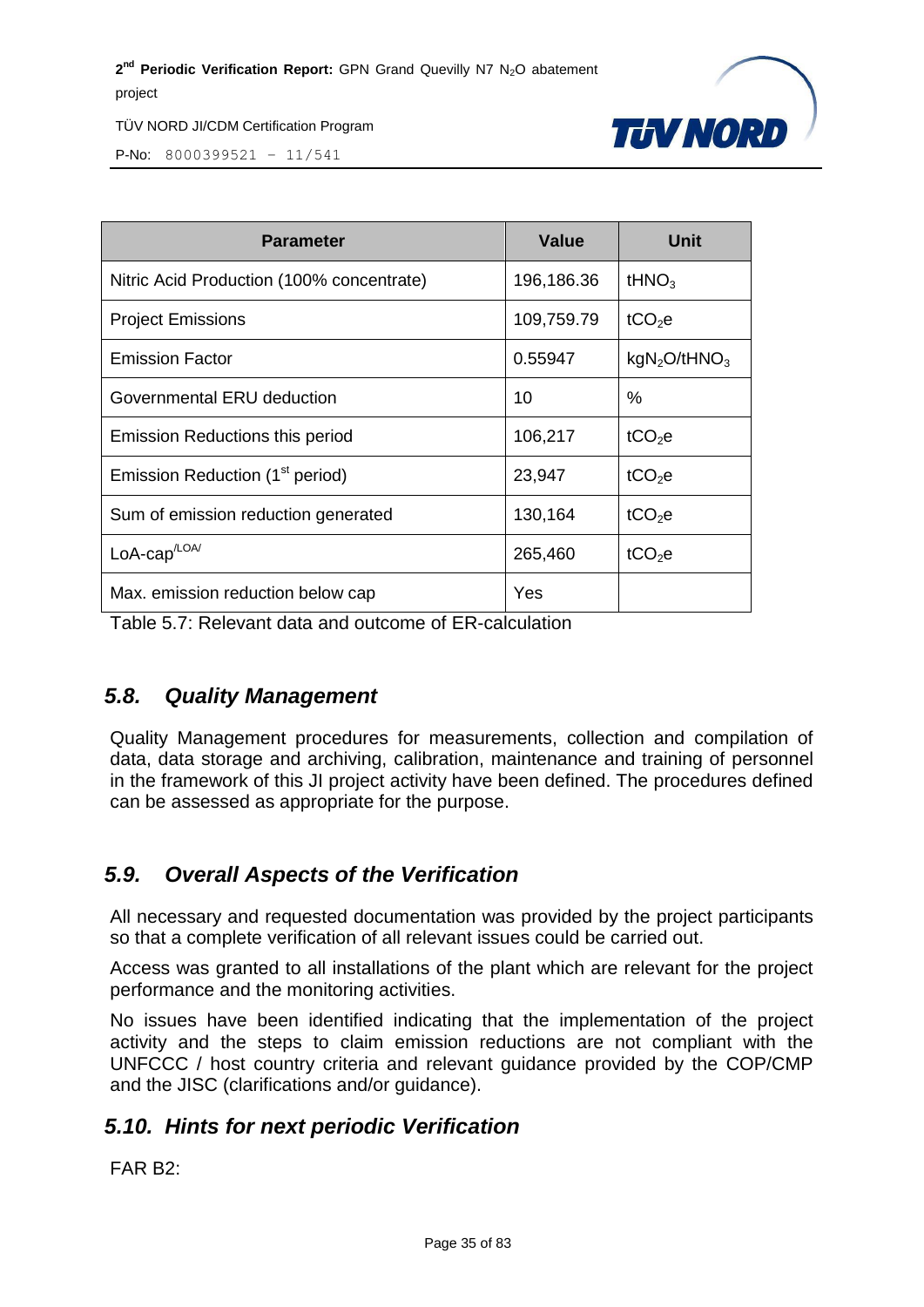| Parameter | Value | Unit |
|---|---|---|
| Nitric Acid Production (100% concentrate) | 196,186.36 | $tHNO_3$ |
| Project Emissions | 109,759.79 | $tCO_2e$ |
| Emission Factor | 0.55947 | $kgN_2O/tHNO_3$ |
| Governmental ERU deduction | 10 | % |
| Emission Reductions this period | 106,217 | $tCO_2e$ |
| Emission Reduction (1st period) | 23,947 | $tCO_2e$ |
| Sum of emission reduction generated | 130,164 | $tCO_2e$ |
| LoA-cap[/LOA/] | 265,460 | $tCO_2e$ |
| Max. emission reduction below cap | Yes | |

Table 5.7: Relevant data and outcome of ER-calculation

## *5.8. Quality Management*

Quality Management procedures for measurements, collection and compilation of data, data storage and archiving, calibration, maintenance and training of personnel in the framework of this JI project activity have been defined. The procedures defined can be assessed as appropriate for the purpose.

## *5.9. Overall Aspects of the Verification*

All necessary and requested documentation was provided by the project participants so that a complete verification of all relevant issues could be carried out.

Access was granted to all installations of the plant which are relevant for the project performance and the monitoring activities.

No issues have been identified indicating that the implementation of the project activity and the steps to claim emission reductions are not compliant with the UNFCCC / host country criteria and relevant guidance provided by the COP/CMP and the JISC (clarifications and/or guidance).

## *5.10. Hints for next periodic Verification*

FAR B2: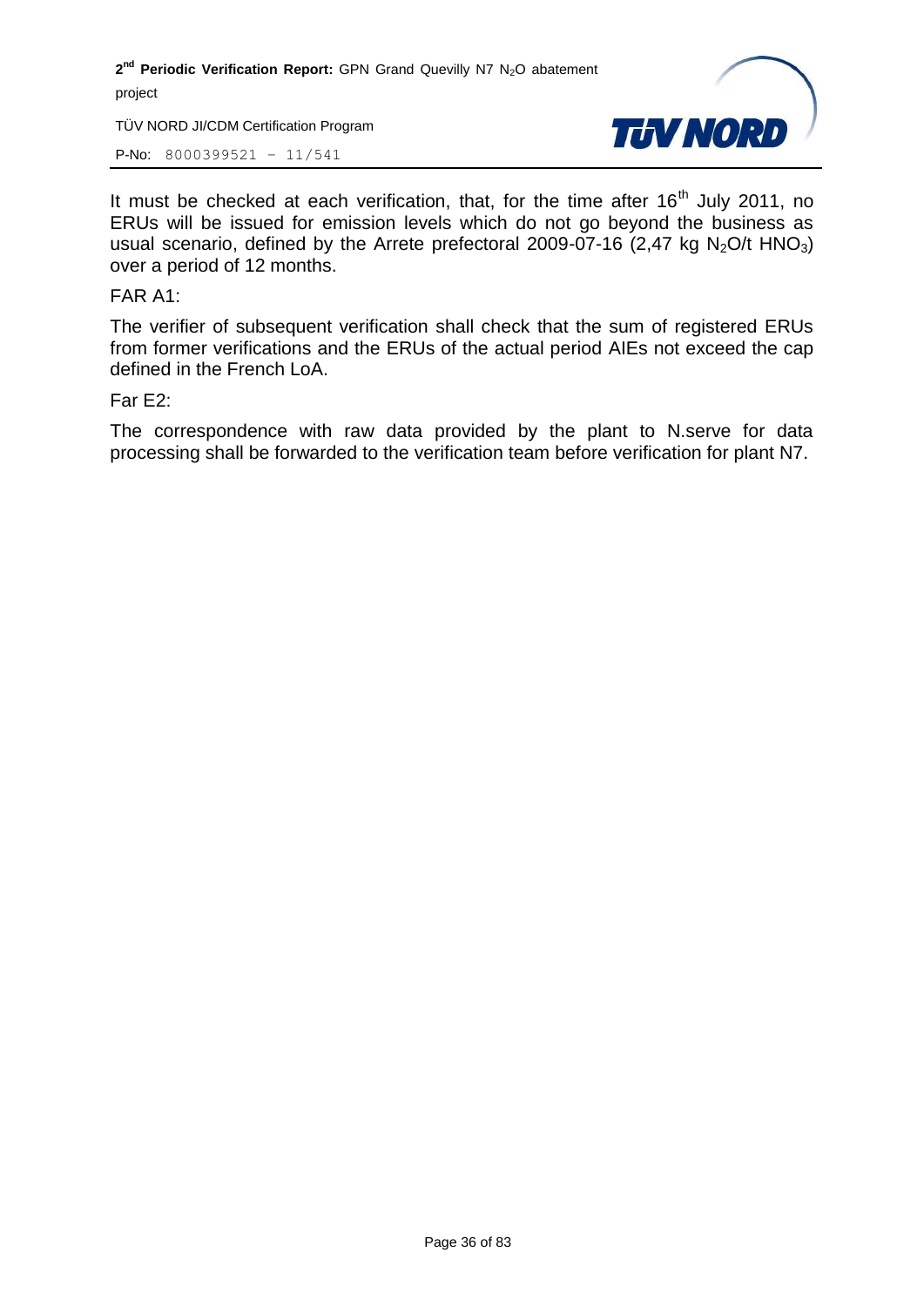It must be checked at each verification, that, for the time after 16th July 2011, no ERUs will be issued for emission levels which do not go beyond the business as usual scenario, defined by the Arrete prefectoral 2009-07-16 (2,47 kg $N_2O$/t $HNO_3$) over a period of 12 months.

FAR A1:

The verifier of subsequent verification shall check that the sum of registered ERUs from former verifications and the ERUs of the actual period AIEs not exceed the cap defined in the French LoA.

Far E2:

The correspondence with raw data provided by the plant to N.serve for data processing shall be forwarded to the verification team before verification for plant N7.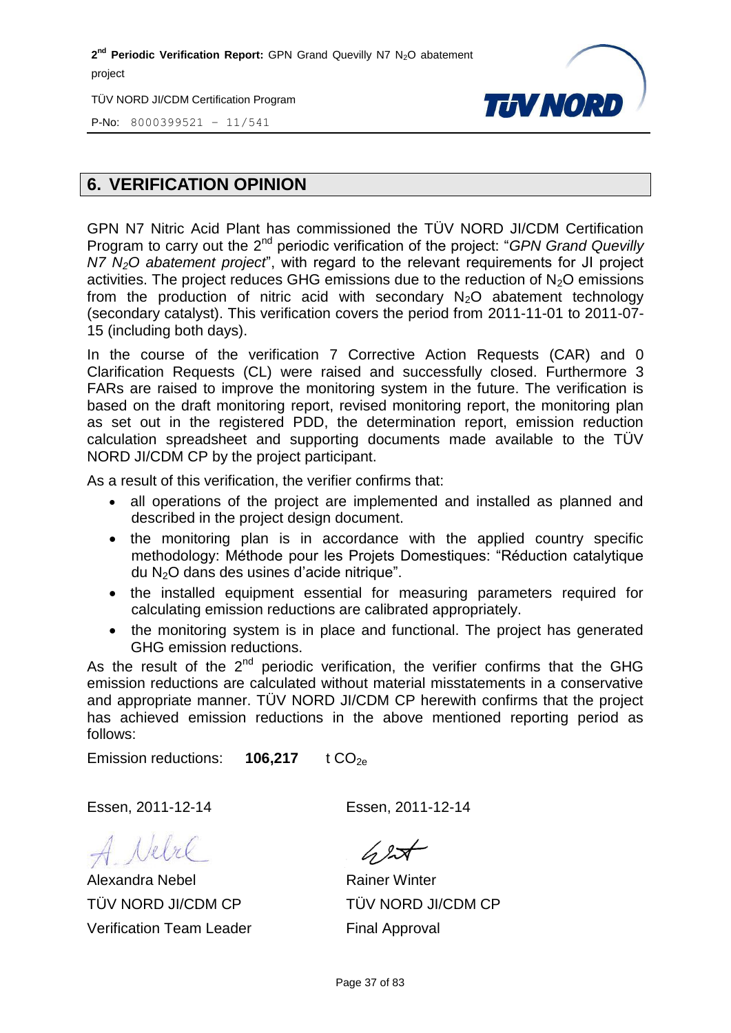## 6. VERIFICATION OPINION

GPN N7 Nitric Acid Plant has commissioned the TÜV NORD JI/CDM Certification Program to carry out the 2nd periodic verification of the project: "*GPN Grand Quevilly N7 $N_2O$ abatement project*", with regard to the relevant requirements for JI project activities. The project reduces GHG emissions due to the reduction of $N_2O$ emissions from the production of nitric acid with secondary $N_2O$ abatement technology (secondary catalyst). This verification covers the period from 2011-11-01 to 2011-07-15 (including both days).

In the course of the verification 7 Corrective Action Requests (CAR) and 0 Clarification Requests (CL) were raised and successfully closed. Furthermore 3 FARs are raised to improve the monitoring system in the future. The verification is based on the draft monitoring report, revised monitoring report, the monitoring plan as set out in the registered PDD, the determination report, emission reduction calculation spreadsheet and supporting documents made available to the TÜV NORD JI/CDM CP by the project participant.

As a result of this verification, the verifier confirms that:

- all operations of the project are implemented and installed as planned and described in the project design document.
- the monitoring plan is in accordance with the applied country specific methodology: Méthode pour les Projets Domestiques: "Réduction catalytique du $N_2O$ dans des usines d'acide nitrique".
- the installed equipment essential for measuring parameters required for calculating emission reductions are calibrated appropriately.
- the monitoring system is in place and functional. The project has generated GHG emission reductions.

As the result of the 2nd periodic verification, the verifier confirms that the GHG emission reductions are calculated without material misstatements in a conservative and appropriate manner. TÜV NORD JI/CDM CP herewith confirms that the project has achieved emission reductions in the above mentioned reporting period as follows:

Emission reductions: **106,217** t $CO_{2e}$

| Essen, 2011-12-14 | Essen, 2011-12-14 |
|---|---|
| Alexandra Nebel | Rainer Winter |
| TÜV NORD JI/CDM CP | TÜV NORD JI/CDM CP |
| Verification Team Leader | Final Approval |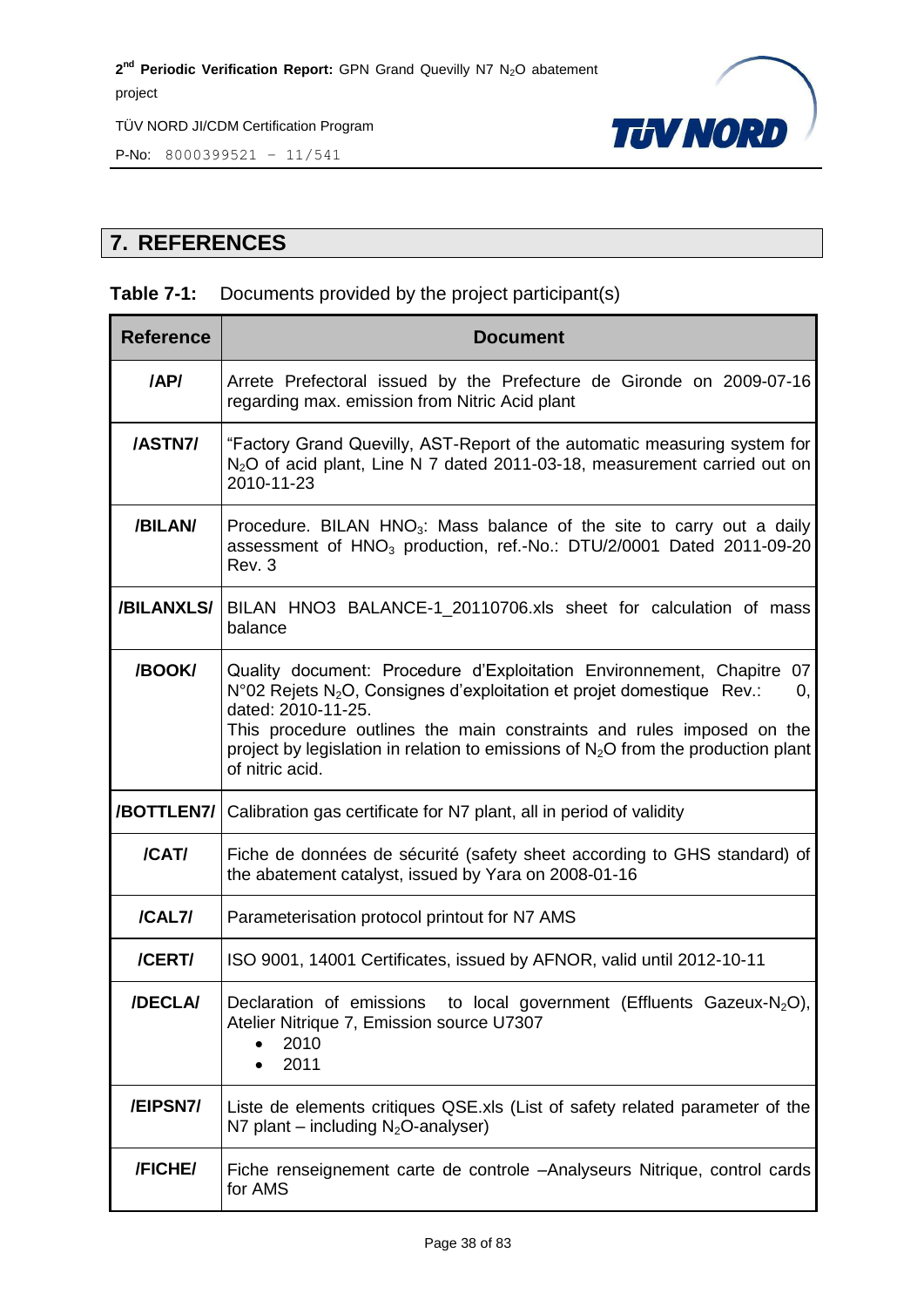## 7. REFERENCES

**Table 7-1:** Documents provided by the project participant(s)

| Reference | Document |
|---|---|
| /AP/ | Arrete Prefectoral issued by the Prefecture de Gironde on 2009-07-16 regarding max. emission from Nitric Acid plant |
| /ASTN7/ | "Factory Grand Quevilly, AST-Report of the automatic measuring system for $N_2O$ of acid plant, Line N 7 dated 2011-03-18, measurement carried out on 2010-11-23 |
| /BILAN/ | Procedure. BILAN $HNO_3$: Mass balance of the site to carry out a daily assessment of $HNO_3$ production, ref.-No.: DTU/2/0001 Dated 2011-09-20 Rev. 3 |
| /BILANXLS/ | BILAN HNO3 BALANCE-1_20110706.xls sheet for calculation of mass balance |
| /BOOK/ | Quality document: Procedure d'Exploitation Environnement, Chapitre 07 N°02 Rejets $N_2O$, Consignes d'exploitation et projet domestique Rev.: 0, dated: 2010-11-25.<br>This procedure outlines the main constraints and rules imposed on the project by legislation in relation to emissions of $N_2O$ from the production plant of nitric acid. |
| /BOTTLEN7/ | Calibration gas certificate for N7 plant, all in period of validity |
| /CAT/ | Fiche de données de sécurité (safety sheet according to GHS standard) of the abatement catalyst, issued by Yara on 2008-01-16 |
| /CAL7/ | Parameterisation protocol printout for N7 AMS |
| /CERT/ | ISO 9001, 14001 Certificates, issued by AFNOR, valid until 2012-10-11 |
| /DECLA/ | Declaration of emissions to local government (Effluents Gazeux-$N_2O$), Atelier Nitrique 7, Emission source U7307<br>• 2010<br>• 2011 |
| /EIPSN7/ | Liste de elements critiques QSE.xls (List of safety related parameter of the N7 plant – including $N_2O$-analyser) |
| /FICHE/ | Fiche renseignement carte de controle –Analyseurs Nitrique, control cards for AMS |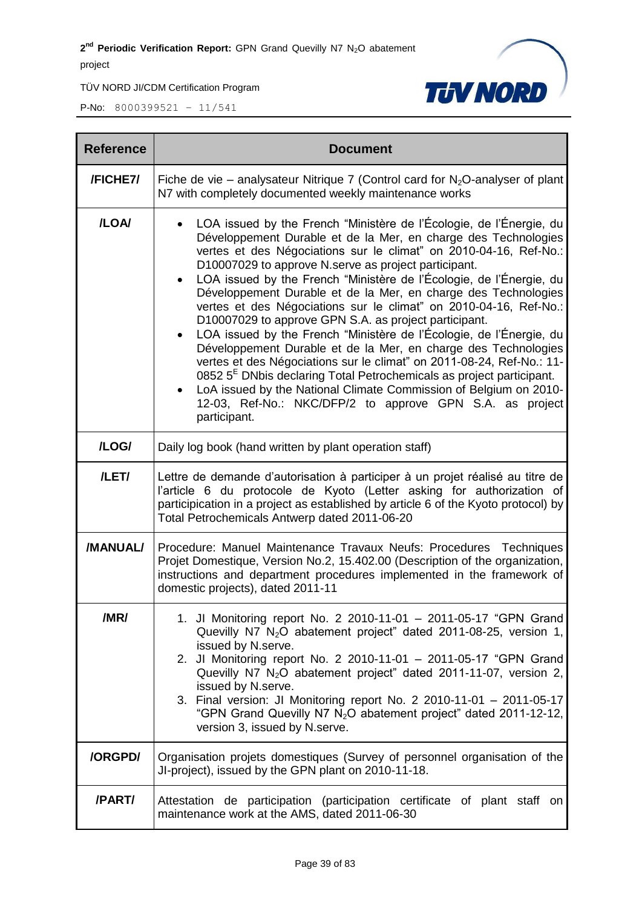| Reference | Document |
|---|---|
| **/FICHE7/** | Fiche de vie – analysateur Nitrique 7 (Control card for $N_2O$-analyser of plant N7 with completely documented weekly maintenance works |
| **/LOA/** | • LOA issued by the French “Ministère de l'Écologie, de l'Énergie, du Développement Durable et de la Mer, en charge des Technologies vertes et des Négociations sur le climat” on 2010-04-16, Ref-No.: D10007029 to approve N.serve as project participant.<br>• LOA issued by the French “Ministère de l'Écologie, de l'Énergie, du Développement Durable et de la Mer, en charge des Technologies vertes et des Négociations sur le climat” on 2010-04-16, Ref-No.: D10007029 to approve GPN S.A. as project participant.<br>• LOA issued by the French “Ministère de l'Écologie, de l'Énergie, du Développement Durable et de la Mer, en charge des Technologies vertes et des Négociations sur le climat” on 2011-08-24, Ref-No.: 11-0852 5[E] DNbis declaring Total Petrochemicals as project participant.<br>• LoA issued by the National Climate Commission of Belgium on 2010-12-03, Ref-No.: NKC/DFP/2 to approve GPN S.A. as project participant. |
| **/LOG/** | Daily log book (hand written by plant operation staff) |
| **/LET/** | Lettre de demande d'autorisation à participer à un projet réalisé au titre de l'article 6 du protocole de Kyoto (Letter asking for authorization of participication in a project as established by article 6 of the Kyoto protocol) by Total Petrochemicals Antwerp dated 2011-06-20 |
| **/MANUAL/** | Procedure: Manuel Maintenance Travaux Neufs: Procedures Techniques Projet Domestique, Version No.2, 15.402.00 (Description of the organization, instructions and department procedures implemented in the framework of domestic projects), dated 2011-11 |
| **/MR/** | 1. JI Monitoring report No. 2 2010-11-01 – 2011-05-17 “GPN Grand Quevilly N7 $N_2O$ abatement project” dated 2011-08-25, version 1, issued by N.serve.<br>2. JI Monitoring report No. 2 2010-11-01 – 2011-05-17 “GPN Grand Quevilly N7 $N_2O$ abatement project” dated 2011-11-07, version 2, issued by N.serve.<br>3. Final version: JI Monitoring report No. 2 2010-11-01 – 2011-05-17 “GPN Grand Quevilly N7 $N_2O$ abatement project” dated 2011-12-12, version 3, issued by N.serve. |
| **/ORGPD/** | Organisation projets domestiques (Survey of personnel organisation of the JI-project), issued by the GPN plant on 2010-11-18. |
| **/PART/** | Attestation de participation (participation certificate of plant staff on maintenance work at the AMS, dated 2011-06-30 |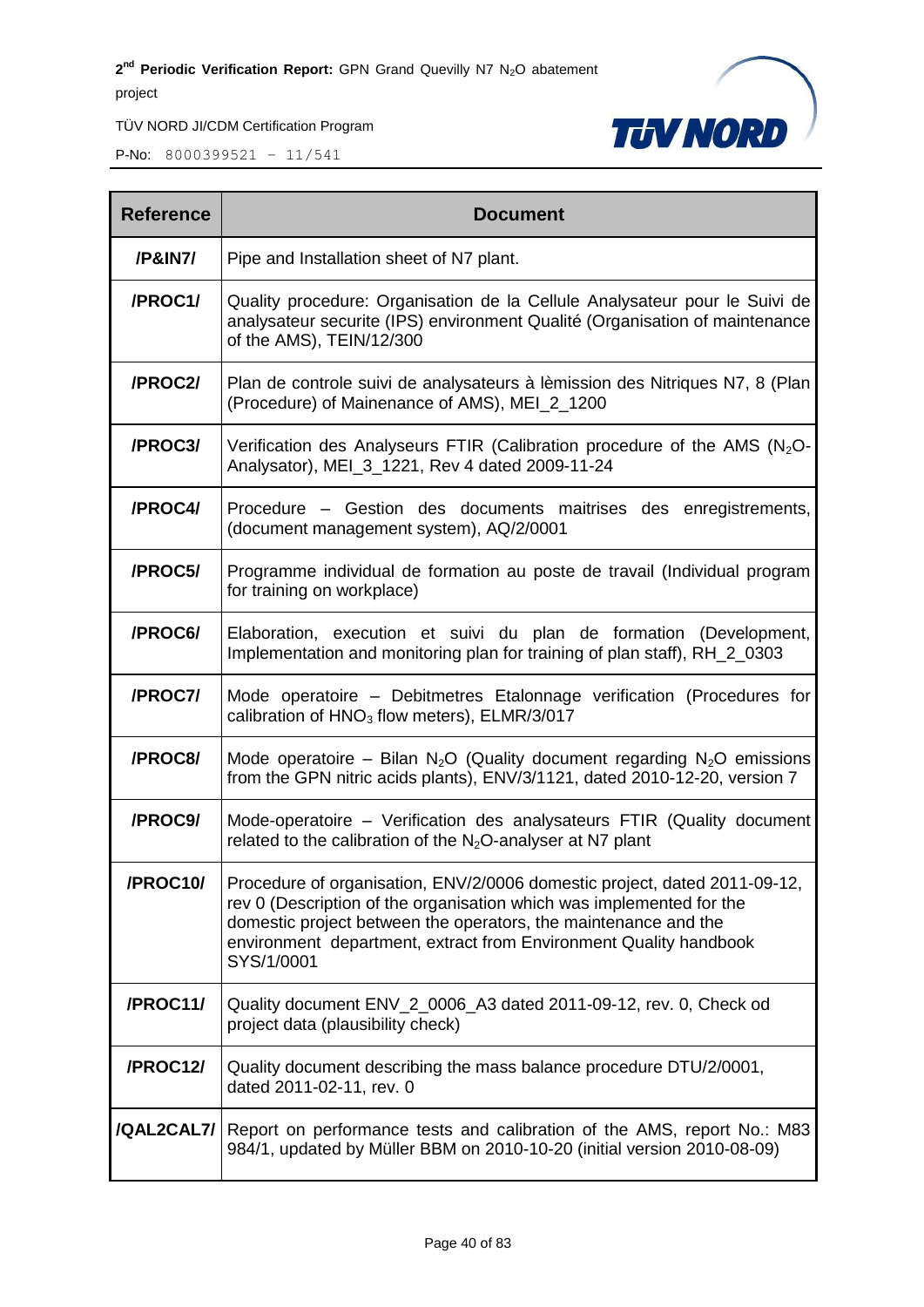| Reference | Document |
|---|---|
| /P&IN7/ | Pipe and Installation sheet of N7 plant. |
| /PROC1/ | Quality procedure: Organisation de la Cellule Analysateur pour le Suivi de analysateur securite (IPS) environment Qualité (Organisation of maintenance of the AMS), TEIN/12/300 |
| /PROC2/ | Plan de controle suivi de analysateurs à lèmission des Nitriques N7, 8 (Plan (Procedure) of Mainenance of AMS), MEI_2_1200 |
| /PROC3/ | Verification des Analyseurs FTIR (Calibration procedure of the AMS ($N_2O$-Analysator), MEI_3_1221, Rev 4 dated 2009-11-24 |
| /PROC4/ | Procedure – Gestion des documents maitrises des enregistrements, (document management system), AQ/2/0001 |
| /PROC5/ | Programme individual de formation au poste de travail (Individual program for training on workplace) |
| /PROC6/ | Elaboration, execution et suivi du plan de formation (Development, Implementation and monitoring plan for training of plan staff), RH_2_0303 |
| /PROC7/ | Mode operatoire – Debitmetres Etalonnage verification (Procedures for calibration of $HNO_3$ flow meters), ELMR/3/017 |
| /PROC8/ | Mode operatoire – Bilan $N_2O$ (Quality document regarding $N_2O$ emissions from the GPN nitric acids plants), ENV/3/1121, dated 2010-12-20, version 7 |
| /PROC9/ | Mode-operatoire – Verification des analysateurs FTIR (Quality document related to the calibration of the $N_2O$-analyser at N7 plant |
| /PROC10/ | Procedure of organisation, ENV/2/0006 domestic project, dated 2011-09-12, rev 0 (Description of the organisation which was implemented for the domestic project between the operators, the maintenance and the environment department, extract from Environment Quality handbook SYS/1/0001 |
| /PROC11/ | Quality document ENV_2_0006_A3 dated 2011-09-12, rev. 0, Check od project data (plausibility check) |
| /PROC12/ | Quality document describing the mass balance procedure DTU/2/0001, dated 2011-02-11, rev. 0 |
| /QAL2CAL7/ | Report on performance tests and calibration of the AMS, report No.: M83 984/1, updated by Müller BBM on 2010-10-20 (initial version 2010-08-09) |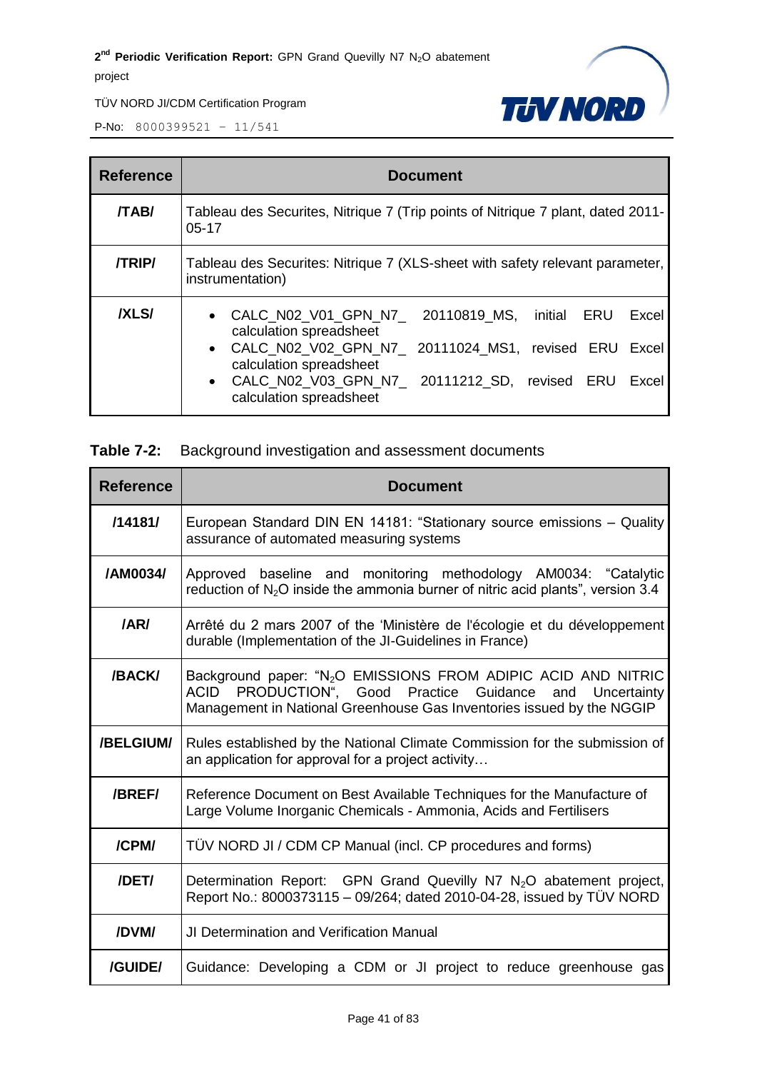| Reference | Document |
| --- | --- |
| /TAB/ | Tableau des Securites, Nitrique 7 (Trip points of Nitrique 7 plant, dated 2011-05-17 |
| /TRIP/ | Tableau des Securites: Nitrique 7 (XLS-sheet with safety relevant parameter, instrumentation) |
| /XLS/ | • CALC_N02_V01_GPN_N7_ 20110819_MS, initial ERU Excel calculation spreadsheet<br>• CALC_N02_V02_GPN_N7_ 20111024_MS1, revised ERU Excel calculation spreadsheet<br>• CALC_N02_V03_GPN_N7_ 20111212_SD, revised ERU Excel calculation spreadsheet |

**Table 7-2:** Background investigation and assessment documents

| Reference | Document |
| --- | --- |
| /14181/ | European Standard DIN EN 14181: "Stationary source emissions – Quality assurance of automated measuring systems |
| /AM0034/ | Approved baseline and monitoring methodology AM0034: "Catalytic reduction of $N_2O$ inside the ammonia burner of nitric acid plants", version 3.4 |
| /AR/ | Arrêté du 2 mars 2007 of the 'Ministère de l'écologie et du développement durable (Implementation of the JI-Guidelines in France) |
| /BACK/ | Background paper: "$N_2O$ EMISSIONS FROM ADIPIC ACID AND NITRIC ACID PRODUCTION", Good Practice Guidance and Uncertainty Management in National Greenhouse Gas Inventories issued by the NGGIP |
| /BELGIUM/ | Rules established by the National Climate Commission for the submission of an application for approval for a project activity… |
| /BREF/ | Reference Document on Best Available Techniques for the Manufacture of Large Volume Inorganic Chemicals - Ammonia, Acids and Fertilisers |
| /CPM/ | TÜV NORD JI / CDM CP Manual (incl. CP procedures and forms) |
| /DET/ | Determination Report: GPN Grand Quevilly N7 $N_2O$ abatement project, Report No.: 8000373115 – 09/264; dated 2010-04-28, issued by TÜV NORD |
| /DVM/ | JI Determination and Verification Manual |
| /GUIDE/ | Guidance: Developing a CDM or JI project to reduce greenhouse gas |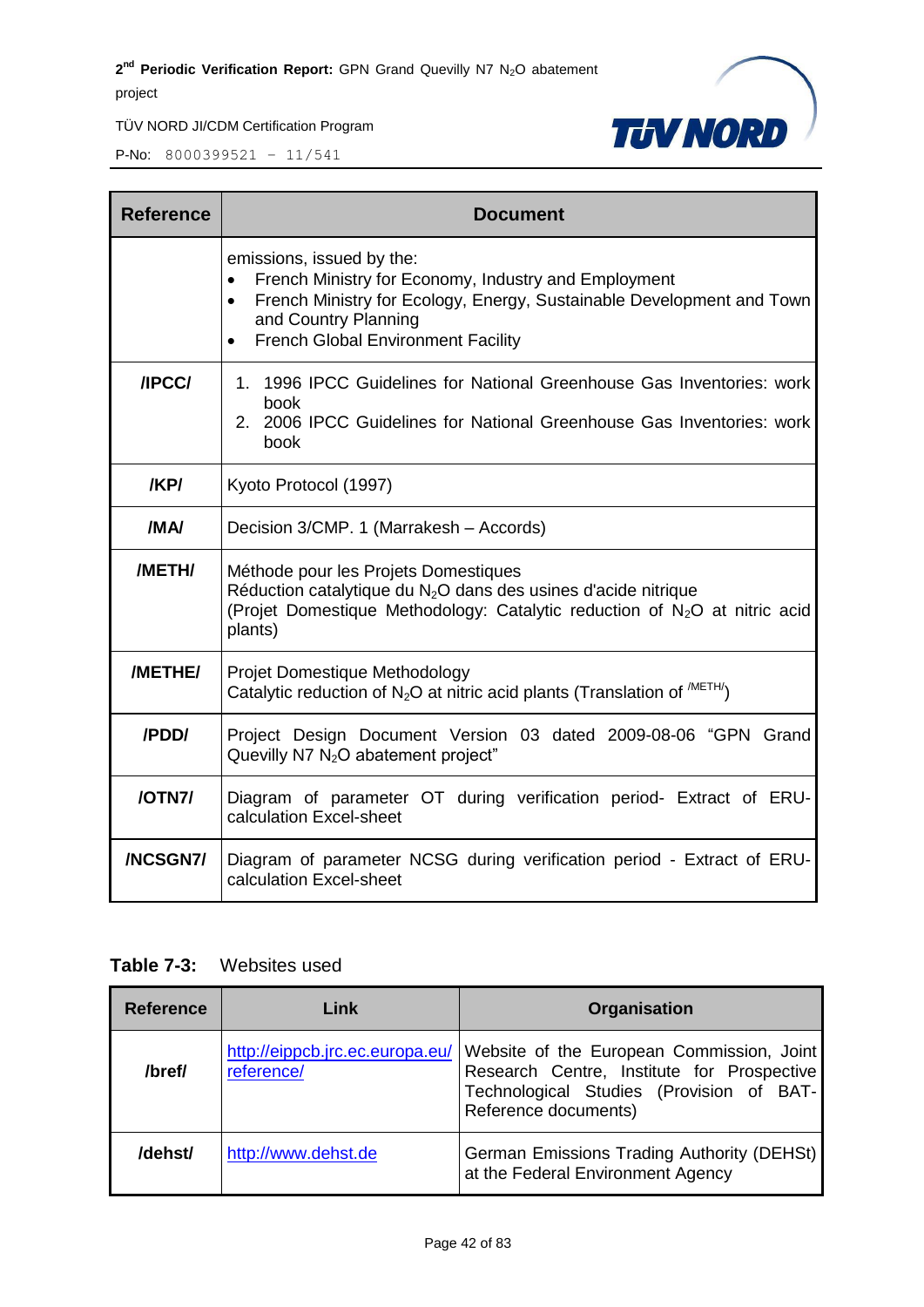| Reference | Document |
|---|---|
| | emissions, issued by the:<br>• French Ministry for Economy, Industry and Employment<br>• French Ministry for Ecology, Energy, Sustainable Development and Town and Country Planning<br>• French Global Environment Facility |
| **/IPCC/** | 1. 1996 IPCC Guidelines for National Greenhouse Gas Inventories: work book<br>2. 2006 IPCC Guidelines for National Greenhouse Gas Inventories: work book |
| **/KP/** | Kyoto Protocol (1997) |
| **/MA/** | Decision 3/CMP. 1 (Marrakesh – Accords) |
| **/METH/** | Méthode pour les Projets Domestiques<br>Réduction catalytique du $N_2O$ dans des usines d'acide nitrique<br>(Projet Domestique Methodology: Catalytic reduction of $N_2O$ at nitric acid plants) |
| **/METHE/** | Projet Domestique Methodology<br>Catalytic reduction of $N_2O$ at nitric acid plants (Translation of /METH/) |
| **/PDD/** | Project Design Document Version 03 dated 2009-08-06 "GPN Grand Quevilly N7 $N_2O$ abatement project" |
| **/OTN7/** | Diagram of parameter OT during verification period- Extract of ERU-calculation Excel-sheet |
| **/NCSGN7/** | Diagram of parameter NCSG during verification period - Extract of ERU-calculation Excel-sheet |

**Table 7-3:** Websites used

| Reference | Link | Organisation |
|---|---|---|
| **/bref/** | http://eippcb.jrc.ec.europa.eu/reference/ | Website of the European Commission, Joint Research Centre, Institute for Prospective Technological Studies (Provision of BAT-Reference documents) |
| **/dehst/** | http://www.dehst.de | German Emissions Trading Authority (DEHSt) at the Federal Environment Agency |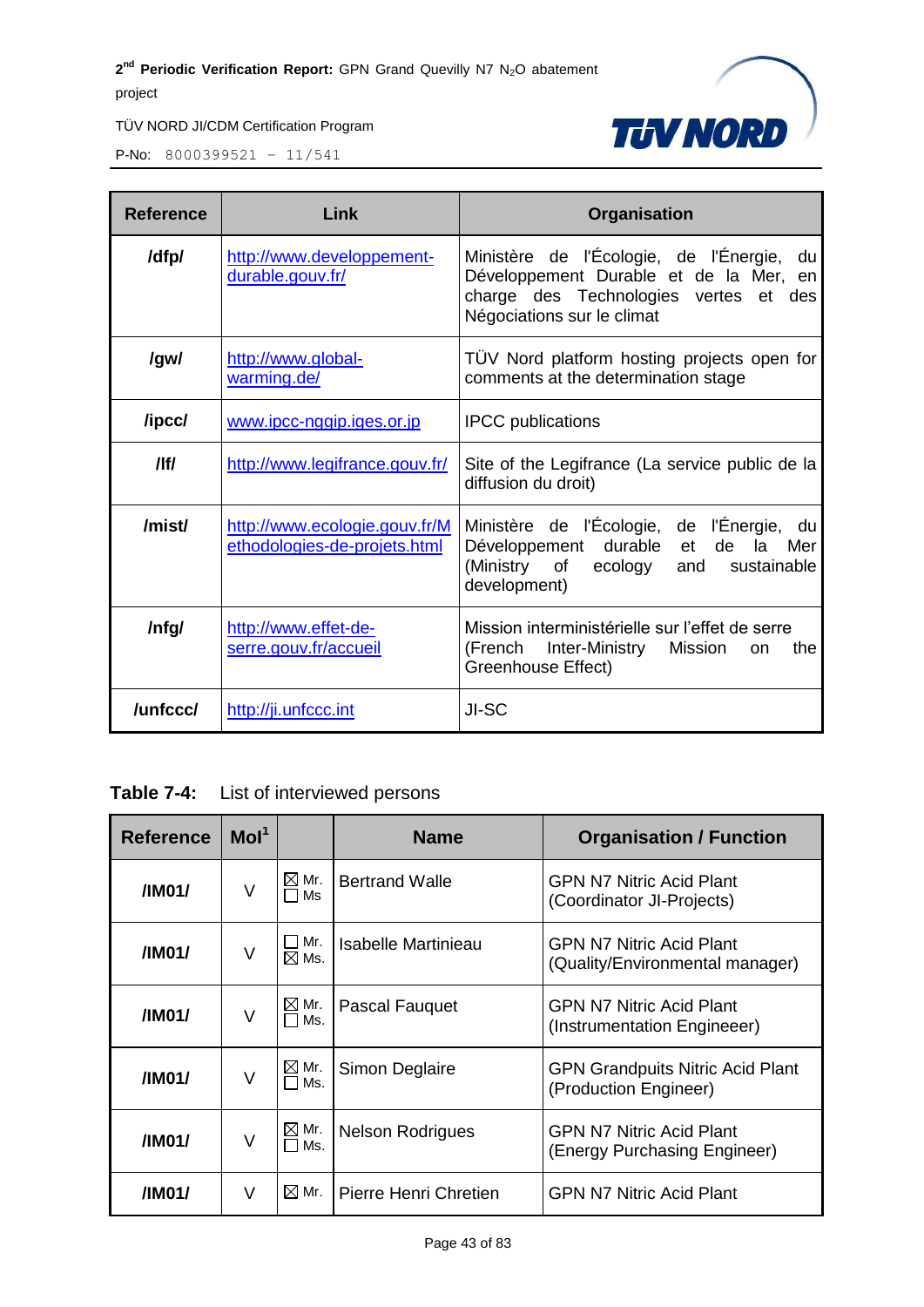| Reference | Link | Organisation |
|---|---|---|
| /dfp/ | http://www.developpement-durable.gouv.fr/ | Ministère de l'Écologie, de l'Énergie, du Développement Durable et de la Mer, en charge des Technologies vertes et des Négociations sur le climat |
| /gw/ | http://www.global-warming.de/ | TÜV Nord platform hosting projects open for comments at the determination stage |
| /ipcc/ | www.ipcc-nggip.iges.or.jp | IPCC publications |
| /lf/ | http://www.legifrance.gouv.fr/ | Site of the Legifrance (La service public de la diffusion du droit) |
| /mist/ | http://www.ecologie.gouv.fr/Methodologies-de-projets.html | Ministère de l'Écologie, de l'Énergie, du Développement durable et de la Mer (Ministry of ecology and sustainable development) |
| /nfg/ | http://www.effet-de-serre.gouv.fr/accueil | Mission interministérielle sur l'effet de serre (French Inter-Ministry Mission on the Greenhouse Effect) |
| /unfccc/ | http://ji.unfccc.int | JI-SC |

**Table 7-4:** List of interviewed persons

| Reference | MoI[1] | | Name | Organisation / Function |
|---|---|---|---|---|
| /IM01/ | V | ☒ Mr. ☐ Ms | Bertrand Walle | GPN N7 Nitric Acid Plant (Coordinator JI-Projects) |
| /IM01/ | V | ☐ Mr. ☒ Ms. | Isabelle Martinieau | GPN N7 Nitric Acid Plant (Quality/Environmental manager) |
| /IM01/ | V | ☒ Mr. ☐ Ms. | Pascal Fauquet | GPN N7 Nitric Acid Plant (Instrumentation Engineeer) |
| /IM01/ | V | ☒ Mr. ☐ Ms. | Simon Deglaire | GPN Grandpuits Nitric Acid Plant (Production Engineer) |
| /IM01/ | V | ☒ Mr. ☐ Ms. | Nelson Rodrigues | GPN N7 Nitric Acid Plant (Energy Purchasing Engineer) |
| /IM01/ | V | ☒ Mr. | Pierre Henri Chretien | GPN N7 Nitric Acid Plant |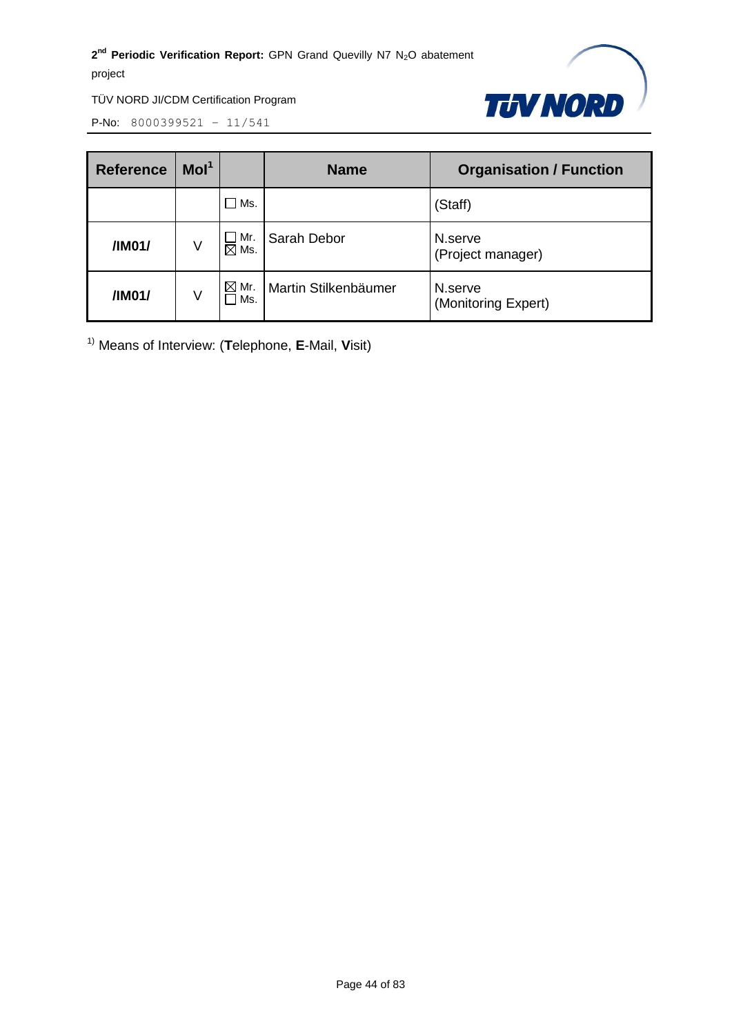| Reference | MoI[1] | | Name | Organisation / Function |
|---|---|---|---|---|
| | | ☐ Ms. | | (Staff) |
| /IM01/ | V | ☐ Mr. ☒ Ms. | Sarah Debor | N.serve (Project manager) |
| /IM01/ | V | ☒ Mr. ☐ Ms. | Martin Stilkenbäumer | N.serve (Monitoring Expert) |

[1)] Means of Interview: (**T**elephone, **E**-Mail, **V**isit)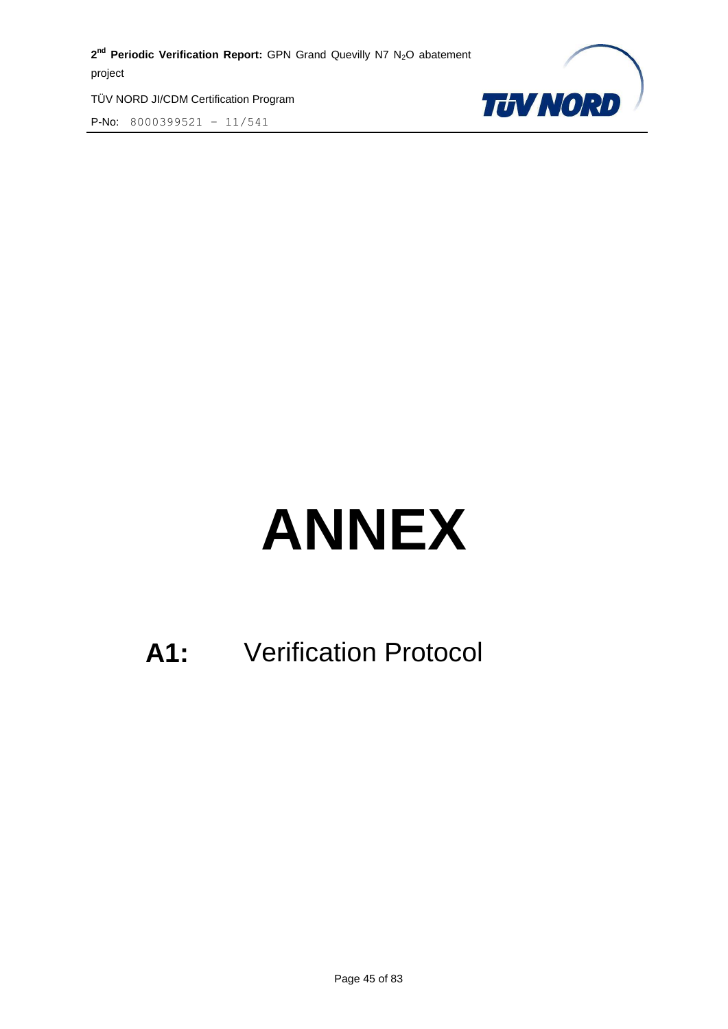# ANNEX

## A1: Verification Protocol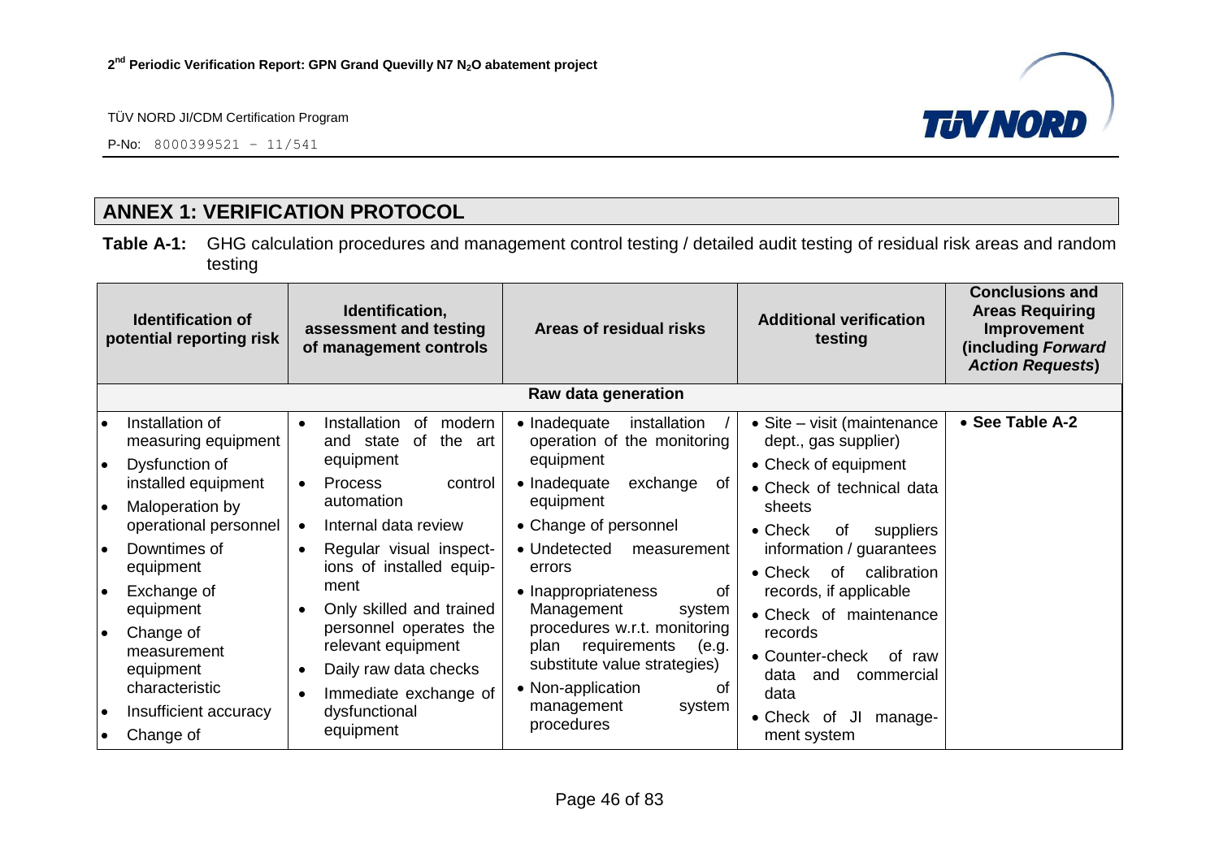## ANNEX 1: VERIFICATION PROTOCOL

**Table A-1:** GHG calculation procedures and management control testing / detailed audit testing of residual risk areas and random testing

| Identification of potential reporting risk | Identification, assessment and testing of management controls | Areas of residual risks | Additional verification testing | Conclusions and Areas Requiring Improvement (including *Forward Action Requests*) |
|---|---|---|---|---|
| **Raw data generation** | | | | |
| • Installation of measuring equipment<br>• Dysfunction of installed equipment<br>• Maloperation by operational personnel<br>• Downtimes of equipment<br>• Exchange of equipment<br>• Change of measurement equipment characteristic<br>• Insufficient accuracy<br>• Change of | • Installation of modern and state of the art equipment<br>• Process control automation<br>• Internal data review<br>• Regular visual inspections of installed equipment<br>• Only skilled and trained personnel operates the relevant equipment<br>• Daily raw data checks<br>• Immediate exchange of dysfunctional equipment | • Inadequate installation / operation of the monitoring equipment<br>• Inadequate exchange of equipment<br>• Change of personnel<br>• Undetected measurement errors<br>• Inappropriateness of Management system procedures w.r.t. monitoring plan requirements (e.g. substitute value strategies)<br>• Non-application of management system procedures | • Site – visit (maintenance dept., gas supplier)<br>• Check of equipment<br>• Check of technical data sheets<br>• Check of suppliers information / guarantees<br>• Check of calibration records, if applicable<br>• Check of maintenance records<br>• Counter-check of raw data and commercial data<br>• Check of JI management system | • **See Table A-2** |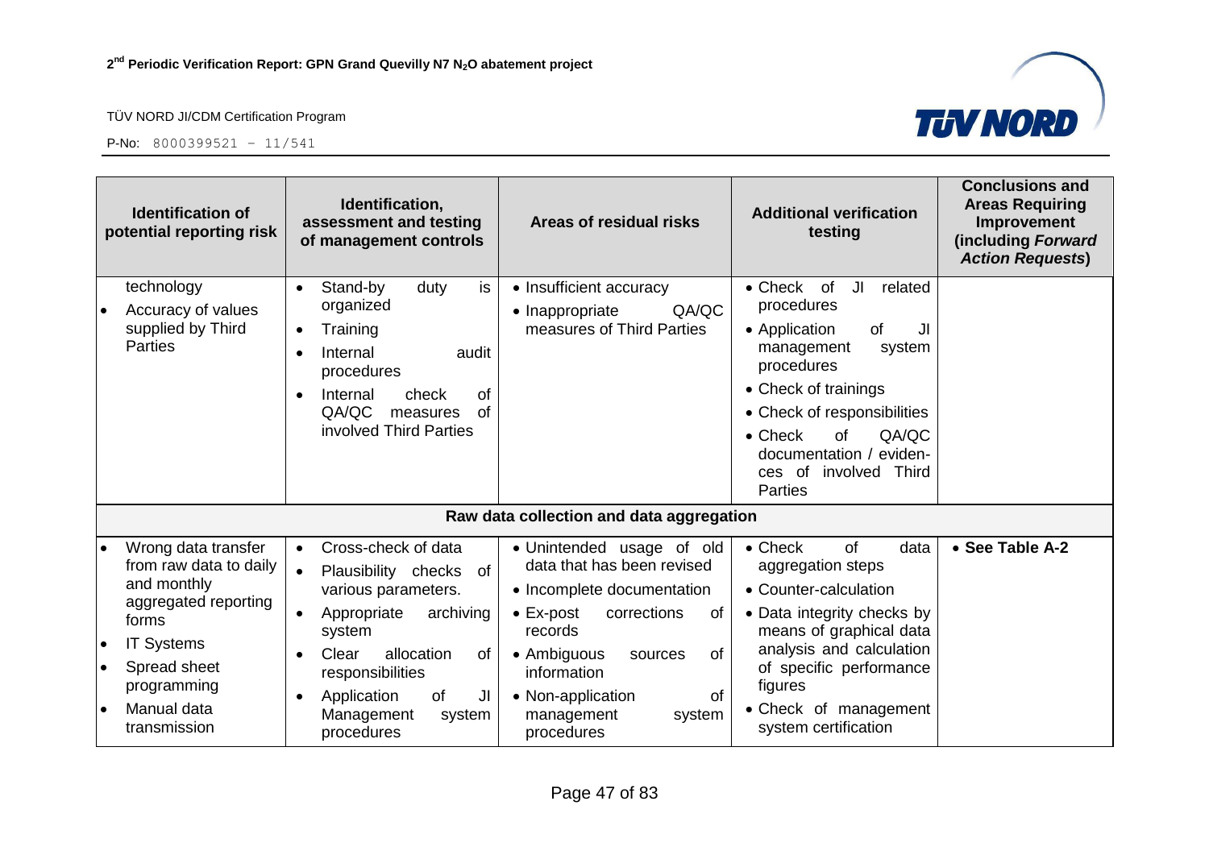| Identification of potential reporting risk | Identification, assessment and testing of management controls | Areas of residual risks | Additional verification testing | Conclusions and Areas Requiring Improvement (including *Forward Action Requests*) |
|---|---|---|---|---|
| technology<br>• Accuracy of values supplied by Third Parties | • Stand-by duty is organized<br>• Training<br>• Internal audit procedures<br>• Internal check of QA/QC measures of involved Third Parties | • Insufficient accuracy<br>• Inappropriate QA/QC measures of Third Parties | • Check of JI related procedures<br>• Application of JI management system procedures<br>• Check of trainings<br>• Check of responsibilities<br>• Check of QA/QC documentation / evidences of involved Third Parties | |
| **Raw data collection and data aggregation** | | | | |
| • Wrong data transfer from raw data to daily and monthly aggregated reporting forms<br>• IT Systems<br>• Spread sheet programming<br>• Manual data transmission | • Cross-check of data<br>• Plausibility checks of various parameters.<br>• Appropriate archiving system<br>• Clear allocation of responsibilities<br>• Application of JI Management system procedures | • Unintended usage of old data that has been revised<br>• Incomplete documentation<br>• Ex-post corrections of records<br>• Ambiguous sources of information<br>• Non-application of management system procedures | • Check of data aggregation steps<br>• Counter-calculation<br>• Data integrity checks by means of graphical data analysis and calculation of specific performance figures<br>• Check of management system certification | • **See Table A-2** |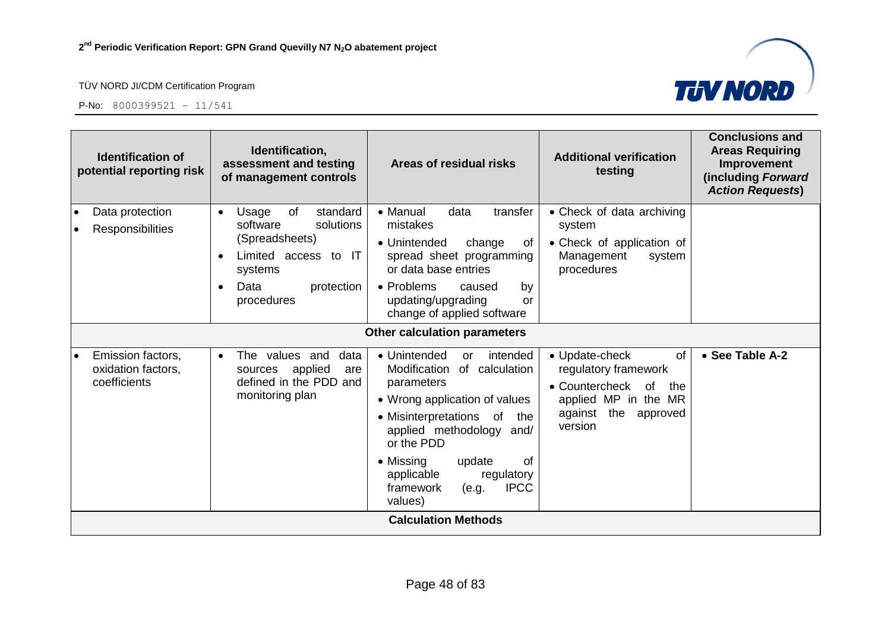| Identification of potential reporting risk | Identification, assessment and testing of management controls | Areas of residual risks | Additional verification testing | Conclusions and Areas Requiring Improvement (including *Forward Action Requests*) |
|---|---|---|---|---|
| • Data protection<br>• Responsibilities | • Usage of standard software solutions (Spreadsheets)<br>• Limited access to IT systems<br>• Data protection procedures | • Manual data transfer mistakes<br>• Unintended change of spread sheet programming or data base entries<br>• Problems caused by updating/upgrading or change of applied software | • Check of data archiving system<br>• Check of application of Management system procedures | |
| | | **Other calculation parameters** | | |
| • Emission factors, oxidation factors, coefficients | • The values and data sources applied are defined in the PDD and monitoring plan | • Unintended or intended Modification of calculation parameters<br>• Wrong application of values<br>• Misinterpretations of the applied methodology and/ or the PDD<br>• Missing update of applicable regulatory framework (e.g. IPCC values) | • Update-check of regulatory framework<br>• Countercheck of the applied MP in the MR against the approved version | • **See Table A-2** |
| | | **Calculation Methods** | | |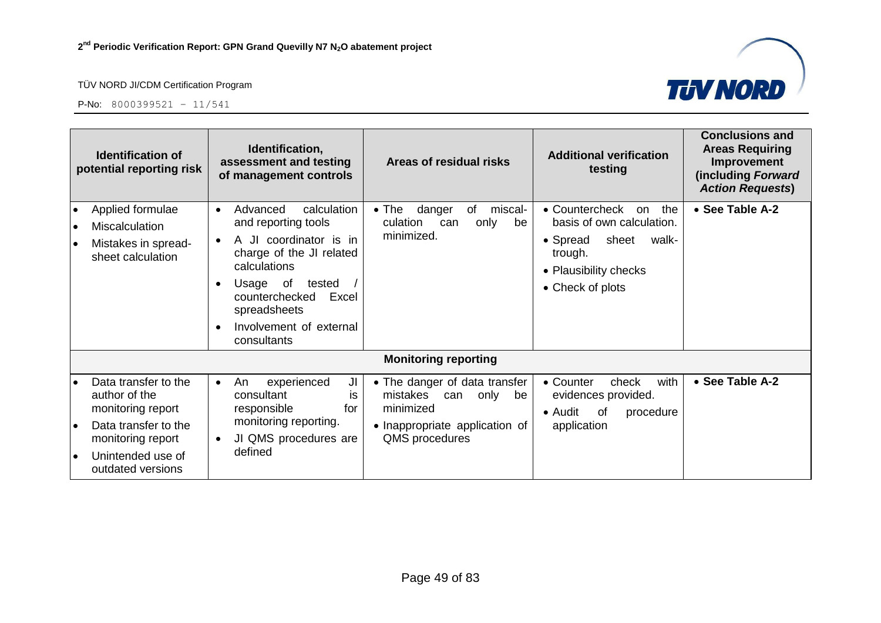| Identification of potential reporting risk | Identification, assessment and testing of management controls | Areas of residual risks | Additional verification testing | Conclusions and Areas Requiring Improvement (including *Forward Action Requests*) |
|---|---|---|---|---|
| • Applied formulae<br>• Miscalculation<br>• Mistakes in spread-sheet calculation | • Advanced calculation and reporting tools<br>• A JI coordinator is in charge of the JI related calculations<br>• Usage of tested / counterchecked Excel spreadsheets<br>• Involvement of external consultants | • The danger of miscal-culation can only be minimized. | • Countercheck on the basis of own calculation.<br>• Spread sheet walk-trough.<br>• Plausibility checks<br>• Check of plots | • **See Table A-2** |
| **Monitoring reporting** | | | | |
| • Data transfer to the author of the monitoring report<br>• Data transfer to the monitoring report<br>• Unintended use of outdated versions | • An experienced JI consultant is responsible for monitoring reporting.<br>• JI QMS procedures are defined | • The danger of data transfer mistakes can only be minimized<br>• Inappropriate application of QMS procedures | • Counter check with evidences provided.<br>• Audit of procedure application | • **See Table A-2** |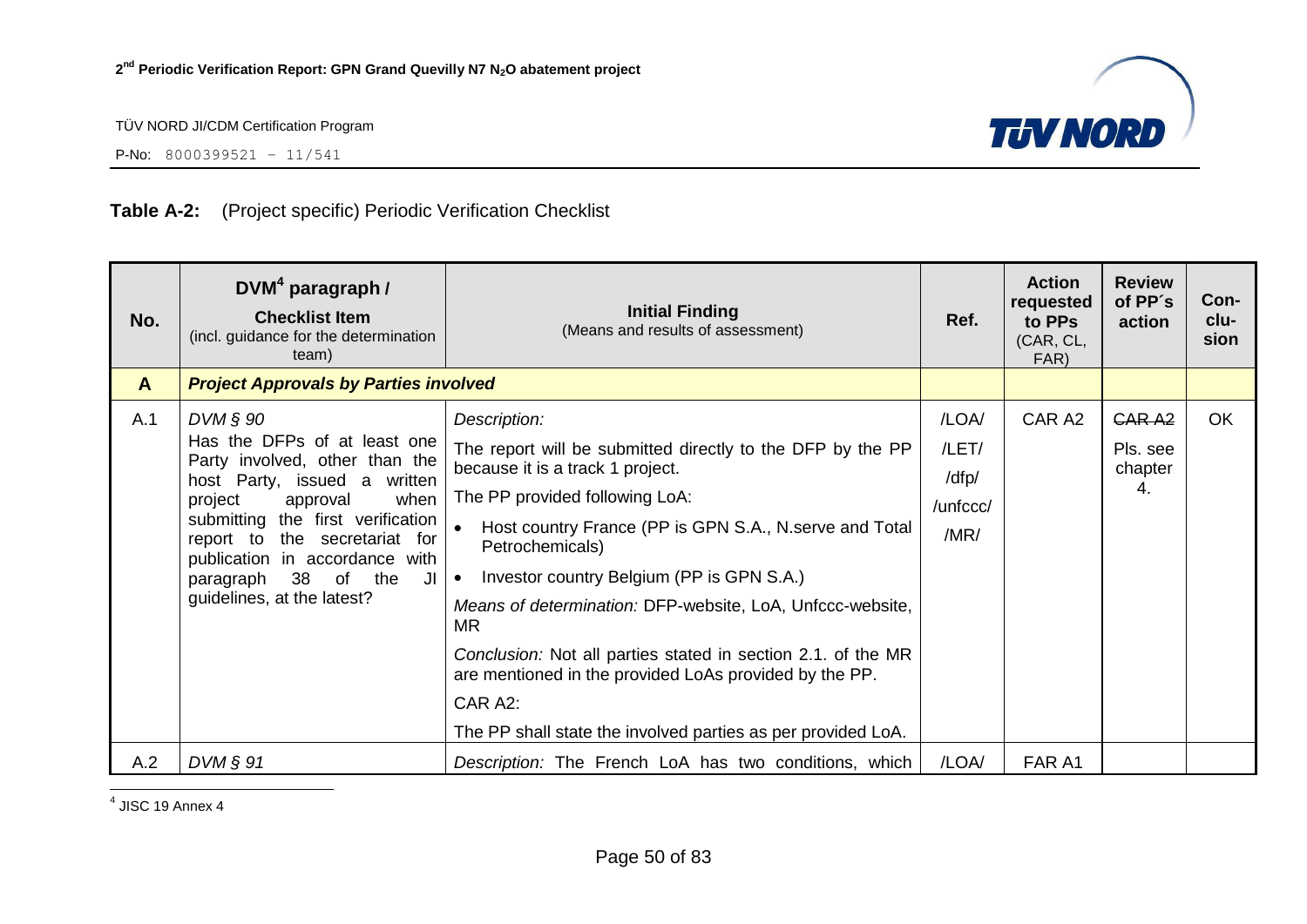**Table A-2:** (Project specific) Periodic Verification Checklist

| No. | DVM[4] paragraph / **Checklist Item** (incl. guidance for the determination team) | **Initial Finding** (Means and results of assessment) | Ref. | Action requested to PPs (CAR, CL, FAR) | Review of PP´s action | Con-clu-sion |
|---|---|---|---|---|---|---|
| **A** | ***Project Approvals by Parties involved*** | | | | | |
| A.1 | *DVM § 90*<br>Has the DFPs of at least one Party involved, other than the host Party, issued a written project approval when submitting the first verification report to the secretariat for publication in accordance with paragraph 38 of the JI guidelines, at the latest? | *Description:*<br>The report will be submitted directly to the DFP by the PP because it is a track 1 project.<br>The PP provided following LoA:<br>• Host country France (PP is GPN S.A., N.serve and Total Petrochemicals)<br>• Investor country Belgium (PP is GPN S.A.)<br>*Means of determination:* DFP-website, LoA, Unfccc-website, MR<br>*Conclusion:* Not all parties stated in section 2.1. of the MR are mentioned in the provided LoAs provided by the PP.<br>CAR A2:<br>The PP shall state the involved parties as per provided LoA. | /LOA/<br>/LET/<br>/dfp/<br>/unfccc/<br>/MR/ | CAR A2 | ~~CAR A2~~<br>Pls. see chapter 4. | OK |
| A.2 | *DVM § 91* | *Description:* The French LoA has two conditions, which | /LOA/ | FAR A1 | | |

[4] JISC 19 Annex 4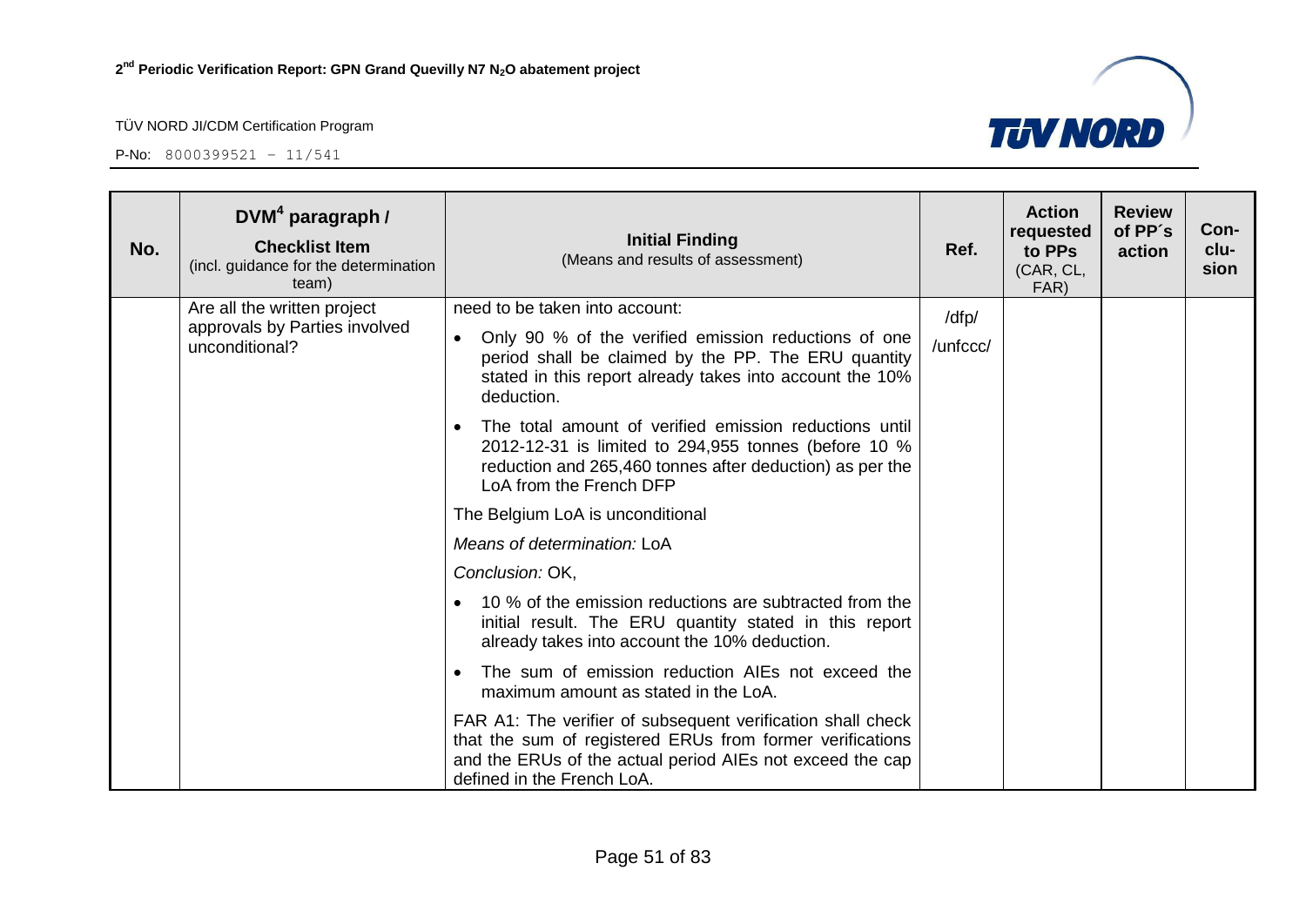| No. | DVM[4] paragraph / **Checklist Item** (incl. guidance for the determination team) | **Initial Finding** (Means and results of assessment) | Ref. | Action requested to PPs (CAR, CL, FAR) | Review of PP´s action | Con-clu-sion |
|---|---|---|---|---|---|---|
| | Are all the written project approvals by Parties involved unconditional? | need to be taken into account:<br>• Only 90 % of the verified emission reductions of one period shall be claimed by the PP. The ERU quantity stated in this report already takes into account the 10% deduction.<br>• The total amount of verified emission reductions until 2012-12-31 is limited to 294,955 tonnes (before 10 % reduction and 265,460 tonnes after deduction) as per the LoA from the French DFP<br>The Belgium LoA is unconditional<br>*Means of determination:* LoA<br>*Conclusion:* OK,<br>• 10 % of the emission reductions are subtracted from the initial result. The ERU quantity stated in this report already takes into account the 10% deduction.<br>• The sum of emission reduction AIEs not exceed the maximum amount as stated in the LoA.<br>FAR A1: The verifier of subsequent verification shall check that the sum of registered ERUs from former verifications and the ERUs of the actual period AIEs not exceed the cap defined in the French LoA. | /dfp/<br>/unfccc/ | | | |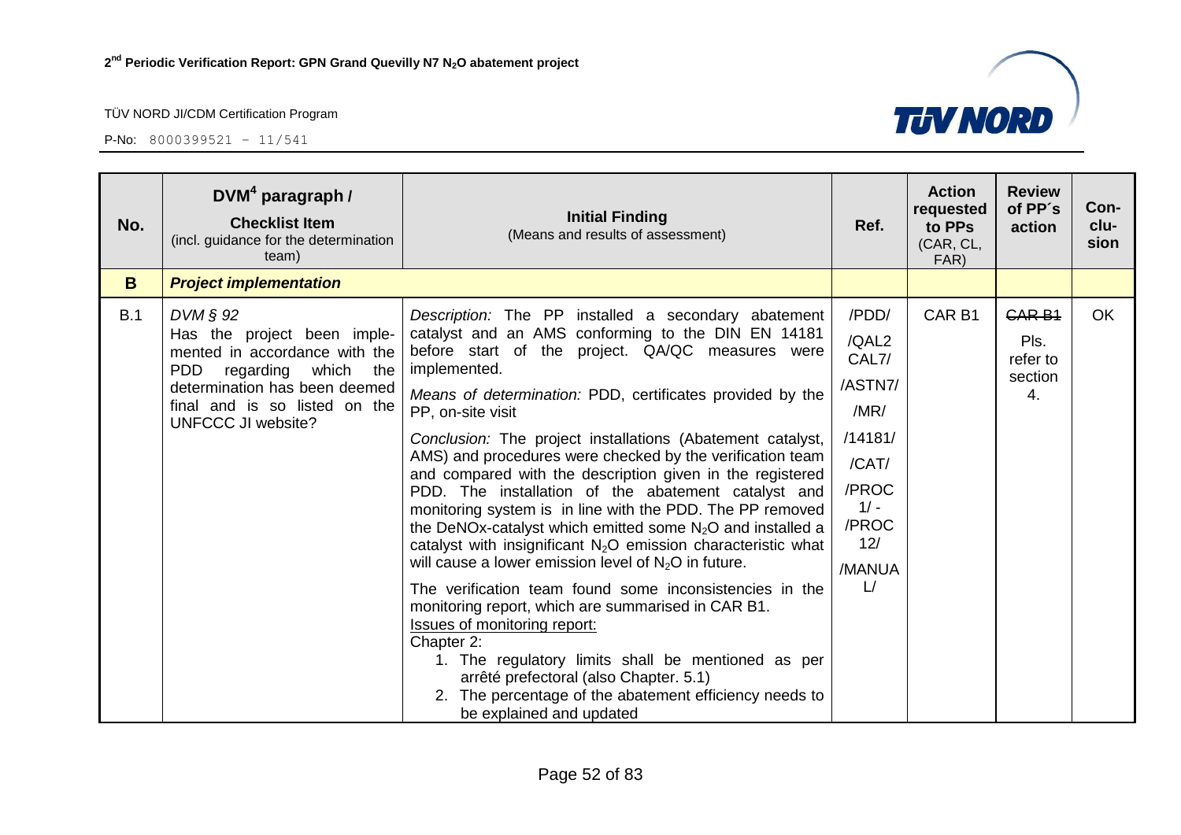| No. | DVM[4] paragraph / **Checklist Item** (incl. guidance for the determination team) | **Initial Finding** (Means and results of assessment) | Ref. | Action requested to PPs (CAR, CL, FAR) | Review of PP´s action | Con-clu-sion |
|---|---|---|---|---|---|---|
| **B** | ***Project implementation*** | | | | | |
| B.1 | *DVM § 92*<br>Has the project been implemented in accordance with the PDD regarding which the determination has been deemed final and is so listed on the UNFCCC JI website? | *Description:* The PP installed a secondary abatement catalyst and an AMS conforming to the DIN EN 14181 before start of the project. QA/QC measures were implemented.<br>*Means of determination:* PDD, certificates provided by the PP, on-site visit<br>*Conclusion:* The project installations (Abatement catalyst, AMS) and procedures were checked by the verification team and compared with the description given in the registered PDD. The installation of the abatement catalyst and monitoring system is in line with the PDD. The PP removed the DeNOx-catalyst which emitted some $N_2O$ and installed a catalyst with insignificant $N_2O$ emission characteristic what will cause a lower emission level of $N_2O$ in future.<br>The verification team found some inconsistencies in the monitoring report, which are summarised in CAR B1.<br><u>Issues of monitoring report:</u><br>Chapter 2:<br>1. The regulatory limits shall be mentioned as per arrêté prefectoral (also Chapter. 5.1)<br>2. The percentage of the abatement efficiency needs to be explained and updated | /PDD/<br>/QAL2 CAL7/<br>/ASTN7/<br>/MR/<br>/14181/<br>/CAT/<br>/PROC 1/ - /PROC 12/<br>/MANUAL/ | CAR B1 | ~~CAR B1~~<br>Pls. refer to section 4. | OK |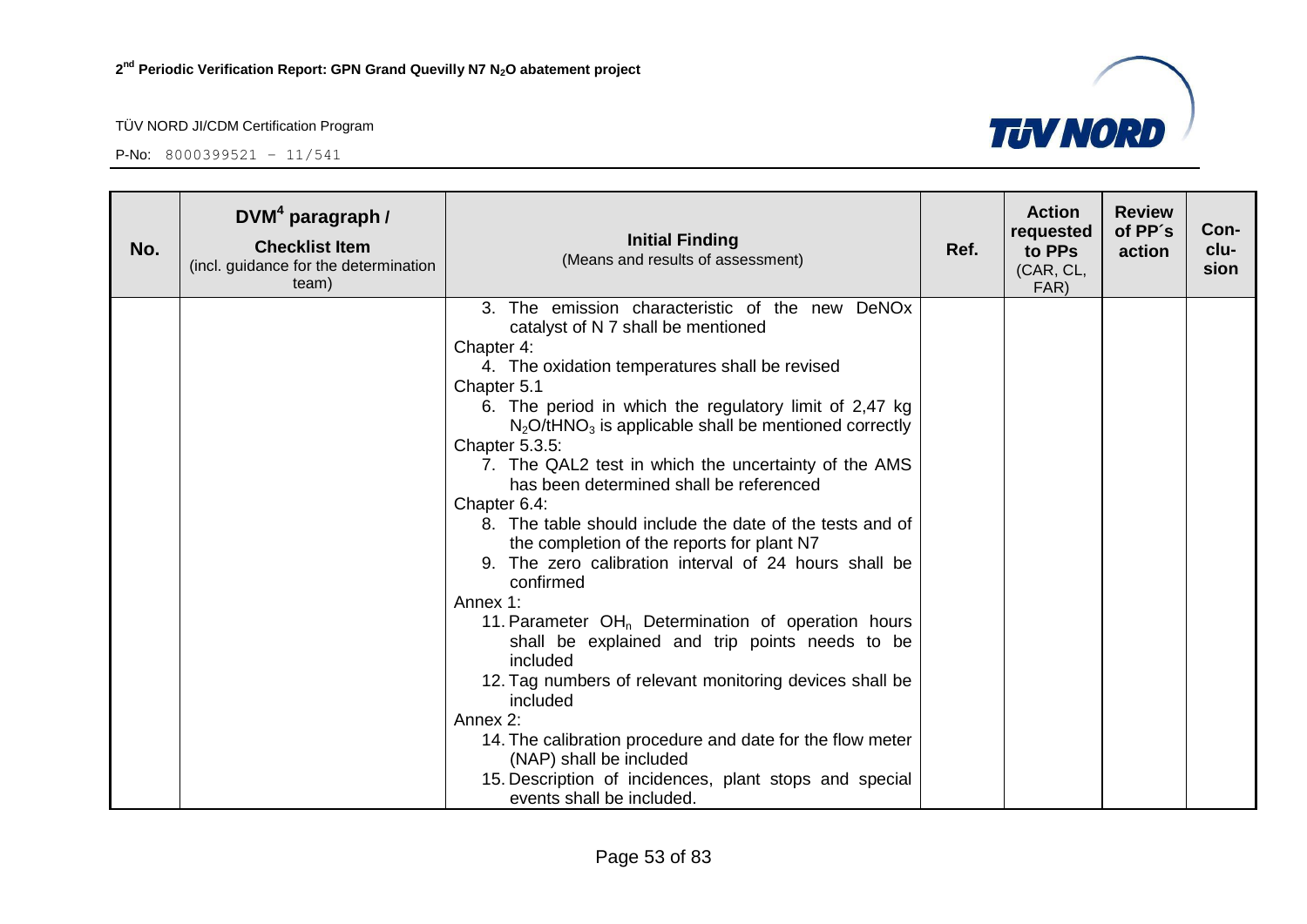| No. | DVM[4] paragraph / Checklist Item (incl. guidance for the determination team) | Initial Finding (Means and results of assessment) | Ref. | Action requested to PPs (CAR, CL, FAR) | Review of PP´s action | Con-clu-sion |
|---|---|---|---|---|---|---|
| | | 3. The emission characteristic of the new DeNOx catalyst of N 7 shall be mentioned<br>Chapter 4:<br>4. The oxidation temperatures shall be revised<br>Chapter 5.1<br>6. The period in which the regulatory limit of 2,47 kg $N_2O/tHNO_3$ is applicable shall be mentioned correctly<br>Chapter 5.3.5:<br>7. The QAL2 test in which the uncertainty of the AMS has been determined shall be referenced<br>Chapter 6.4:<br>8. The table should include the date of the tests and of the completion of the reports for plant N7<br>9. The zero calibration interval of 24 hours shall be confirmed<br>Annex 1:<br>11. Parameter $OH_n$ Determination of operation hours shall be explained and trip points needs to be included<br>12. Tag numbers of relevant monitoring devices shall be included<br>Annex 2:<br>14. The calibration procedure and date for the flow meter (NAP) shall be included<br>15. Description of incidences, plant stops and special events shall be included. | | | | |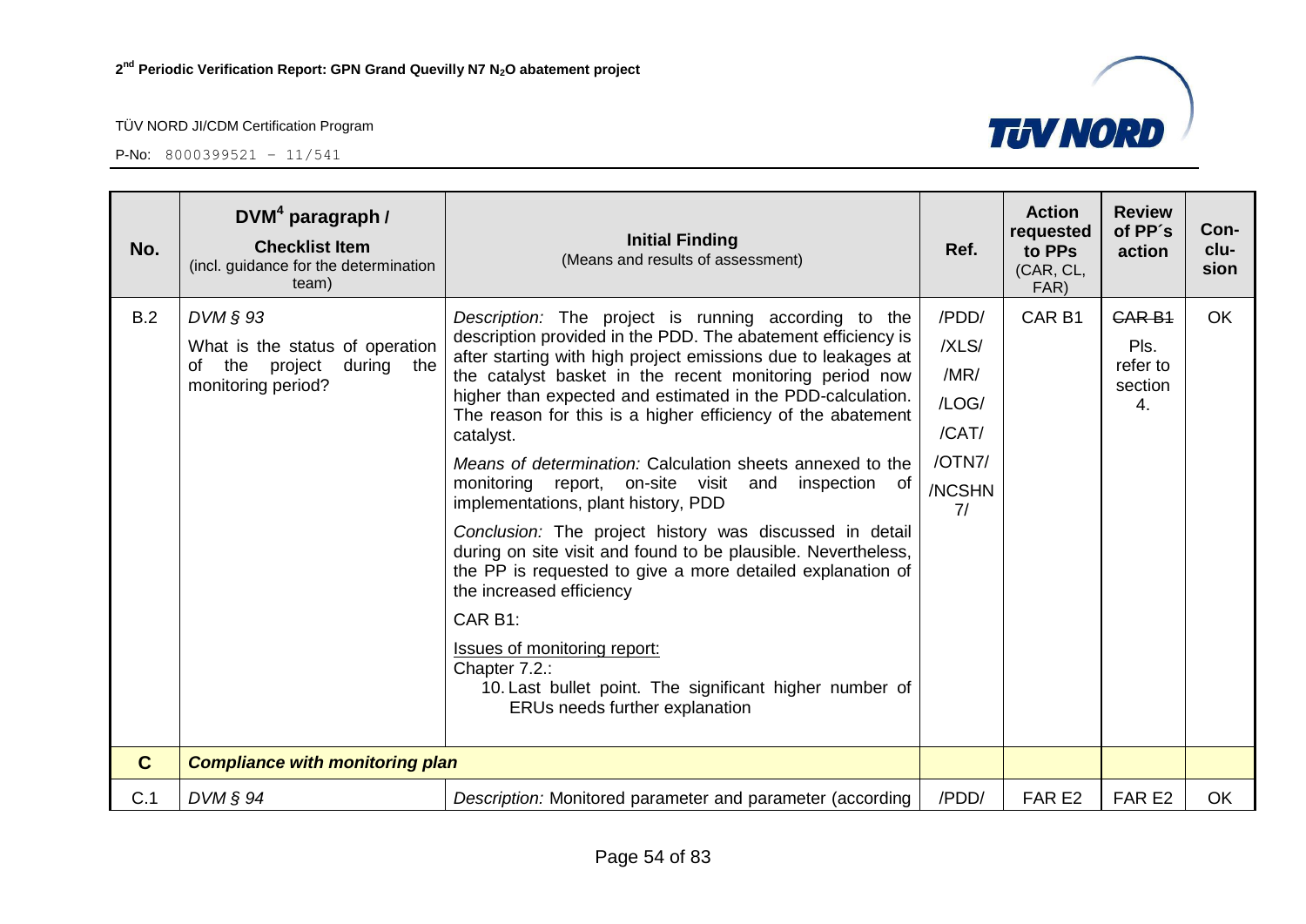| No. | DVM[4] paragraph / **Checklist Item** (incl. guidance for the determination team) | **Initial Finding** (Means and results of assessment) | Ref. | Action requested to PPs (CAR, CL, FAR) | Review of PP´s action | Con-clu-sion |
|---|---|---|---|---|---|---|
| B.2 | *DVM § 93* What is the status of operation of the project during the monitoring period? | *Description:* The project is running according to the description provided in the PDD. The abatement efficiency is after starting with high project emissions due to leakages at the catalyst basket in the recent monitoring period now higher than expected and estimated in the PDD-calculation. The reason for this is a higher efficiency of the abatement catalyst.<br>*Means of determination:* Calculation sheets annexed to the monitoring report, on-site visit and inspection of implementations, plant history, PDD<br>*Conclusion:* The project history was discussed in detail during on site visit and found to be plausible. Nevertheless, the PP is requested to give a more detailed explanation of the increased efficiency<br>CAR B1:<br><u>Issues of monitoring report:</u><br>Chapter 7.2.:<br>10. Last bullet point. The significant higher number of ERUs needs further explanation | /PDD/ /XLS/ /MR/ /LOG/ /CAT/ /OTN7/ /NCSHN7/ | CAR B1 | ~~CAR B1~~ Pls. refer to section 4. | OK |
| **C** | ***Compliance with monitoring plan*** | | | | | |
| C.1 | *DVM § 94* | *Description:* Monitored parameter and parameter (according | /PDD/ | FAR E2 | FAR E2 | OK |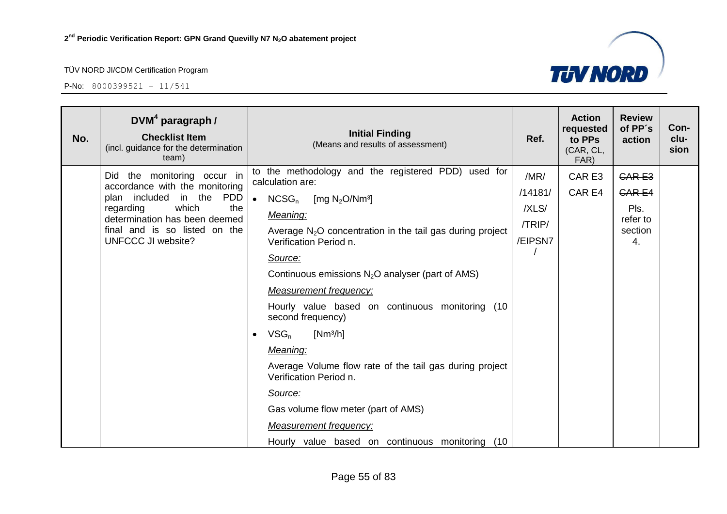| No. | DVM[4] paragraph / **Checklist Item** (incl. guidance for the determination team) | **Initial Finding** (Means and results of assessment) | Ref. | Action requested to PPs (CAR, CL, FAR) | Review of PP´s action | Con-clu-sion |
|---|---|---|---|---|---|---|
| | Did the monitoring occur in accordance with the monitoring plan included in the PDD regarding which the determination has been deemed final and is so listed on the UNFCCC JI website? | to the methodology and the registered PDD) used for calculation are:<br>• $NCSG_n$ [mg $N_2O$/Nm³]<br>*Meaning:*<br>Average $N_2O$ concentration in the tail gas during project Verification Period n.<br>*Source:*<br>Continuous emissions $N_2O$ analyser (part of AMS)<br>*Measurement frequency:*<br>Hourly value based on continuous monitoring (10 second frequency)<br>• $VSG_n$ [Nm³/h]<br>*Meaning:*<br>Average Volume flow rate of the tail gas during project Verification Period n.<br>*Source:*<br>Gas volume flow meter (part of AMS)<br>*Measurement frequency:*<br>Hourly value based on continuous monitoring (10 | /MR/<br>/14181/<br>/XLS/<br>/TRIP/<br>/EIPSN7/ | CAR E3<br>CAR E4 | ~~CAR E3~~<br>~~CAR E4~~<br>Pls. refer to section 4. | |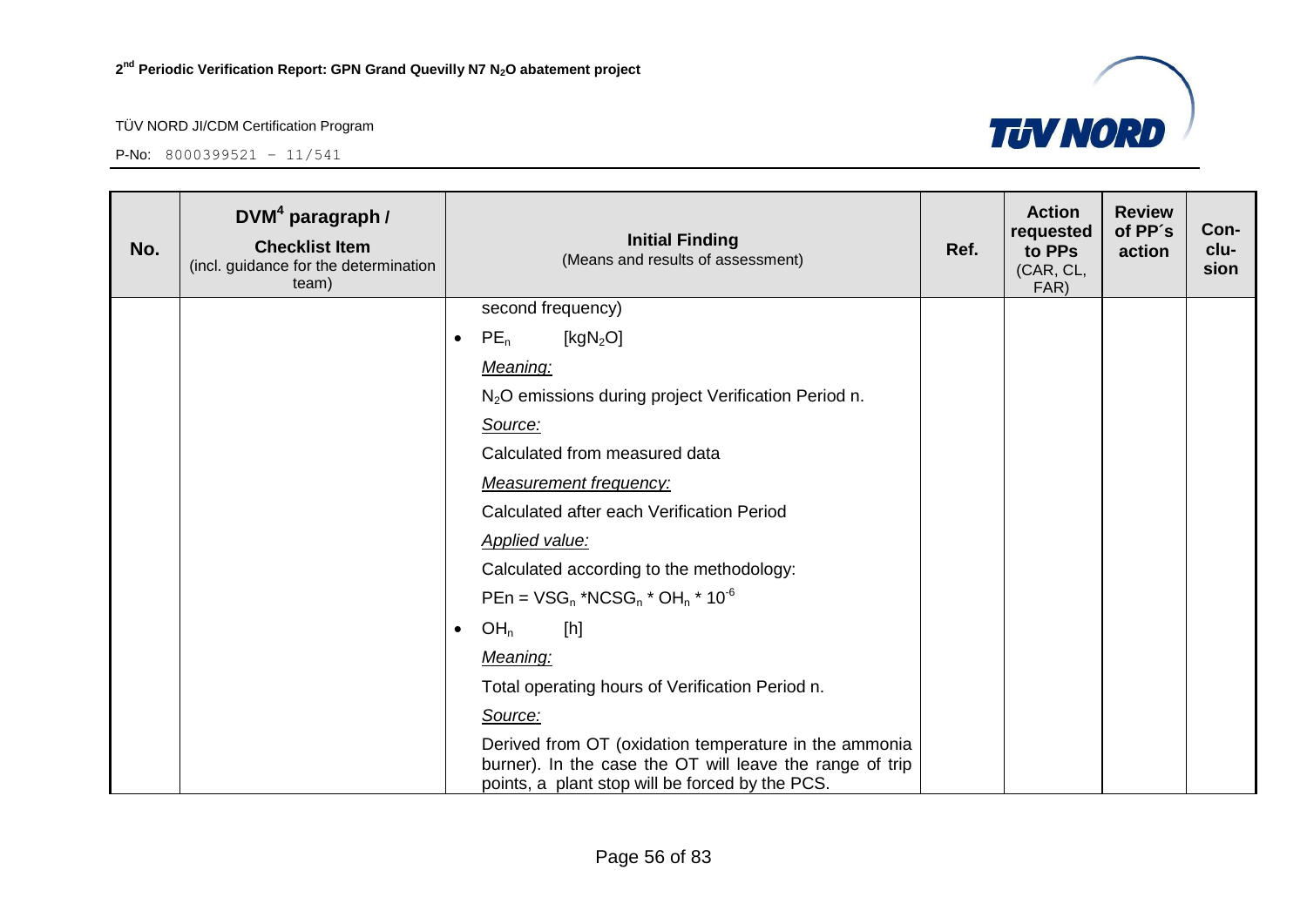| No. | DVM[4] paragraph / Checklist Item (incl. guidance for the determination team) | Initial Finding (Means and results of assessment) | Ref. | Action requested to PPs (CAR, CL, FAR) | Review of PP´s action | Con-clu-sion |
|---|---|---|---|---|---|---|
| | | second frequency)<br><br>• $PE_n$ [$kgN_2O$]<br><br>*Meaning:*<br><br>$N_2O$ emissions during project Verification Period n.<br><br>*Source:*<br><br>Calculated from measured data<br><br>*Measurement frequency:*<br><br>Calculated after each Verification Period<br><br>*Applied value:*<br><br>Calculated according to the methodology:<br><br>$PEn = VSG_n * NCSG_n * OH_n * 10^{-6}$<br><br>• $OH_n$ [h]<br><br>*Meaning:*<br><br>Total operating hours of Verification Period n.<br><br>*Source:*<br><br>Derived from OT (oxidation temperature in the ammonia burner). In the case the OT will leave the range of trip points, a plant stop will be forced by the PCS. | | | | |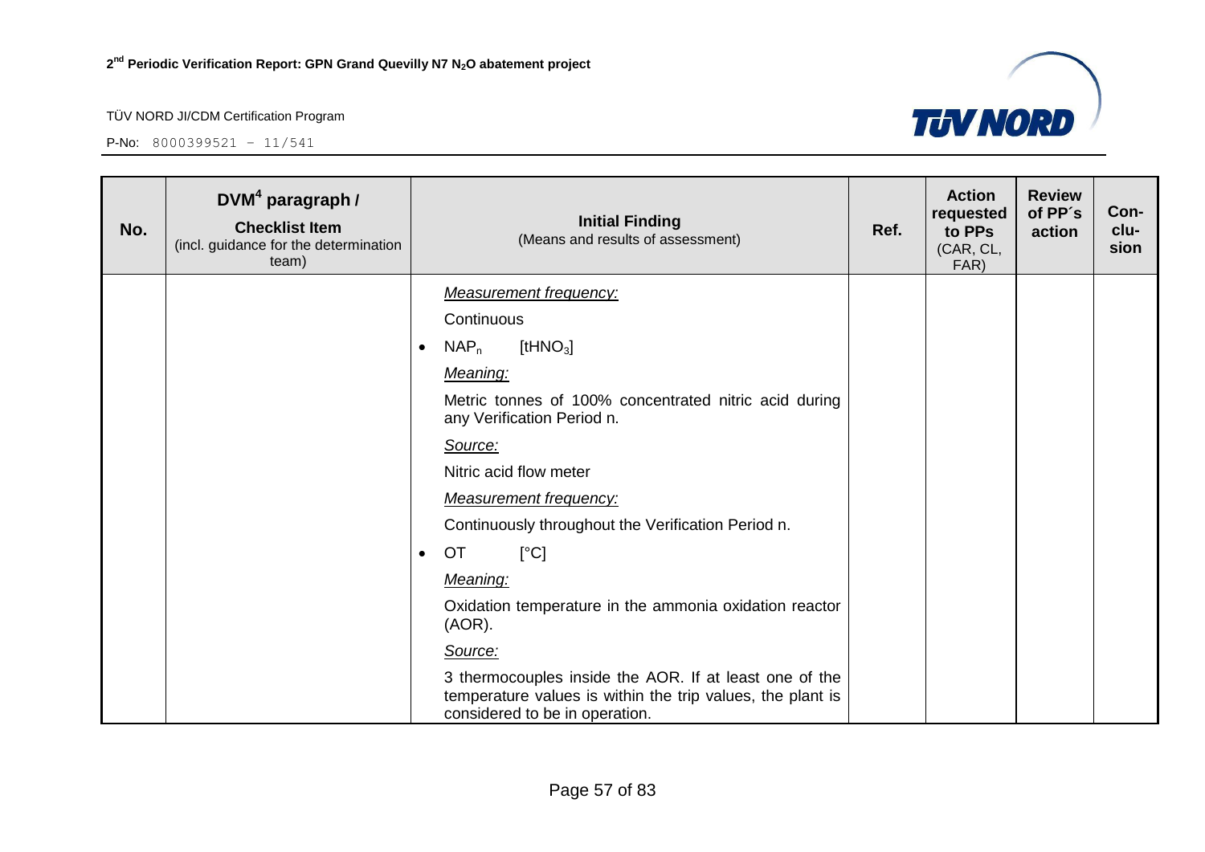| No. | DVM[4] paragraph / Checklist Item (incl. guidance for the determination team) | Initial Finding (Means and results of assessment) | Ref. | Action requested to PPs (CAR, CL, FAR) | Review of PP´s action | Con-clu-sion |
|---|---|---|---|---|---|---|
| | | *Measurement frequency:*<br>Continuous<br>• $NAP_n$ [$tHNO_3$]<br>*Meaning:*<br>Metric tonnes of 100% concentrated nitric acid during any Verification Period n.<br>*Source:*<br>Nitric acid flow meter<br>*Measurement frequency:*<br>Continuously throughout the Verification Period n.<br>• OT [°C]<br>*Meaning:*<br>Oxidation temperature in the ammonia oxidation reactor (AOR).<br>*Source:*<br>3 thermocouples inside the AOR. If at least one of the temperature values is within the trip values, the plant is considered to be in operation. | | | | |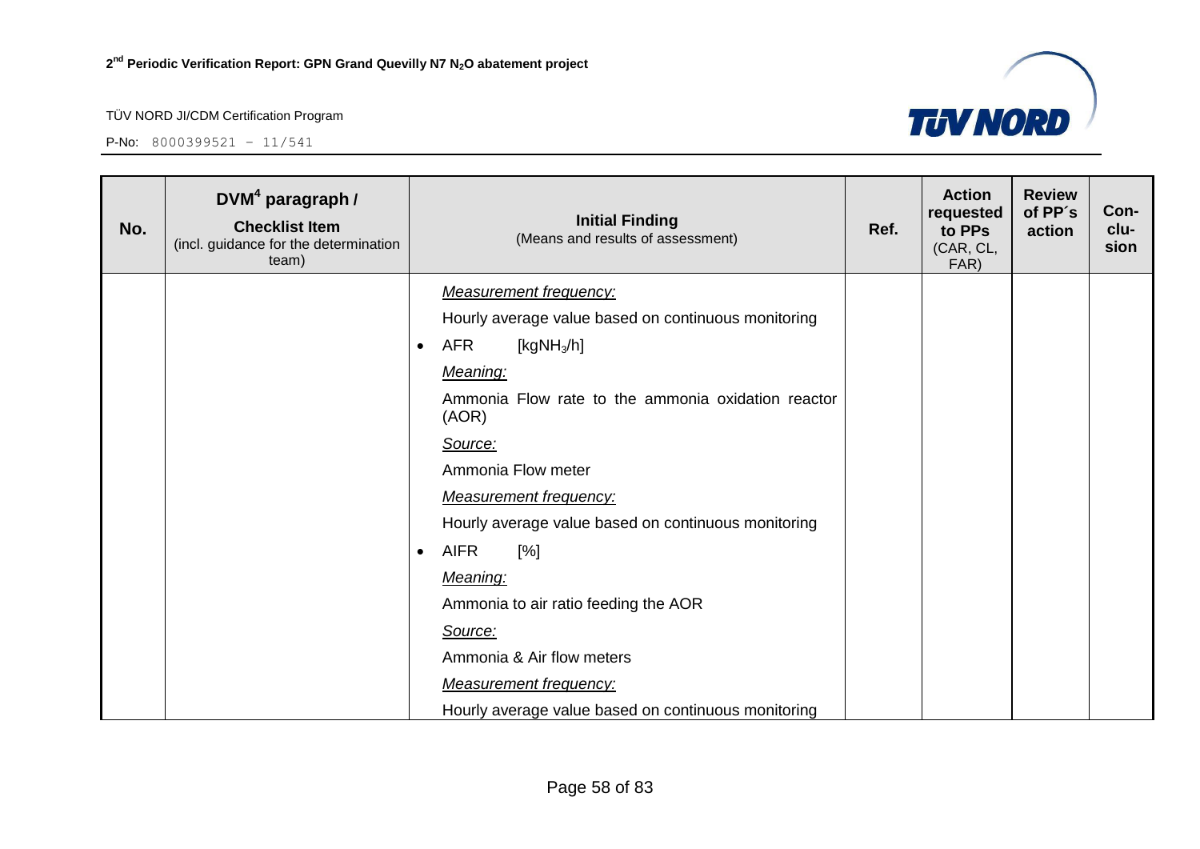| No. | DVM[4] paragraph / **Checklist Item** (incl. guidance for the determination team) | **Initial Finding** (Means and results of assessment) | Ref. | Action requested to PPs (CAR, CL, FAR) | Review of PP´s action | Con-clu-sion |
|---|---|---|---|---|---|---|
| | | *Measurement frequency:*<br>Hourly average value based on continuous monitoring<br>• AFR [$kgNH_3/h$]<br>*Meaning:*<br>Ammonia Flow rate to the ammonia oxidation reactor (AOR)<br>*Source:*<br>Ammonia Flow meter<br>*Measurement frequency:*<br>Hourly average value based on continuous monitoring<br>• AIFR [%]<br>*Meaning:*<br>Ammonia to air ratio feeding the AOR<br>*Source:*<br>Ammonia & Air flow meters<br>*Measurement frequency:*<br>Hourly average value based on continuous monitoring | | | | |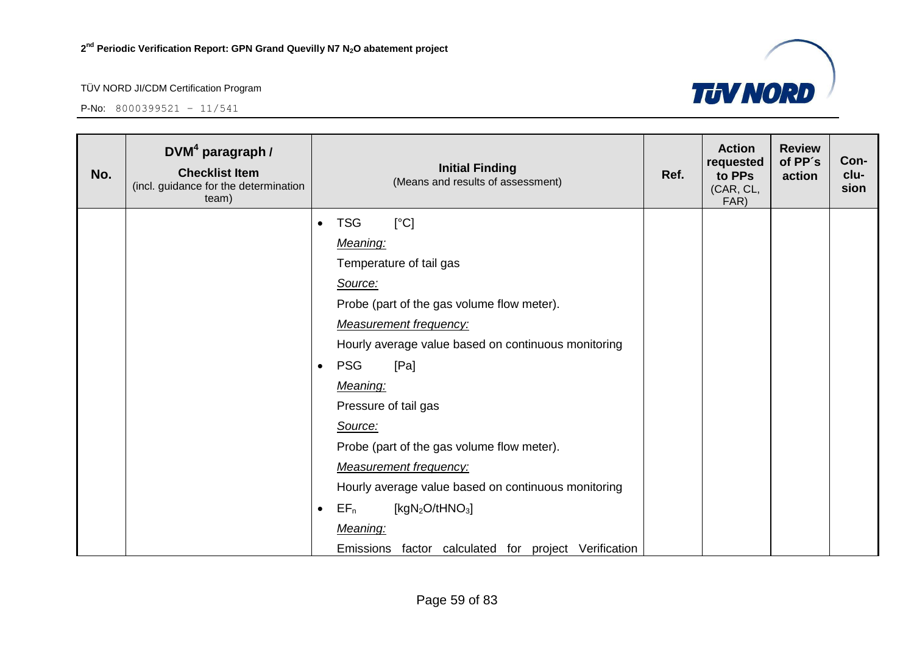| No. | DVM[4] paragraph / **Checklist Item** (incl. guidance for the determination team) | **Initial Finding** (Means and results of assessment) | Ref. | Action requested to PPs (CAR, CL, FAR) | Review of PP´s action | Con-clu-sion |
|---|---|---|---|---|---|---|
| | | • TSG [°C]<br>*Meaning:*<br>Temperature of tail gas<br>*Source:*<br>Probe (part of the gas volume flow meter).<br>*Measurement frequency:*<br>Hourly average value based on continuous monitoring<br>• PSG [Pa]<br>*Meaning:*<br>Pressure of tail gas<br>*Source:*<br>Probe (part of the gas volume flow meter).<br>*Measurement frequency:*<br>Hourly average value based on continuous monitoring<br>• $EF_n$ [$kgN_2O/tHNO_3$]<br>*Meaning:*<br>Emissions factor calculated for project Verification | | | | |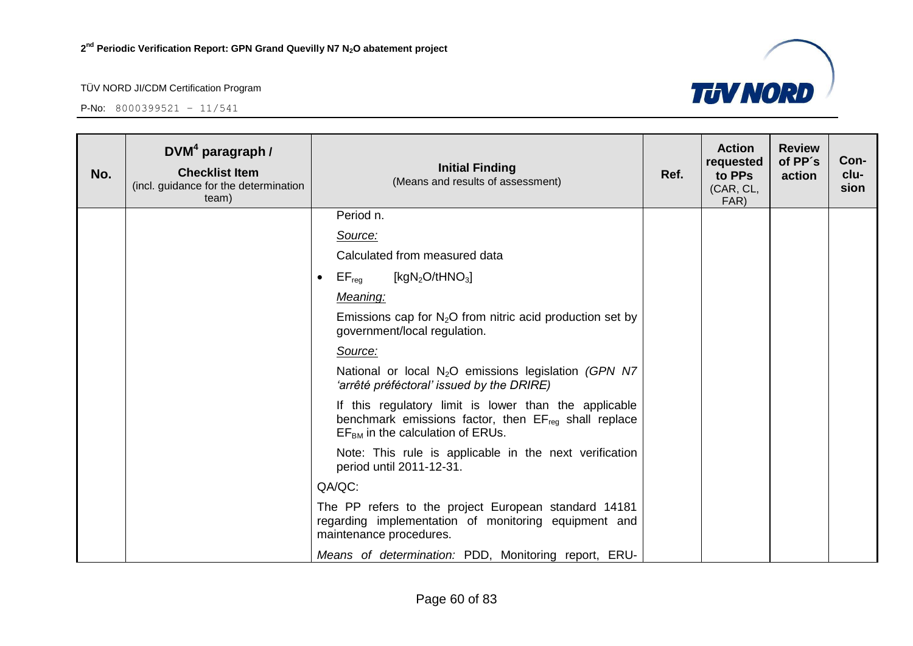| No. | DVM[4] paragraph / **Checklist Item** (incl. guidance for the determination team) | **Initial Finding** (Means and results of assessment) | Ref. | Action requested to PPs (CAR, CL, FAR) | Review of PP´s action | Con-clu-sion |
|---|---|---|---|---|---|---|
| | | Period n.<br><br>*Source:*<br><br>Calculated from measured data<br><br>• $EF_{reg}$ [$kgN_2O/tHNO_3$]<br><br>*Meaning:*<br><br>Emissions cap for $N_2O$ from nitric acid production set by government/local regulation.<br><br>*Source:*<br><br>National or local $N_2O$ emissions legislation *(GPN N7 'arrêté préféctoral' issued by the DRIRE)*<br><br>If this regulatory limit is lower than the applicable benchmark emissions factor, then $EF_{reg}$ shall replace $EF_{BM}$ in the calculation of ERUs.<br><br>Note: This rule is applicable in the next verification period until 2011-12-31.<br><br>QA/QC:<br><br>The PP refers to the project European standard 14181 regarding implementation of monitoring equipment and maintenance procedures.<br><br>*Means of determination:* PDD, Monitoring report, ERU- | | | | |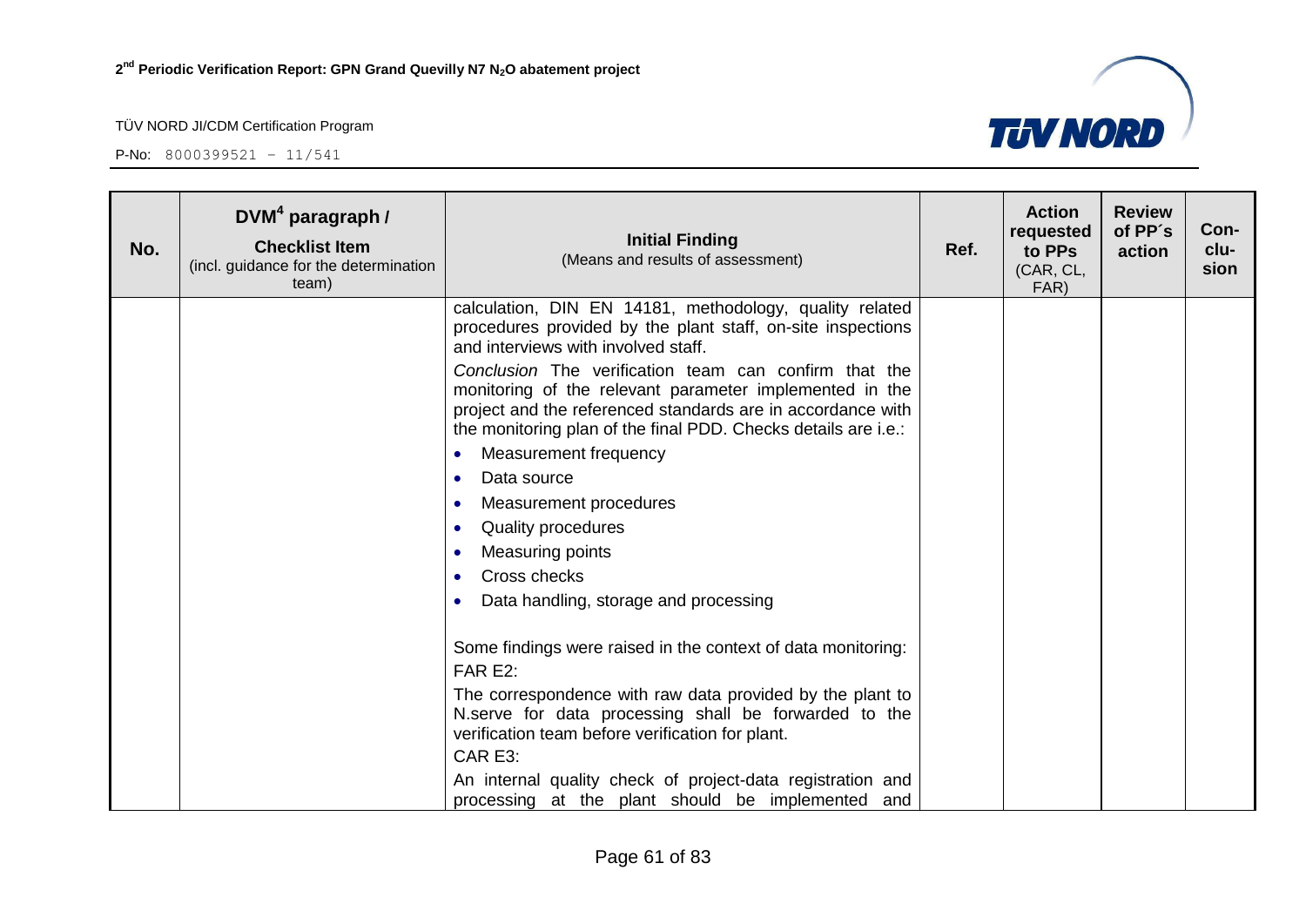| No. | DVM[4] paragraph / **Checklist Item** (incl. guidance for the determination team) | **Initial Finding** (Means and results of assessment) | Ref. | Action requested to PPs (CAR, CL, FAR) | Review of PP´s action | Con-clu-sion |
|---|---|---|---|---|---|---|
| | | calculation, DIN EN 14181, methodology, quality related procedures provided by the plant staff, on-site inspections and interviews with involved staff.<br>*Conclusion* The verification team can confirm that the monitoring of the relevant parameter implemented in the project and the referenced standards are in accordance with the monitoring plan of the final PDD. Checks details are i.e.:<br>• Measurement frequency<br>• Data source<br>• Measurement procedures<br>• Quality procedures<br>• Measuring points<br>• Cross checks<br>• Data handling, storage and processing<br><br>Some findings were raised in the context of data monitoring:<br>FAR E2:<br>The correspondence with raw data provided by the plant to N.serve for data processing shall be forwarded to the verification team before verification for plant.<br>CAR E3:<br>An internal quality check of project-data registration and processing at the plant should be implemented and | | | | |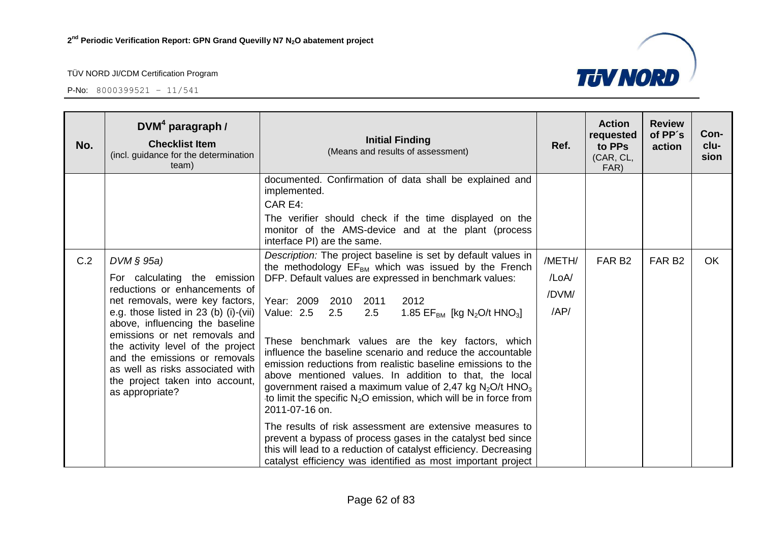| No. | DVM[4] paragraph / **Checklist Item** (incl. guidance for the determination team) | **Initial Finding** (Means and results of assessment) | Ref. | Action requested to PPs (CAR, CL, FAR) | Review of PP´s action | Con-clu-sion |
|---|---|---|---|---|---|---|
| | | documented. Confirmation of data shall be explained and implemented.<br>CAR E4:<br>The verifier should check if the time displayed on the monitor of the AMS-device and at the plant (process interface PI) are the same. | | | | |
| C.2 | *DVM § 95a)*<br>For calculating the emission reductions or enhancements of net removals, were key factors, e.g. those listed in 23 (b) (i)-(vii) above, influencing the baseline emissions or net removals and the activity level of the project and the emissions or removals as well as risks associated with the project taken into account, as appropriate? | *Description:* The project baseline is set by default values in the methodology $EF_{BM}$ which was issued by the French DFP. Default values are expressed in benchmark values:<br><br>Year: 2009 2010 2011 2012<br>Value: 2.5 2.5 2.5 1.85 $EF_{BM}$ [kg $N_2O$/t $HNO_3$]<br><br>These benchmark values are the key factors, which influence the baseline scenario and reduce the accountable emission reductions from realistic baseline emissions to the above mentioned values. In addition to that, the local government raised a maximum value of 2,47 kg $N_2O$/t $HNO_3$ to limit the specific $N_2O$ emission, which will be in force from 2011-07-16 on.<br><br>The results of risk assessment are extensive measures to prevent a bypass of process gases in the catalyst bed since this will lead to a reduction of catalyst efficiency. Decreasing catalyst efficiency was identified as most important project | /METH/<br>/LoA/<br>/DVM/<br>/AP/ | FAR B2 | FAR B2 | OK |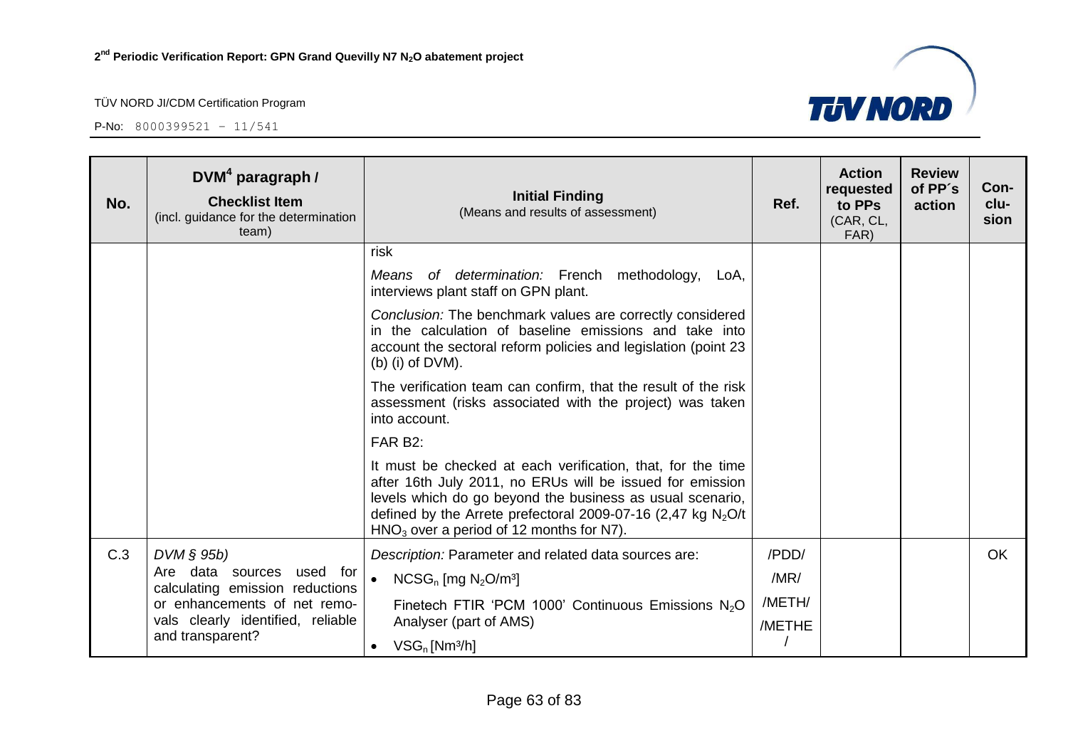| No. | $DVM^4$ paragraph / **Checklist Item** (incl. guidance for the determination team) | **Initial Finding** (Means and results of assessment) | Ref. | Action requested to PPs (CAR, CL, FAR) | Review of PP´s action | Con-clu-sion |
|---|---|---|---|---|---|---|
| | | risk<br><br>*Means of determination:* French methodology, LoA, interviews plant staff on GPN plant.<br><br>*Conclusion:* The benchmark values are correctly considered in the calculation of baseline emissions and take into account the sectoral reform policies and legislation (point 23 (b) (i) of DVM).<br><br>The verification team can confirm, that the result of the risk assessment (risks associated with the project) was taken into account.<br><br>FAR B2:<br><br>It must be checked at each verification, that, for the time after 16th July 2011, no ERUs will be issued for emission levels which do go beyond the business as usual scenario, defined by the Arrete prefectoral 2009-07-16 (2,47 kg $N_2O$/t $HNO_3$ over a period of 12 months for N7). | | | | |
| C.3 | *DVM § 95b)*<br>Are data sources used for calculating emission reductions or enhancements of net removals clearly identified, reliable and transparent? | *Description:* Parameter and related data sources are:<br>• $NCSG_n$ [mg $N_2O$/m³]<br>Finetech FTIR 'PCM 1000' Continuous Emissions $N_2O$ Analyser (part of AMS)<br>• $VSG_n$ [Nm³/h] | /PDD/<br>/MR/<br>/METH/<br>/METHE/ | | | OK |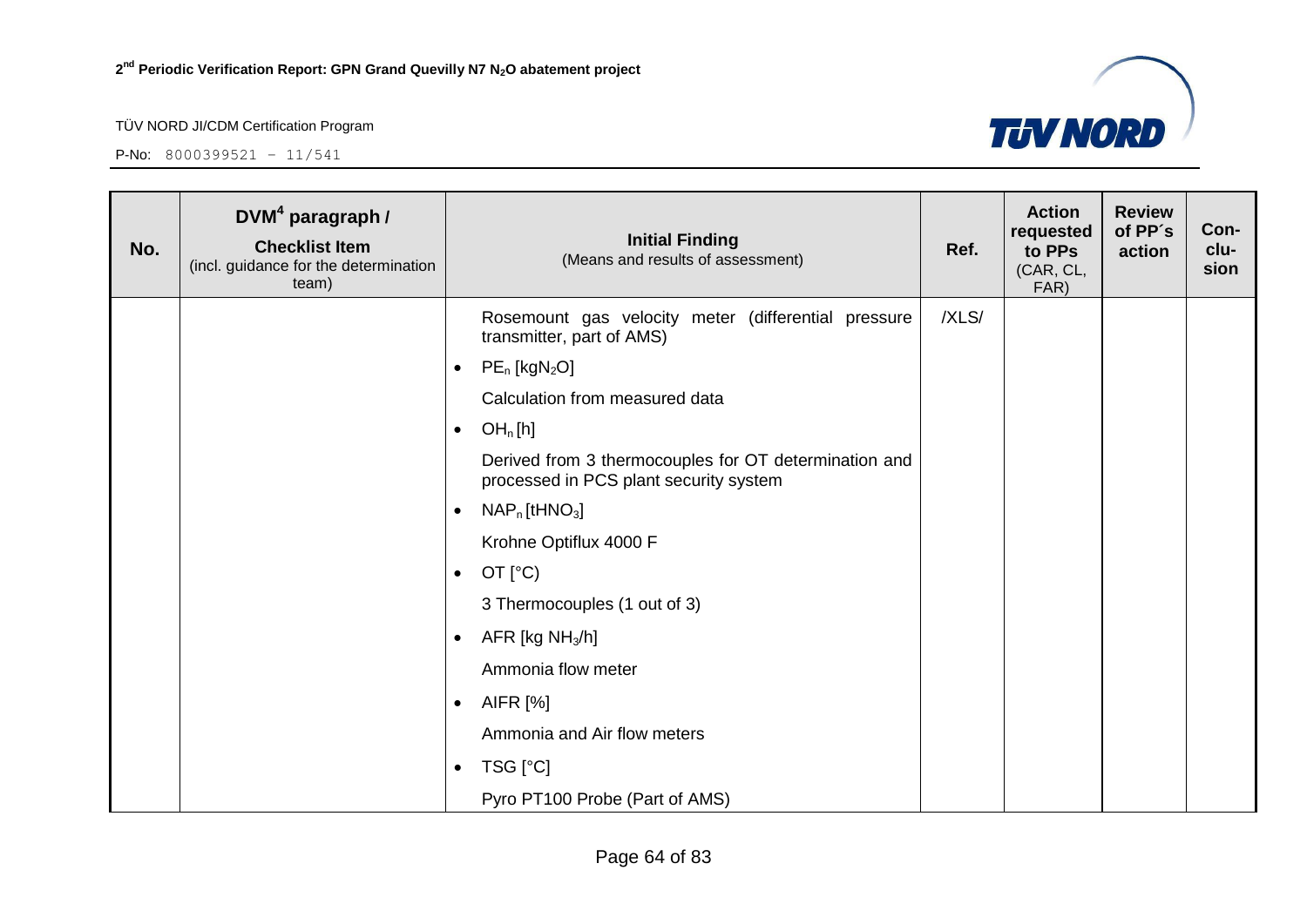| No. | DVM[4] paragraph / **Checklist Item** (incl. guidance for the determination team) | **Initial Finding** (Means and results of assessment) | Ref. | Action requested to PPs (CAR, CL, FAR) | Review of PP´s action | Con-clu-sion |
|---|---|---|---|---|---|---|
| | | Rosemount gas velocity meter (differential pressure transmitter, part of AMS)<br>• $PE_n$ [$kgN_2O$]<br>Calculation from measured data<br>• $OH_n$ [h]<br>Derived from 3 thermocouples for OT determination and processed in PCS plant security system<br>• $NAP_n$ [$tHNO_3$]<br>Krohne Optiflux 4000 F<br>• OT [°C)<br>3 Thermocouples (1 out of 3)<br>• AFR [kg $NH_3$/h]<br>Ammonia flow meter<br>• AIFR [%]<br>Ammonia and Air flow meters<br>• TSG [°C]<br>Pyro PT100 Probe (Part of AMS) | /XLS/ | | | |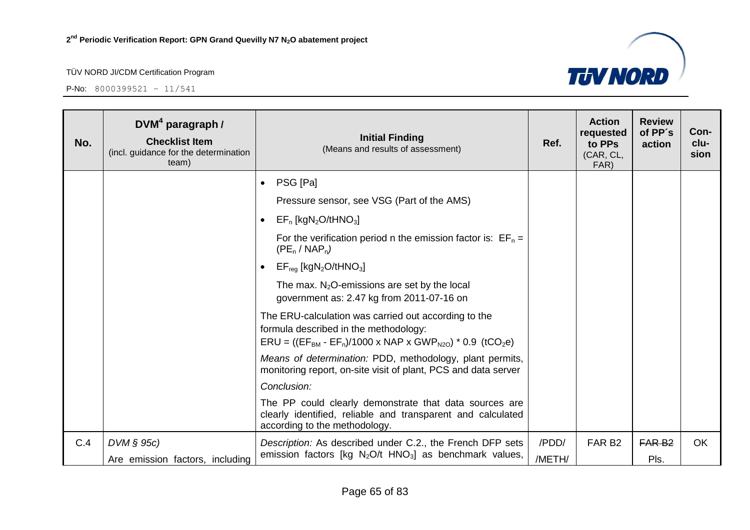| No. | DVM[4] paragraph / **Checklist Item** (incl. guidance for the determination team) | **Initial Finding** (Means and results of assessment) | Ref. | Action requested to PPs (CAR, CL, FAR) | Review of PP´s action | Con-clu-sion |
|---|---|---|---|---|---|---|
| | | • PSG [Pa]<br>Pressure sensor, see VSG (Part of the AMS)<br>• $EF_n$ [$kgN_2O/tHNO_3$]<br>For the verification period n the emission factor is: $EF_n = (PE_n / NAP_n)$<br>• $EF_{reg}$ [$kgN_2O/tHNO_3$]<br>The max. $N_2O$-emissions are set by the local government as: 2.47 kg from 2011-07-16 on<br>The ERU-calculation was carried out according to the formula described in the methodology:<br>$ERU = ((EF_{BM} - EF_n)/1000 \times NAP \times GWP_{N2O}) * 0.9$ ($tCO_2e$)<br>*Means of determination:* PDD, methodology, plant permits, monitoring report, on-site visit of plant, PCS and data server<br>*Conclusion:*<br>The PP could clearly demonstrate that data sources are clearly identified, reliable and transparent and calculated according to the methodology. | | | | |
| C.4 | *DVM § 95c)*<br>Are emission factors, including | *Description:* As described under C.2., the French DFP sets emission factors [kg $N_2O$/t $HNO_3$] as benchmark values, | /PDD/<br>/METH/ | FAR B2 | ~~FAR B2~~<br>Pls. | OK |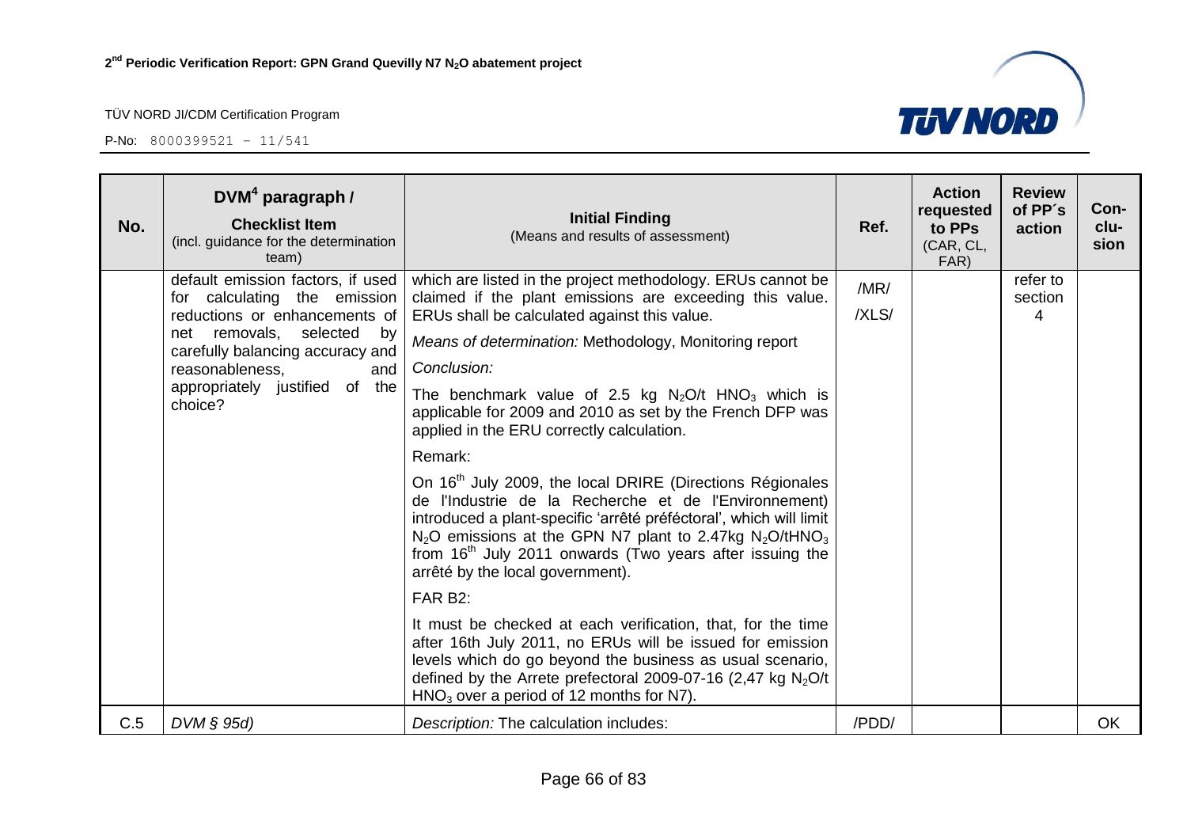| No. | DVM[4] paragraph / **Checklist Item** (incl. guidance for the determination team) | **Initial Finding** (Means and results of assessment) | Ref. | Action requested to PPs (CAR, CL, FAR) | Review of PP´s action | Con-clu-sion |
|---|---|---|---|---|---|---|
| | default emission factors, if used for calculating the emission reductions or enhancements of net removals, selected by carefully balancing accuracy and reasonableness, and appropriately justified of the choice? | which are listed in the project methodology. ERUs cannot be claimed if the plant emissions are exceeding this value. ERUs shall be calculated against this value.<br>*Means of determination:* Methodology, Monitoring report<br>*Conclusion:*<br>The benchmark value of 2.5 kg $N_2O$/t $HNO_3$ which is applicable for 2009 and 2010 as set by the French DFP was applied in the ERU correctly calculation.<br>Remark:<br>On 16[th] July 2009, the local DRIRE (Directions Régionales de l'Industrie de la Recherche et de l'Environnement) introduced a plant-specific 'arrêté préféctoral', which will limit $N_2O$ emissions at the GPN N7 plant to 2.47kg $N_2O$/t$HNO_3$ from 16[th] July 2011 onwards (Two years after issuing the arrêté by the local government).<br>FAR B2:<br>It must be checked at each verification, that, for the time after 16th July 2011, no ERUs will be issued for emission levels which do go beyond the business as usual scenario, defined by the Arrete prefectoral 2009-07-16 (2,47 kg $N_2O$/t $HNO_3$ over a period of 12 months for N7). | /MR/<br>/XLS/ | | refer to section 4 | |
| C.5 | *DVM § 95d)* | *Description:* The calculation includes: | /PDD/ | | | OK |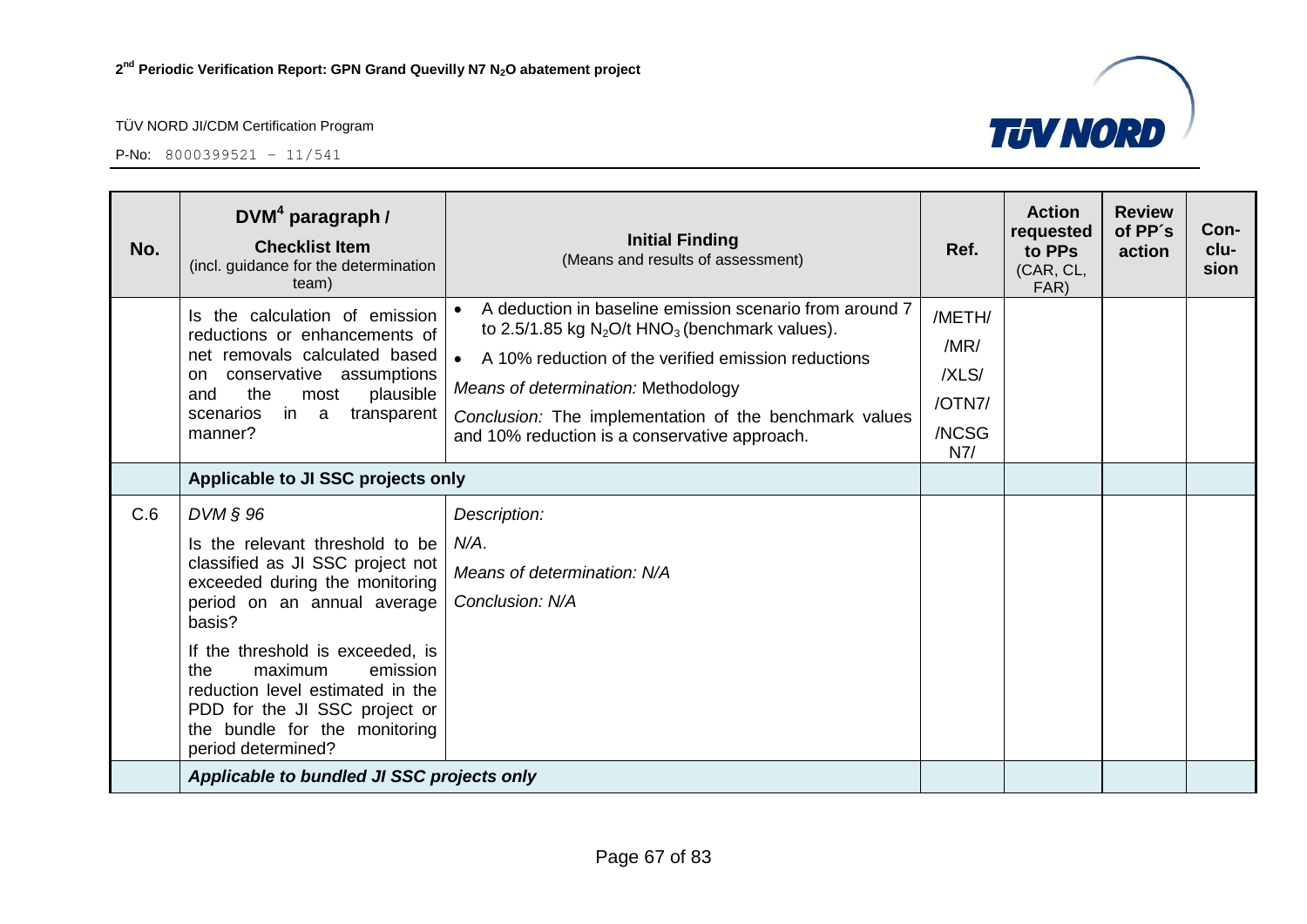| No. | DVM[4] paragraph / **Checklist Item** (incl. guidance for the determination team) | **Initial Finding** (Means and results of assessment) | Ref. | Action requested to PPs (CAR, CL, FAR) | Review of PP´s action | Con-clu-sion |
|---|---|---|---|---|---|---|
| | Is the calculation of emission reductions or enhancements of net removals calculated based on conservative assumptions and the most plausible scenarios in a transparent manner? | • A deduction in baseline emission scenario from around 7 to 2.5/1.85 kg $N_2O$/t $HNO_3$ (benchmark values).<br>• A 10% reduction of the verified emission reductions<br>*Means of determination:* Methodology<br>*Conclusion:* The implementation of the benchmark values and 10% reduction is a conservative approach. | /METH/<br>/MR/<br>/XLS/<br>/OTN7/<br>/NCSG N7/ | | | |
| | **Applicable to JI SSC projects only** | | | | | |
| C.6 | *DVM § 96*<br>Is the relevant threshold to be classified as JI SSC project not exceeded during the monitoring period on an annual average basis?<br>If the threshold is exceeded, is the maximum emission reduction level estimated in the PDD for the JI SSC project or the bundle for the monitoring period determined? | *Description:*<br>*N/A.*<br>*Means of determination: N/A*<br>*Conclusion: N/A* | | | | |
| | ***Applicable to bundled JI SSC projects only*** | | | | | |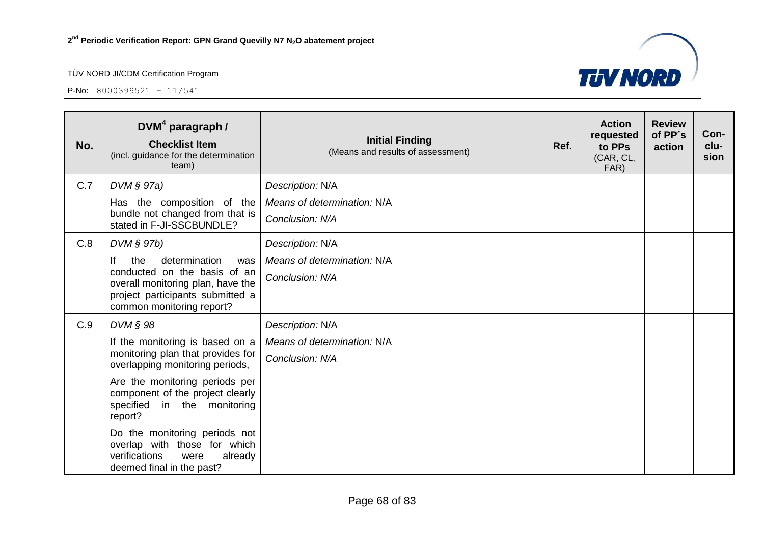| No. | DVM[4] paragraph / **Checklist Item** (incl. guidance for the determination team) | **Initial Finding** (Means and results of assessment) | Ref. | Action requested to PPs (CAR, CL, FAR) | Review of PP´s action | Con-clu-sion |
|---|---|---|---|---|---|---|
| C.7 | *DVM § 97a)*<br>Has the composition of the bundle not changed from that is stated in F-JI-SSCBUNDLE? | *Description:* N/A<br>*Means of determination:* N/A<br>*Conclusion: N/A* | | | | |
| C.8 | *DVM § 97b)*<br>If the determination was conducted on the basis of an overall monitoring plan, have the project participants submitted a common monitoring report? | *Description:* N/A<br>*Means of determination:* N/A<br>*Conclusion: N/A* | | | | |
| C.9 | *DVM § 98*<br>If the monitoring is based on a monitoring plan that provides for overlapping monitoring periods,<br>Are the monitoring periods per component of the project clearly specified in the monitoring report?<br>Do the monitoring periods not overlap with those for which verifications were already deemed final in the past? | *Description:* N/A<br>*Means of determination:* N/A<br>*Conclusion: N/A* | | | | |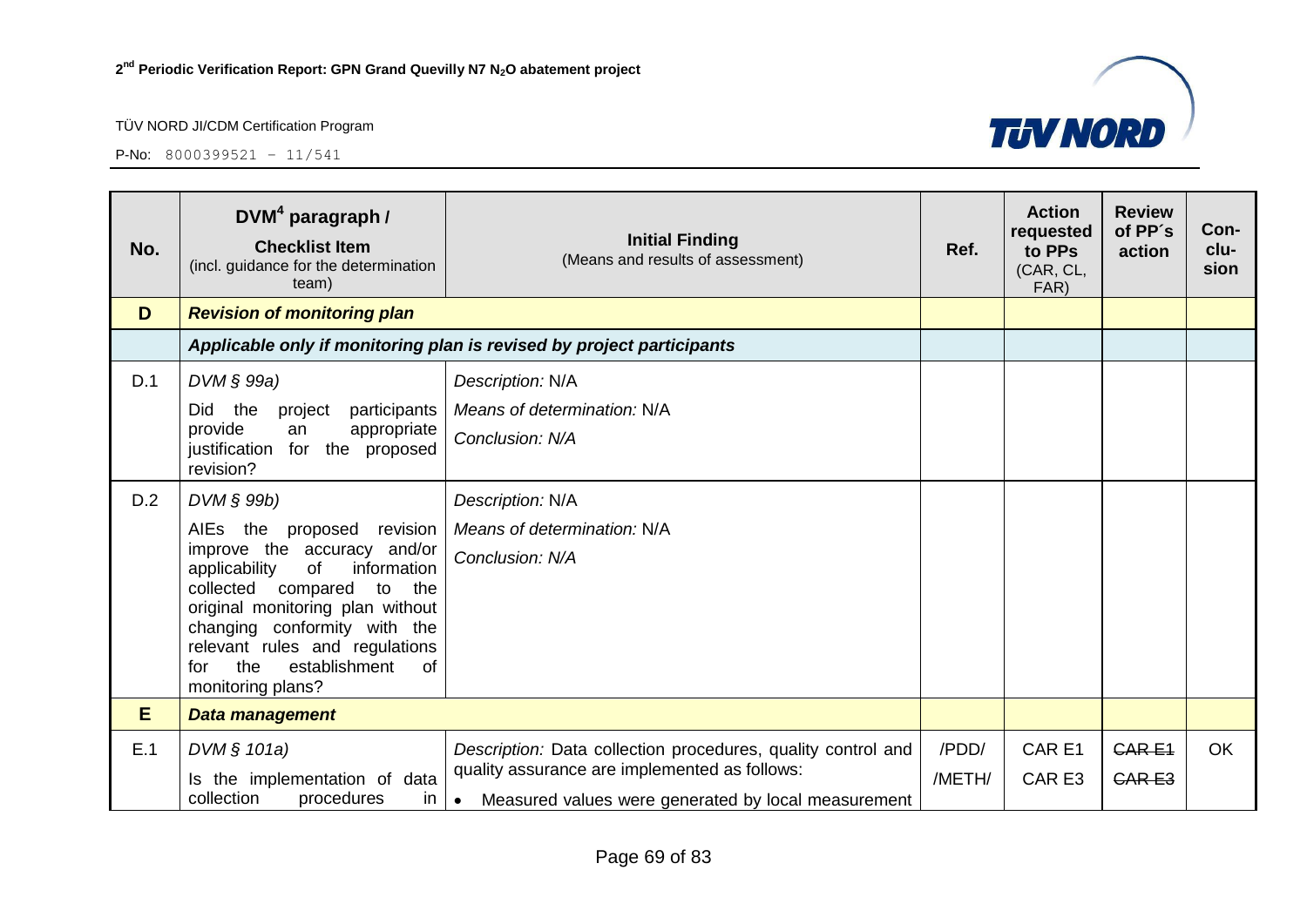| No. | DVM[4] paragraph / **Checklist Item** (incl. guidance for the determination team) | **Initial Finding** (Means and results of assessment) | Ref. | Action requested to PPs (CAR, CL, FAR) | Review of PP´s action | Con-clu-sion |
|---|---|---|---|---|---|---|
| **D** | ***Revision of monitoring plan*** | | | | | |
| | ***Applicable only if monitoring plan is revised by project participants*** | | | | | |
| D.1 | *DVM § 99a)*<br>Did the project participants provide an appropriate justification for the proposed revision? | *Description:* N/A<br>*Means of determination:* N/A<br>*Conclusion: N/A* | | | | |
| D.2 | *DVM § 99b)*<br>AIEs the proposed revision improve the accuracy and/or applicability of information collected compared to the original monitoring plan without changing conformity with the relevant rules and regulations for the establishment of monitoring plans? | *Description:* N/A<br>*Means of determination:* N/A<br>*Conclusion: N/A* | | | | |
| **E** | ***Data management*** | | | | | |
| E.1 | *DVM § 101a)*<br>Is the implementation of data collection procedures in | *Description:* Data collection procedures, quality control and quality assurance are implemented as follows:<br>• Measured values were generated by local measurement | /PDD/<br>/METH/ | CAR E1<br>CAR E3 | ~~CAR E1~~<br>~~CAR E3~~ | OK |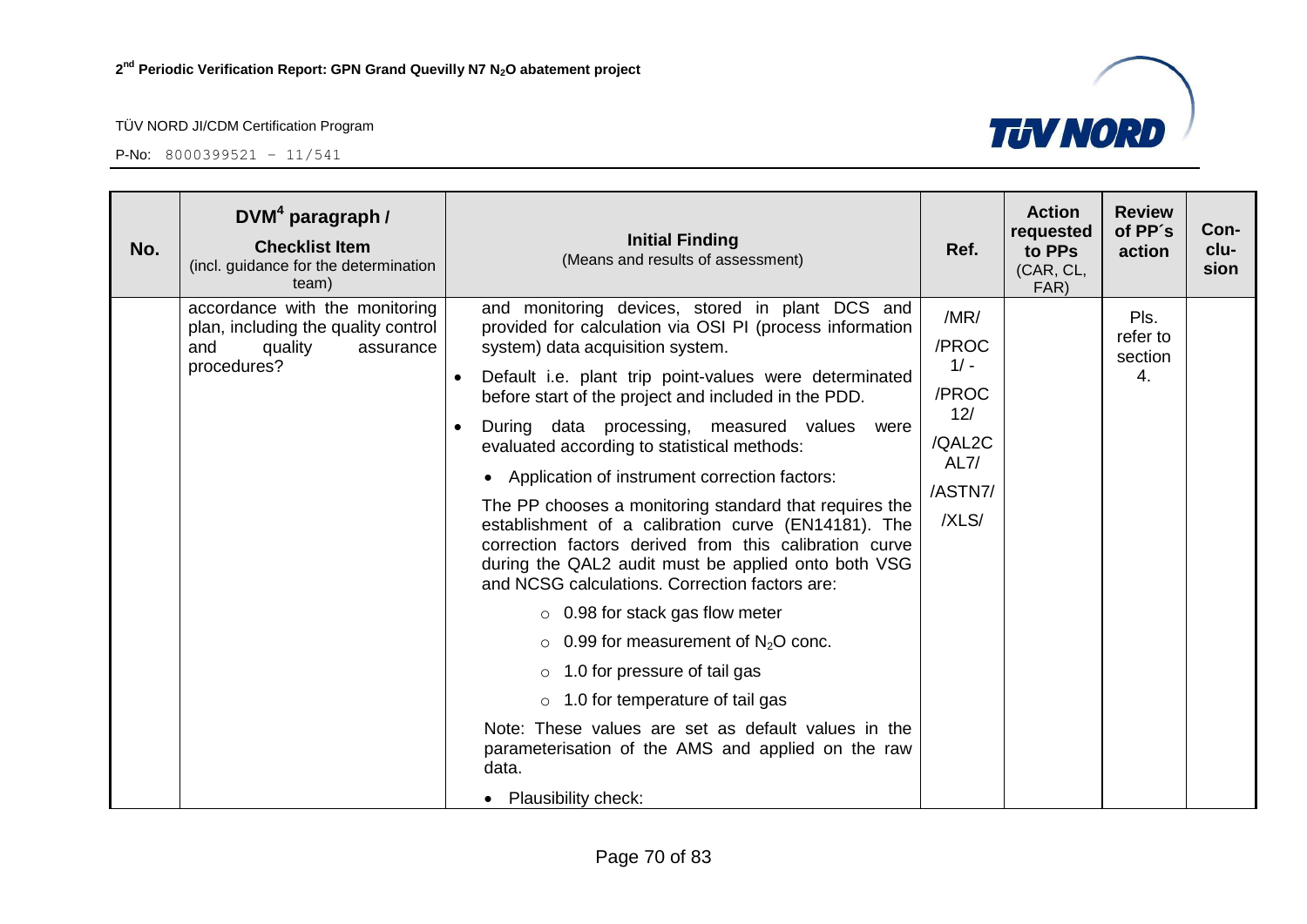| No. | DVM[4] paragraph / **Checklist Item** (incl. guidance for the determination team) | **Initial Finding** (Means and results of assessment) | Ref. | Action requested to PPs (CAR, CL, FAR) | Review of PP´s action | Con-clu-sion |
|---|---|---|---|---|---|---|
| | accordance with the monitoring plan, including the quality control and quality assurance procedures? | and monitoring devices, stored in plant DCS and provided for calculation via OSI PI (process information system) data acquisition system.<br>• Default i.e. plant trip point-values were determinated before start of the project and included in the PDD.<br>• During data processing, measured values were evaluated according to statistical methods:<br>• Application of instrument correction factors:<br>The PP chooses a monitoring standard that requires the establishment of a calibration curve (EN14181). The correction factors derived from this calibration curve during the QAL2 audit must be applied onto both VSG and NCSG calculations. Correction factors are:<br>○ 0.98 for stack gas flow meter<br>○ 0.99 for measurement of $N_2O$ conc.<br>○ 1.0 for pressure of tail gas<br>○ 1.0 for temperature of tail gas<br>Note: These values are set as default values in the parameterisation of the AMS and applied on the raw data.<br>• Plausibility check: | /MR/<br>/PROC 1/ -<br>/PROC 12/<br>/QAL2CAL7/<br>/ASTN7/<br>/XLS/ | | Pls. refer to section 4. | |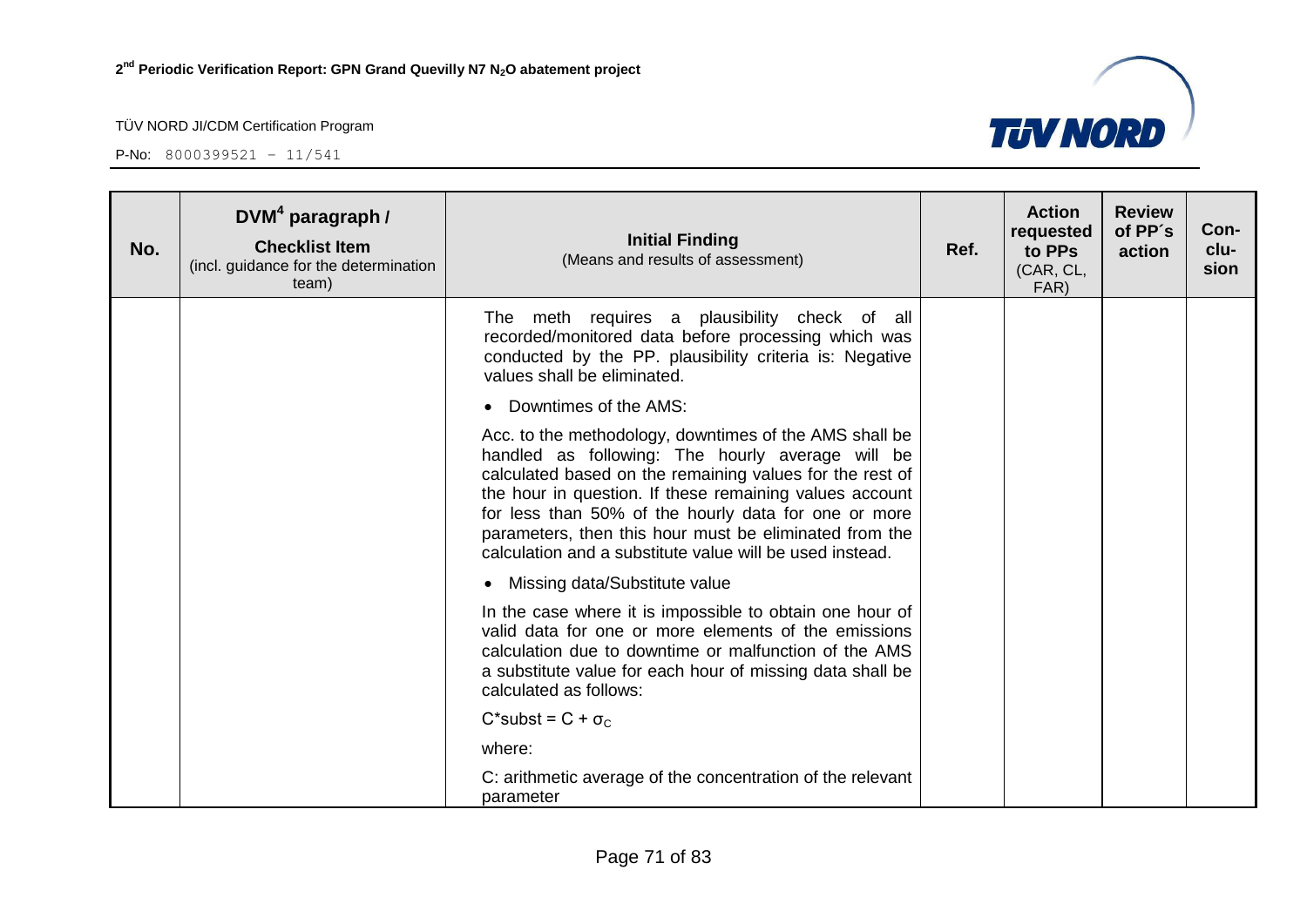| No. | DVM[4] paragraph / **Checklist Item** (incl. guidance for the determination team) | **Initial Finding** (Means and results of assessment) | Ref. | Action requested to PPs (CAR, CL, FAR) | Review of PP´s action | Con-clu-sion |
|---|---|---|---|---|---|---|
| | | The meth requires a plausibility check of all recorded/monitored data before processing which was conducted by the PP. plausibility criteria is: Negative values shall be eliminated.<br><br>• Downtimes of the AMS:<br><br>Acc. to the methodology, downtimes of the AMS shall be handled as following: The hourly average will be calculated based on the remaining values for the rest of the hour in question. If these remaining values account for less than 50% of the hourly data for one or more parameters, then this hour must be eliminated from the calculation and a substitute value will be used instead.<br><br>• Missing data/Substitute value<br><br>In the case where it is impossible to obtain one hour of valid data for one or more elements of the emissions calculation due to downtime or malfunction of the AMS a substitute value for each hour of missing data shall be calculated as follows:<br><br>$C^{*}subst = C + \sigma_C$<br><br>where:<br><br>C: arithmetic average of the concentration of the relevant parameter | | | | |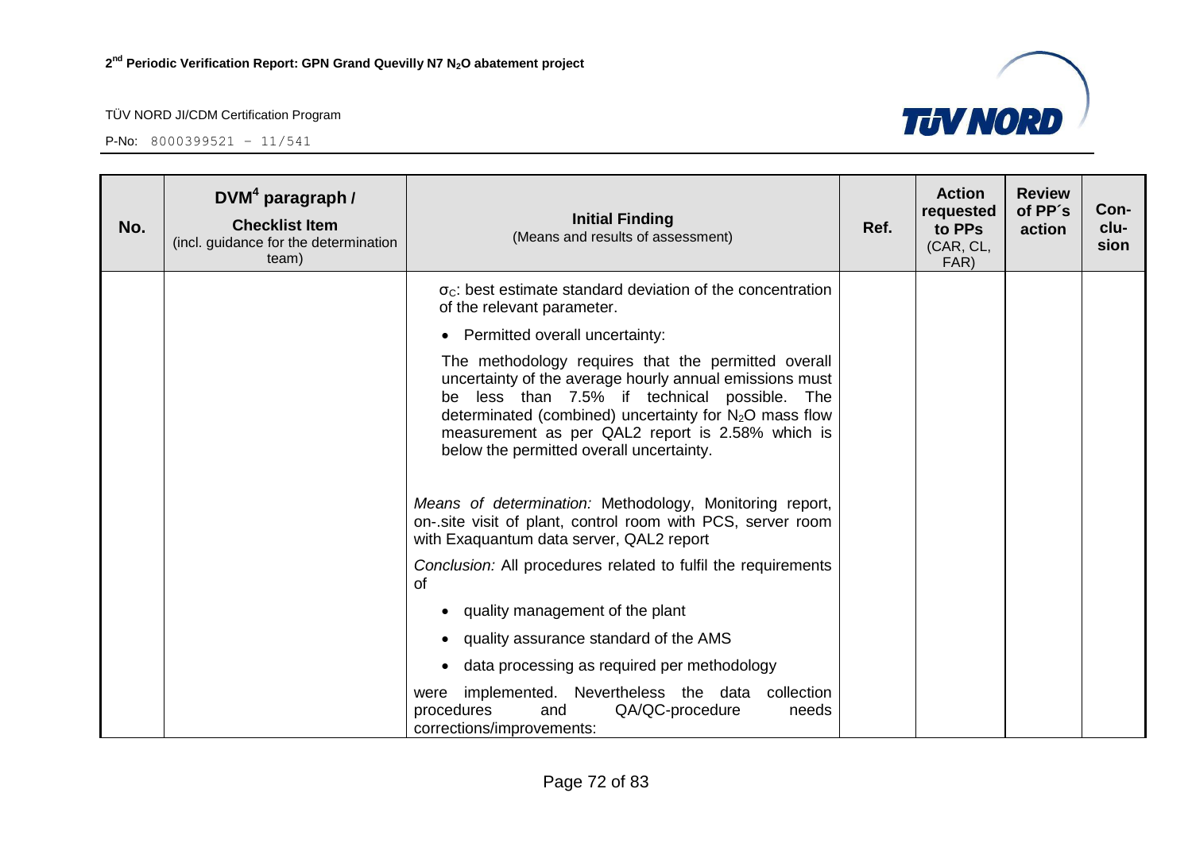| No. | DVM[4] paragraph / Checklist Item (incl. guidance for the determination team) | Initial Finding (Means and results of assessment) | Ref. | Action requested to PPs (CAR, CL, FAR) | Review of PP´s action | Con-clu-sion |
|---|---|---|---|---|---|---|
| | | $\sigma_C$: best estimate standard deviation of the concentration of the relevant parameter.<br><br>• Permitted overall uncertainty:<br><br>The methodology requires that the permitted overall uncertainty of the average hourly annual emissions must be less than 7.5% if technical possible. The determinated (combined) uncertainty for $N_2O$ mass flow measurement as per QAL2 report is 2.58% which is below the permitted overall uncertainty.<br><br>*Means of determination:* Methodology, Monitoring report, on-.site visit of plant, control room with PCS, server room with Exaquantum data server, QAL2 report<br><br>*Conclusion:* All procedures related to fulfil the requirements of<br><br>• quality management of the plant<br>• quality assurance standard of the AMS<br>• data processing as required per methodology<br><br>were implemented. Nevertheless the data collection procedures and QA/QC-procedure needs corrections/improvements: | | | | |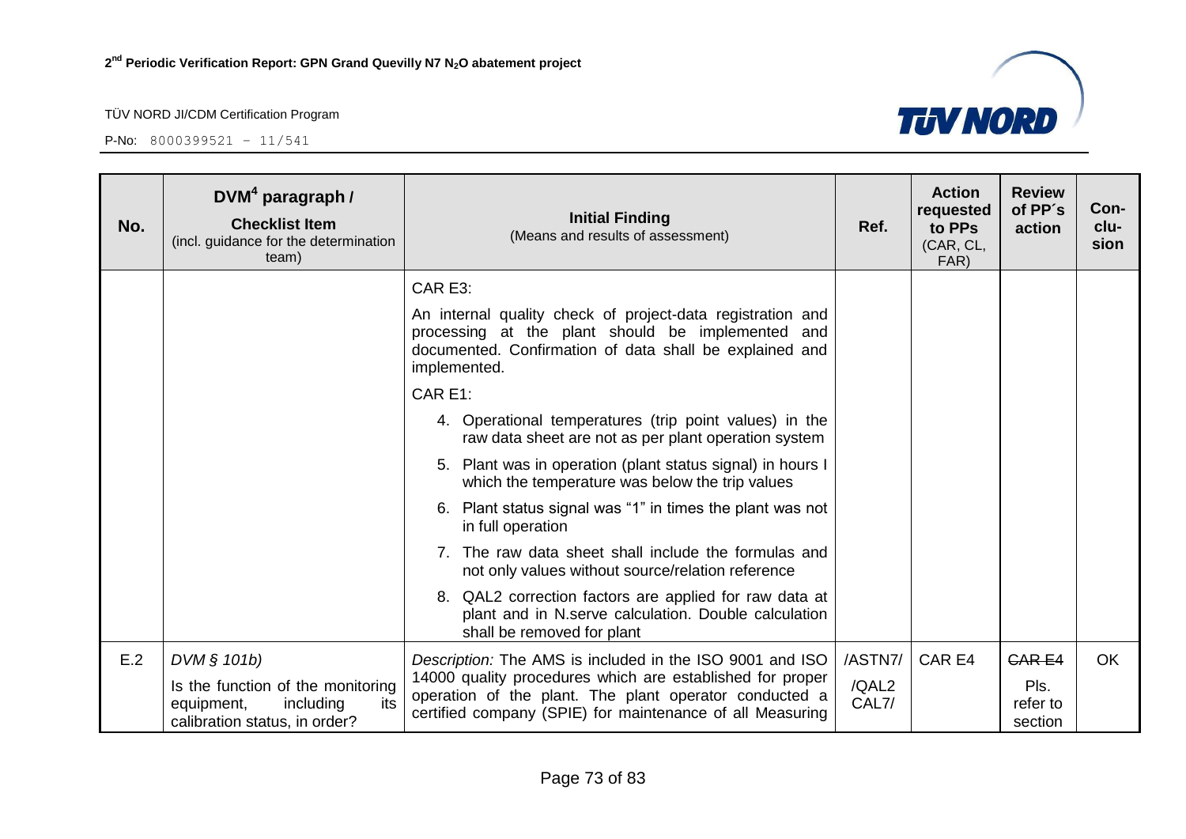| No. | DVM[4] paragraph / **Checklist Item** (incl. guidance for the determination team) | **Initial Finding** (Means and results of assessment) | Ref. | Action requested to PPs (CAR, CL, FAR) | Review of PP´s action | Con-clu-sion |
|---|---|---|---|---|---|---|
| | | CAR E3:<br><br>An internal quality check of project-data registration and processing at the plant should be implemented and documented. Confirmation of data shall be explained and implemented.<br><br>CAR E1:<br><br>4. Operational temperatures (trip point values) in the raw data sheet are not as per plant operation system<br>5. Plant was in operation (plant status signal) in hours I which the temperature was below the trip values<br>6. Plant status signal was "1" in times the plant was not in full operation<br>7. The raw data sheet shall include the formulas and not only values without source/relation reference<br>8. QAL2 correction factors are applied for raw data at plant and in N.serve calculation. Double calculation shall be removed for plant | | | | |
| E.2 | *DVM § 101b)*<br><br>Is the function of the monitoring equipment, including its calibration status, in order? | *Description:* The AMS is included in the ISO 9001 and ISO 14000 quality procedures which are established for proper operation of the plant. The plant operator conducted a certified company (SPIE) for maintenance of all Measuring | /ASTN7/<br><br>/QAL2 CAL7/ | CAR E4 | ~~CAR E4~~<br><br>Pls. refer to section | OK |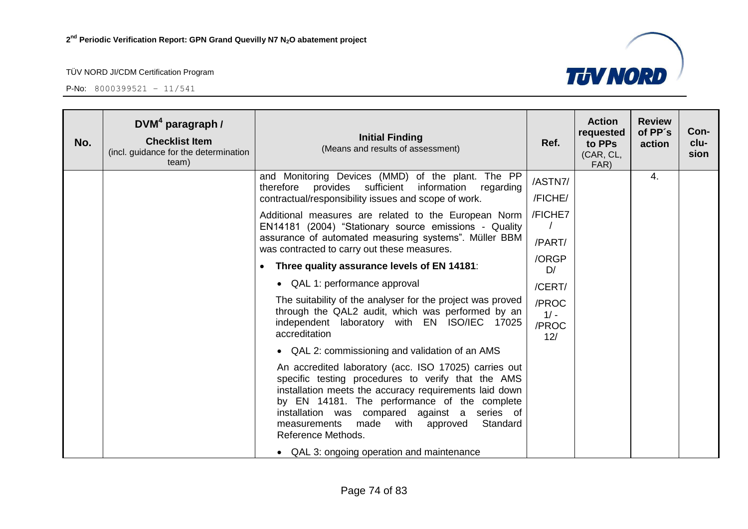| No. | DVM[4] paragraph / **Checklist Item** (incl. guidance for the determination team) | **Initial Finding** (Means and results of assessment) | Ref. | Action requested to PPs (CAR, CL, FAR) | Review of PP´s action | Con-clu-sion |
|---|---|---|---|---|---|---|
| | | and Monitoring Devices (MMD) of the plant. The PP therefore provides sufficient information regarding contractual/responsibility issues and scope of work.<br><br>Additional measures are related to the European Norm EN14181 (2004) "Stationary source emissions - Quality assurance of automated measuring systems". Müller BBM was contracted to carry out these measures.<br><br>• **Three quality assurance levels of EN 14181**:<br><br>• QAL 1: performance approval<br><br>The suitability of the analyser for the project was proved through the QAL2 audit, which was performed by an independent laboratory with EN ISO/IEC 17025 accreditation<br><br>• QAL 2: commissioning and validation of an AMS<br><br>An accredited laboratory (acc. ISO 17025) carries out specific testing procedures to verify that the AMS installation meets the accuracy requirements laid down by EN 14181. The performance of the complete installation was compared against a series of measurements made with approved Standard Reference Methods.<br><br>• QAL 3: ongoing operation and maintenance | /ASTN7/<br>/FICHE/<br>/FICHE7/<br>/PART/<br>/ORGPD/<br>/CERT/<br>/PROC1/ - /PROC12/ | | 4. | |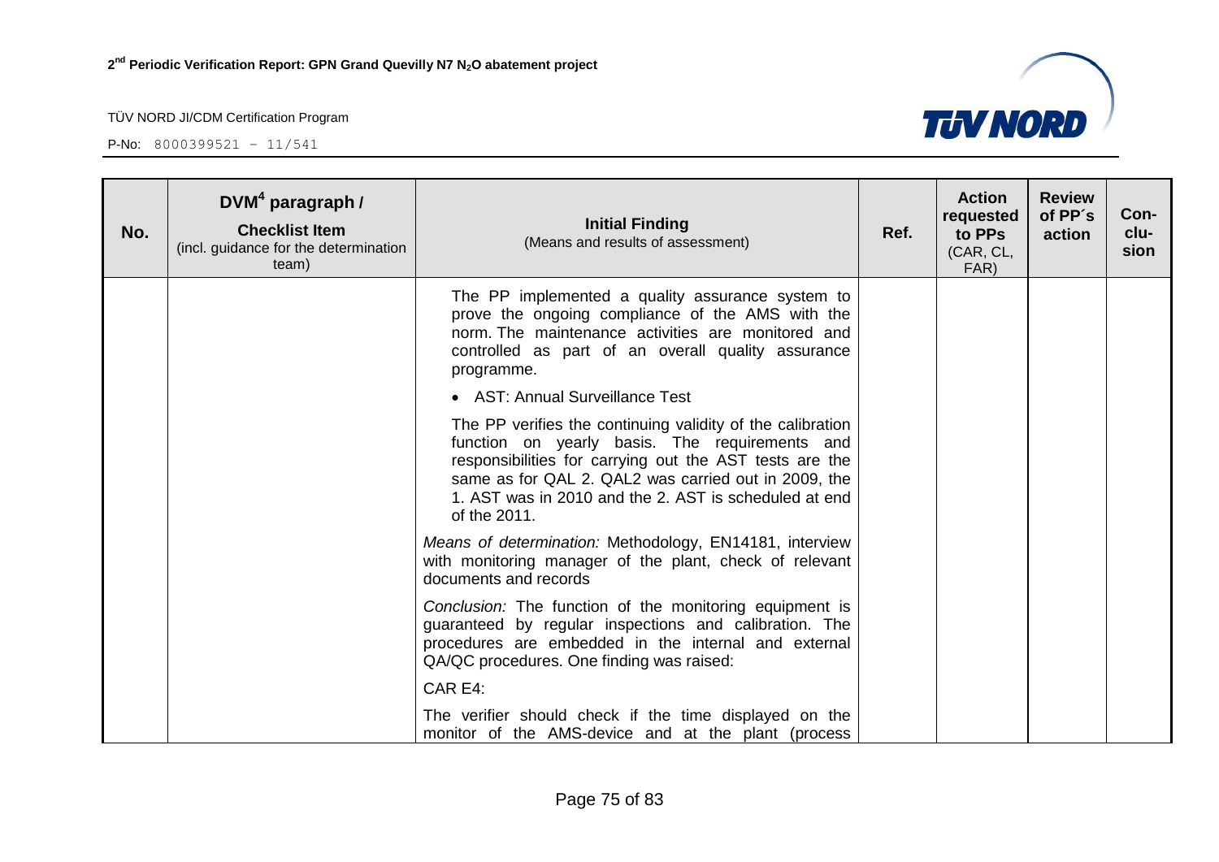| No. | DVM[4] paragraph / **Checklist Item** (incl. guidance for the determination team) | **Initial Finding** (Means and results of assessment) | Ref. | Action requested to PPs (CAR, CL, FAR) | Review of PP´s action | Con-clu-sion |
|---|---|---|---|---|---|---|
| | | The PP implemented a quality assurance system to prove the ongoing compliance of the AMS with the norm. The maintenance activities are monitored and controlled as part of an overall quality assurance programme.<br><br>• AST: Annual Surveillance Test<br><br>The PP verifies the continuing validity of the calibration function on yearly basis. The requirements and responsibilities for carrying out the AST tests are the same as for QAL 2. QAL2 was carried out in 2009, the 1. AST was in 2010 and the 2. AST is scheduled at end of the 2011.<br><br>*Means of determination:* Methodology, EN14181, interview with monitoring manager of the plant, check of relevant documents and records<br><br>*Conclusion:* The function of the monitoring equipment is guaranteed by regular inspections and calibration. The procedures are embedded in the internal and external QA/QC procedures. One finding was raised:<br><br>CAR E4:<br><br>The verifier should check if the time displayed on the monitor of the AMS-device and at the plant (process | | | | |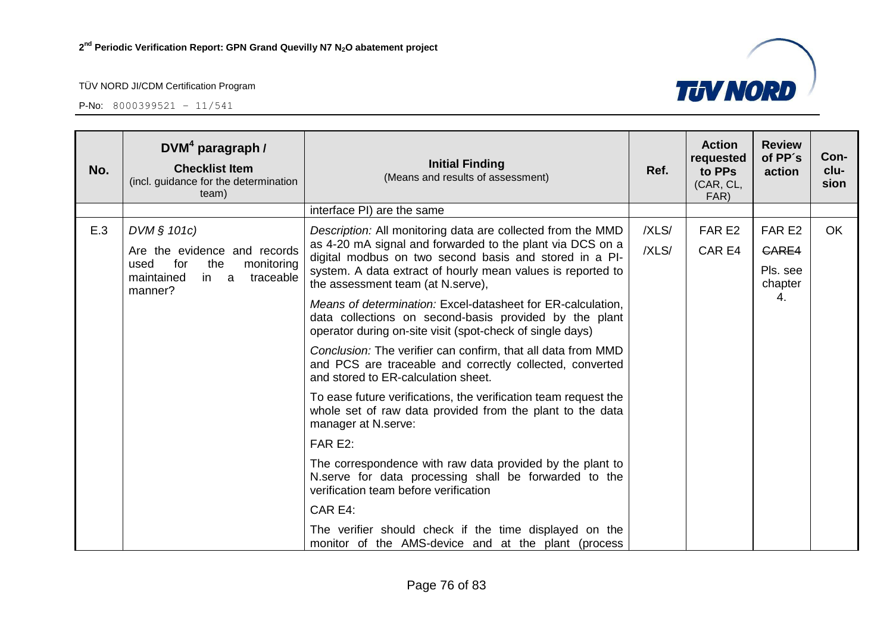| No. | DVM[4] paragraph / Checklist Item (incl. guidance for the determination team) | Initial Finding (Means and results of assessment) | Ref. | Action requested to PPs (CAR, CL, FAR) | Review of PP´s action | Con-clu-sion |
|---|---|---|---|---|---|---|
| | | interface PI) are the same | | | | |
| E.3 | *DVM § 101c)*<br><br>Are the evidence and records used for the monitoring maintained in a traceable manner? | *Description:* All monitoring data are collected from the MMD as 4-20 mA signal and forwarded to the plant via DCS on a digital modbus on two second basis and stored in a PI-system. A data extract of hourly mean values is reported to the assessment team (at N.serve),<br><br>*Means of determination:* Excel-datasheet for ER-calculation, data collections on second-basis provided by the plant operator during on-site visit (spot-check of single days)<br><br>*Conclusion:* The verifier can confirm, that all data from MMD and PCS are traceable and correctly collected, converted and stored to ER-calculation sheet.<br><br>To ease future verifications, the verification team request the whole set of raw data provided from the plant to the data manager at N.serve:<br><br>FAR E2:<br><br>The correspondence with raw data provided by the plant to N.serve for data processing shall be forwarded to the verification team before verification<br><br>CAR E4:<br><br>The verifier should check if the time displayed on the monitor of the AMS-device and at the plant (process | /XLS/<br>/XLS/ | FAR E2<br>CAR E4 | FAR E2<br>~~CARE4~~<br>Pls. see chapter 4. | OK |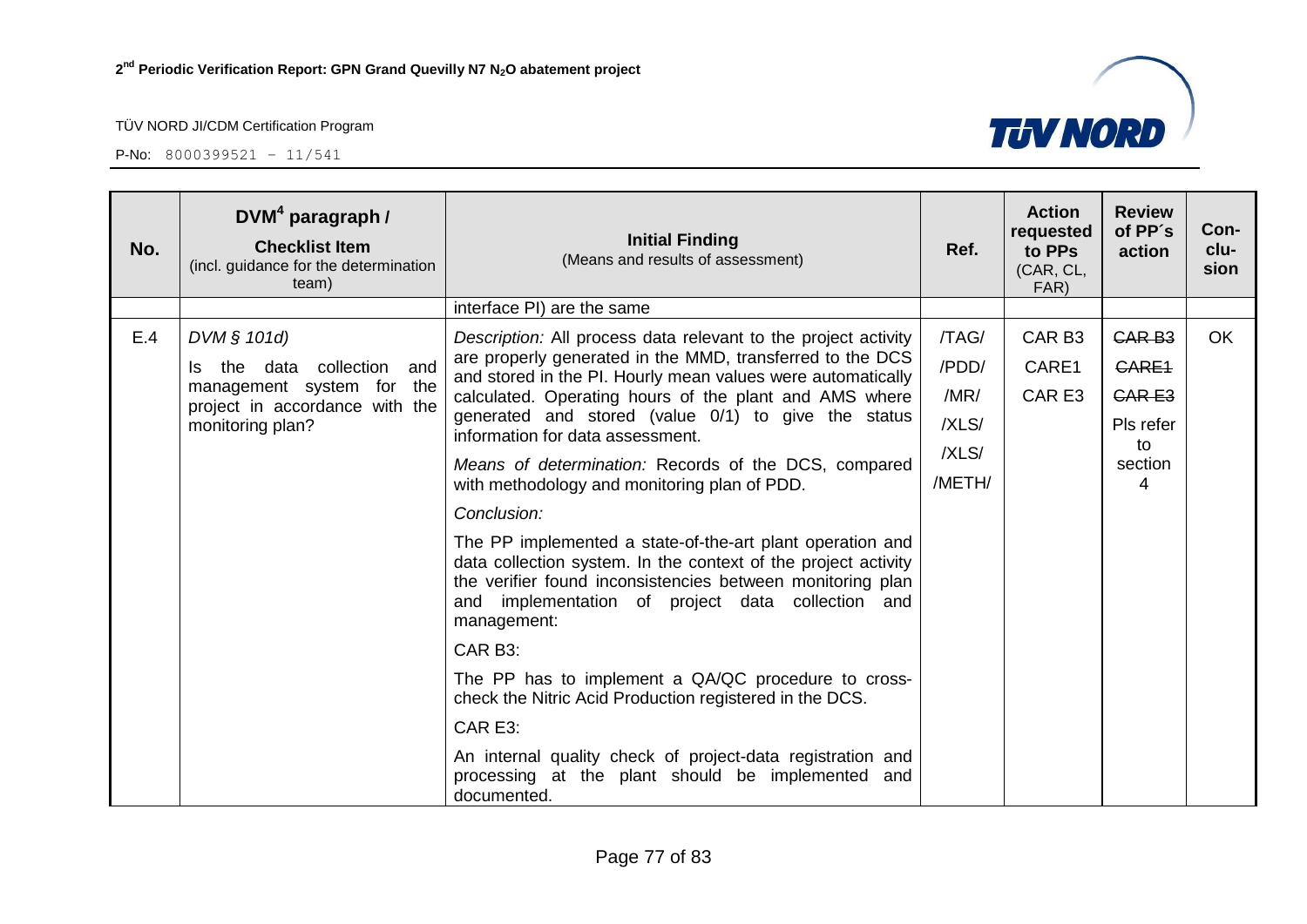| No. | DVM[4] paragraph / Checklist Item (incl. guidance for the determination team) | Initial Finding (Means and results of assessment) | Ref. | Action requested to PPs (CAR, CL, FAR) | Review of PP´s action | Con-clu-sion |
|---|---|---|---|---|---|---|
| | | interface PI) are the same | | | | |
| E.4 | *DVM § 101d)*<br>Is the data collection and management system for the project in accordance with the monitoring plan? | *Description:* All process data relevant to the project activity are properly generated in the MMD, transferred to the DCS and stored in the PI. Hourly mean values were automatically calculated. Operating hours of the plant and AMS where generated and stored (value 0/1) to give the status information for data assessment.<br>*Means of determination:* Records of the DCS, compared with methodology and monitoring plan of PDD.<br>*Conclusion:*<br>The PP implemented a state-of-the-art plant operation and data collection system. In the context of the project activity the verifier found inconsistencies between monitoring plan and implementation of project data collection and management:<br>CAR B3:<br>The PP has to implement a QA/QC procedure to cross-check the Nitric Acid Production registered in the DCS.<br>CAR E3:<br>An internal quality check of project-data registration and processing at the plant should be implemented and documented. | /TAG/<br>/PDD/<br>/MR/<br>/XLS/<br>/XLS/<br>/METH/ | CAR B3<br>CARE1<br>CAR E3 | ~~CAR B3~~<br>~~CARE1~~<br>~~CAR E3~~<br>Pls refer to section 4 | OK |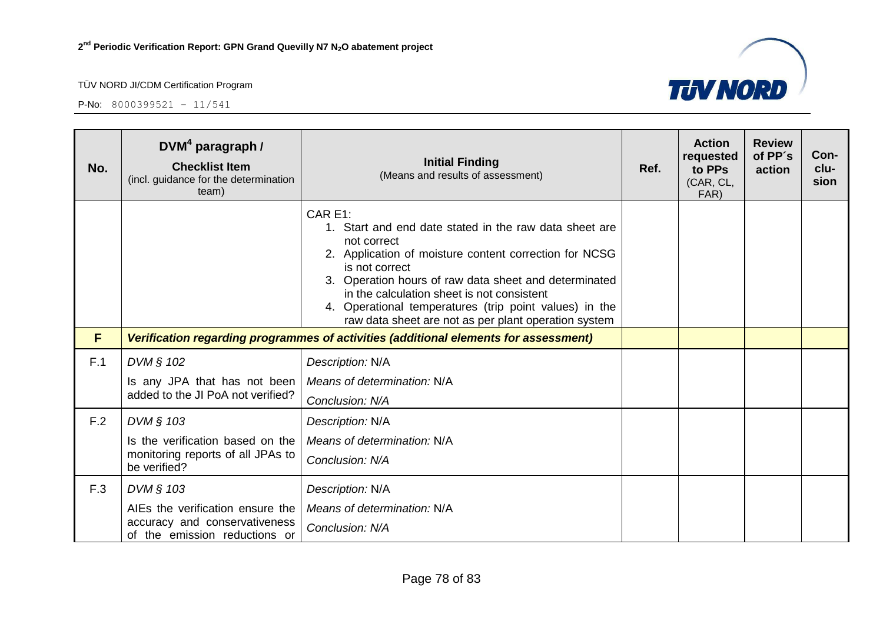| No. | DVM[4] paragraph / **Checklist Item** (incl. guidance for the determination team) | **Initial Finding** (Means and results of assessment) | Ref. | Action requested to PPs (CAR, CL, FAR) | Review of PP´s action | Con-clu-sion |
|---|---|---|---|---|---|---|
| | | CAR E1:<br>1. Start and end date stated in the raw data sheet are not correct<br>2. Application of moisture content correction for NCSG is not correct<br>3. Operation hours of raw data sheet and determinated in the calculation sheet is not consistent<br>4. Operational temperatures (trip point values) in the raw data sheet are not as per plant operation system | | | | |
| **F** | ***Verification regarding programmes of activities (additional elements for assessment)*** | | | | | |
| F.1 | *DVM § 102*<br>Is any JPA that has not been added to the JI PoA not verified? | *Description:* N/A<br>*Means of determination:* N/A<br>*Conclusion: N/A* | | | | |
| F.2 | *DVM § 103*<br>Is the verification based on the monitoring reports of all JPAs to be verified? | *Description:* N/A<br>*Means of determination:* N/A<br>*Conclusion: N/A* | | | | |
| F.3 | *DVM § 103*<br>AIEs the verification ensure the accuracy and conservativeness of the emission reductions or | *Description:* N/A<br>*Means of determination:* N/A<br>*Conclusion: N/A* | | | | |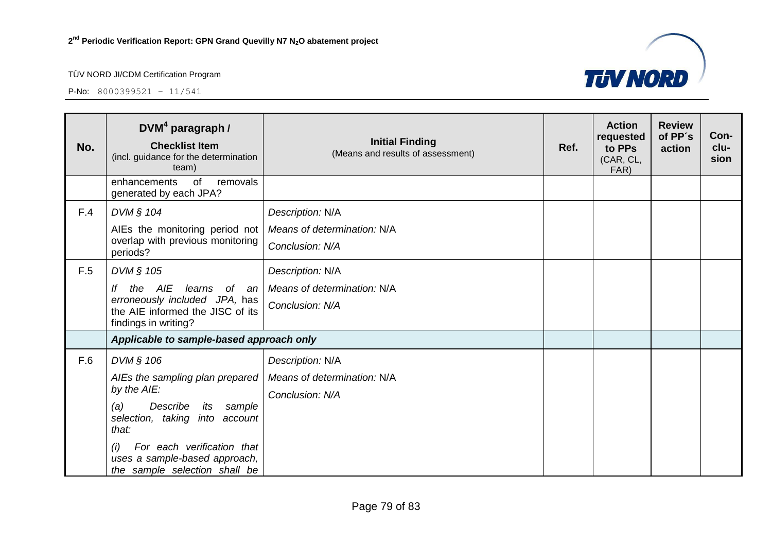| No. | DVM[4] paragraph / **Checklist Item** (incl. guidance for the determination team) | **Initial Finding** (Means and results of assessment) | Ref. | Action requested to PPs (CAR, CL, FAR) | Review of PP´s action | Con-clu-sion |
|---|---|---|---|---|---|---|
| | enhancements of removals generated by each JPA? | | | | | |
| F.4 | *DVM § 104*<br>AIEs the monitoring period not overlap with previous monitoring periods? | *Description:* N/A<br>*Means of determination:* N/A<br>*Conclusion: N/A* | | | | |
| F.5 | *DVM § 105*<br>*If the AIE learns of an erroneously included JPA,* has the AIE informed the JISC of its findings in writing? | *Description:* N/A<br>*Means of determination:* N/A<br>*Conclusion: N/A* | | | | |
| | ***Applicable to sample-based approach only*** | | | | | |
| F.6 | *DVM § 106*<br>*AIEs the sampling plan prepared by the AIE:*<br>*(a) Describe its sample selection, taking into account that:*<br>*(i) For each verification that uses a sample-based approach, the sample selection shall be* | *Description:* N/A<br>*Means of determination:* N/A<br>*Conclusion: N/A* | | | | |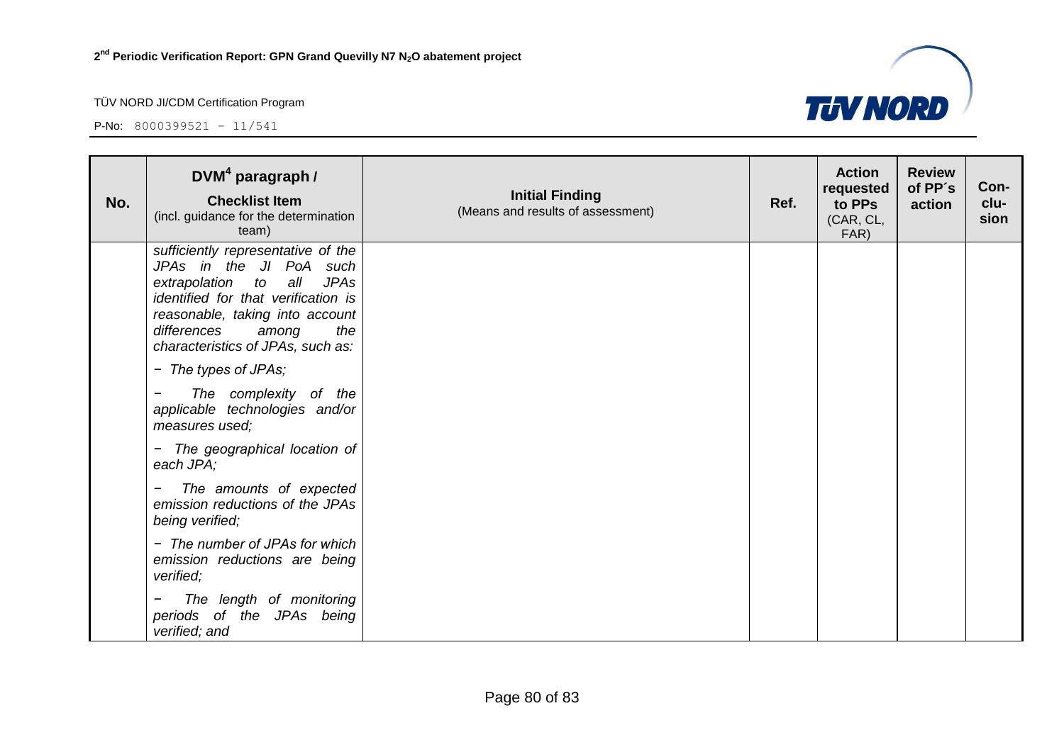| No. | DVM[4] paragraph / **Checklist Item** (incl. guidance for the determination team) | **Initial Finding** (Means and results of assessment) | Ref. | Action requested to PPs (CAR, CL, FAR) | Review of PP´s action | Con-clu-sion |
|---|---|---|---|---|---|---|
| | *sufficiently representative of the JPAs in the JI PoA such extrapolation to all JPAs identified for that verification is reasonable, taking into account differences among the characteristics of JPAs, such as:*<br><br>− *The types of JPAs;*<br><br>− *The complexity of the applicable technologies and/or measures used;*<br><br>− *The geographical location of each JPA;*<br><br>− *The amounts of expected emission reductions of the JPAs being verified;*<br><br>− *The number of JPAs for which emission reductions are being verified;*<br><br>− *The length of monitoring periods of the JPAs being verified; and* | | | | | |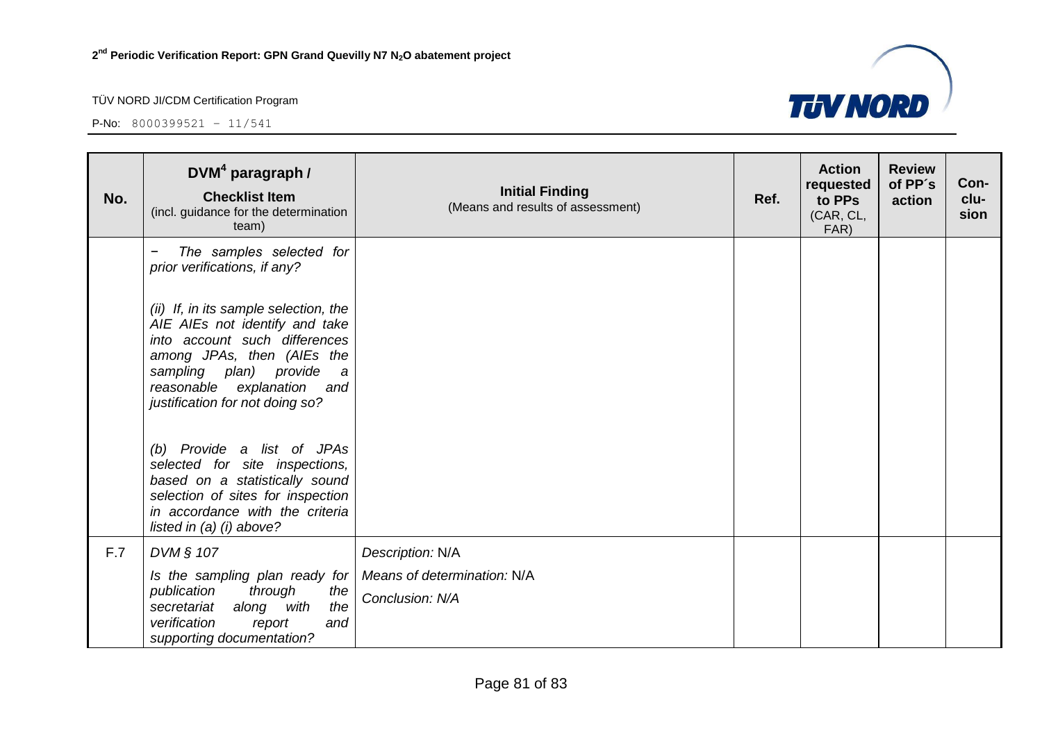| No. | DVM[4] paragraph / **Checklist Item** (incl. guidance for the determination team) | **Initial Finding** (Means and results of assessment) | Ref. | Action requested to PPs (CAR, CL, FAR) | Review of PP´s action | Con-clu-sion |
|---|---|---|---|---|---|---|
| | − *The samples selected for prior verifications, if any?*<br><br>*(ii) If, in its sample selection, the AIE AIEs not identify and take into account such differences among JPAs, then (AIEs the sampling plan) provide a reasonable explanation and justification for not doing so?*<br><br>*(b) Provide a list of JPAs selected for site inspections, based on a statistically sound selection of sites for inspection in accordance with the criteria listed in (a) (i) above?* | | | | | |
| F.7 | *DVM § 107*<br><br>*Is the sampling plan ready for publication through the secretariat along with the verification report and supporting documentation?* | *Description:* N/A<br><br>*Means of determination:* N/A<br><br>*Conclusion: N/A* | | | | |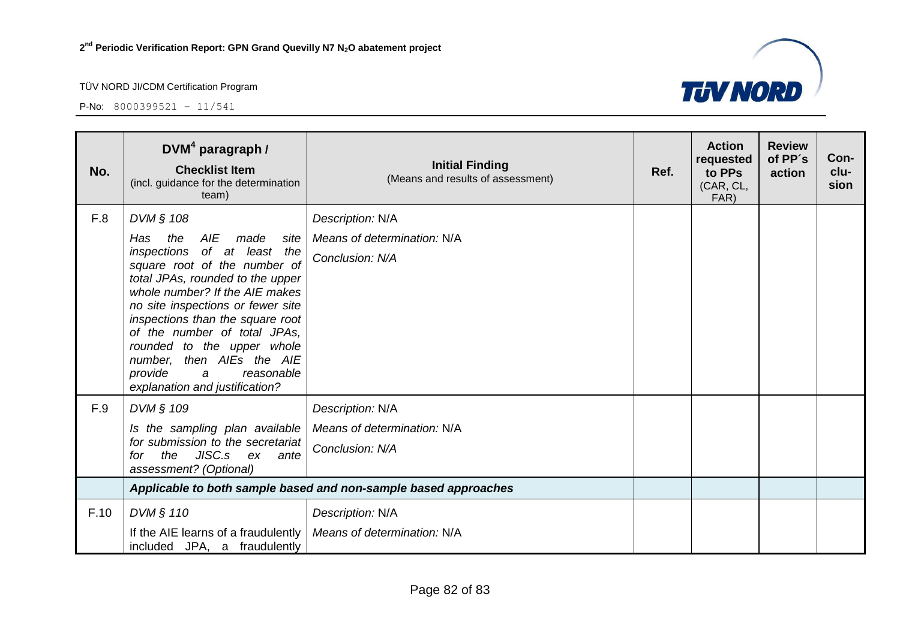| No. | DVM[4] paragraph / **Checklist Item** (incl. guidance for the determination team) | **Initial Finding** (Means and results of assessment) | Ref. | Action requested to PPs (CAR, CL, FAR) | Review of PP´s action | Con-clu-sion |
|---|---|---|---|---|---|---|
| F.8 | *DVM § 108* *Has the AIE made site inspections of at least the square root of the number of total JPAs, rounded to the upper whole number? If the AIE makes no site inspections or fewer site inspections than the square root of the number of total JPAs, rounded to the upper whole number, then AIEs the AIE provide a reasonable explanation and justification?* | *Description:* N/A *Means of determination:* N/A *Conclusion: N/A* | | | | |
| F.9 | *DVM § 109* *Is the sampling plan available for submission to the secretariat for the JISC.s ex ante assessment? (Optional)* | *Description:* N/A *Means of determination:* N/A *Conclusion: N/A* | | | | |
| | ***Applicable to both sample based and non-sample based approaches*** | | | | | |
| F.10 | *DVM § 110* If the AIE learns of a fraudulently included JPA, a fraudulently | *Description:* N/A *Means of determination:* N/A | | | | |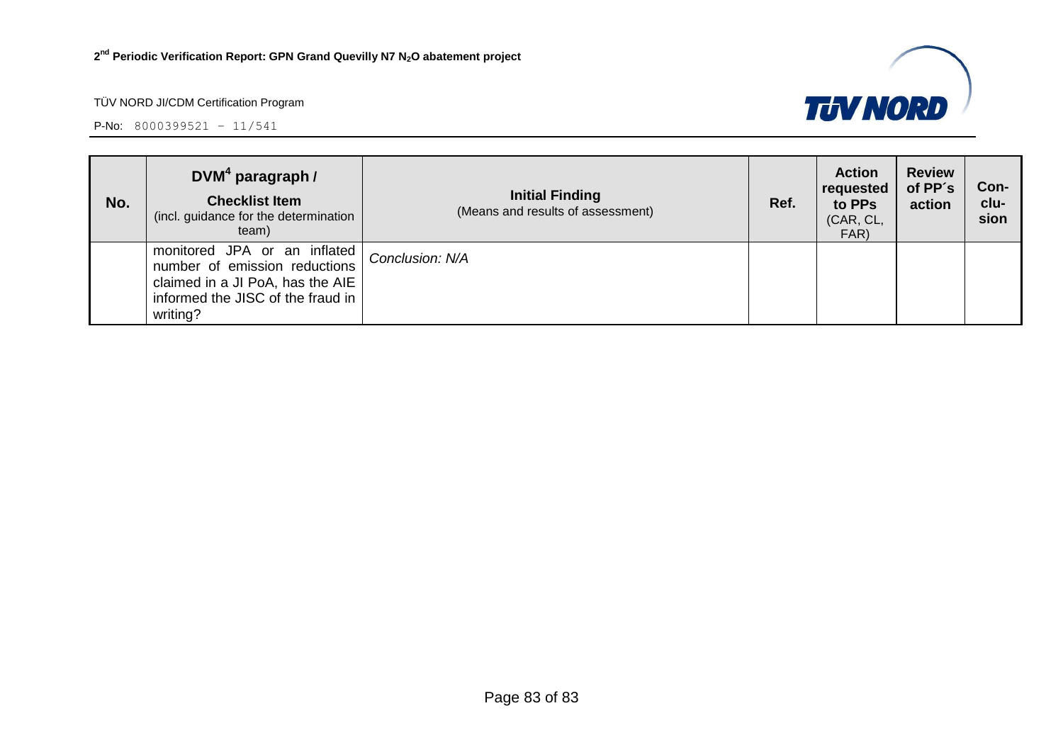| No. | DVM[4] paragraph / Checklist Item (incl. guidance for the determination team) | Initial Finding (Means and results of assessment) | Ref. | Action requested to PPs (CAR, CL, FAR) | Review of PP´s action | Con-clu-sion |
|---|---|---|---|---|---|---|
| | monitored JPA or an inflated number of emission reductions claimed in a JI PoA, has the AIE informed the JISC of the fraud in writing? | *Conclusion: N/A* | | | | |